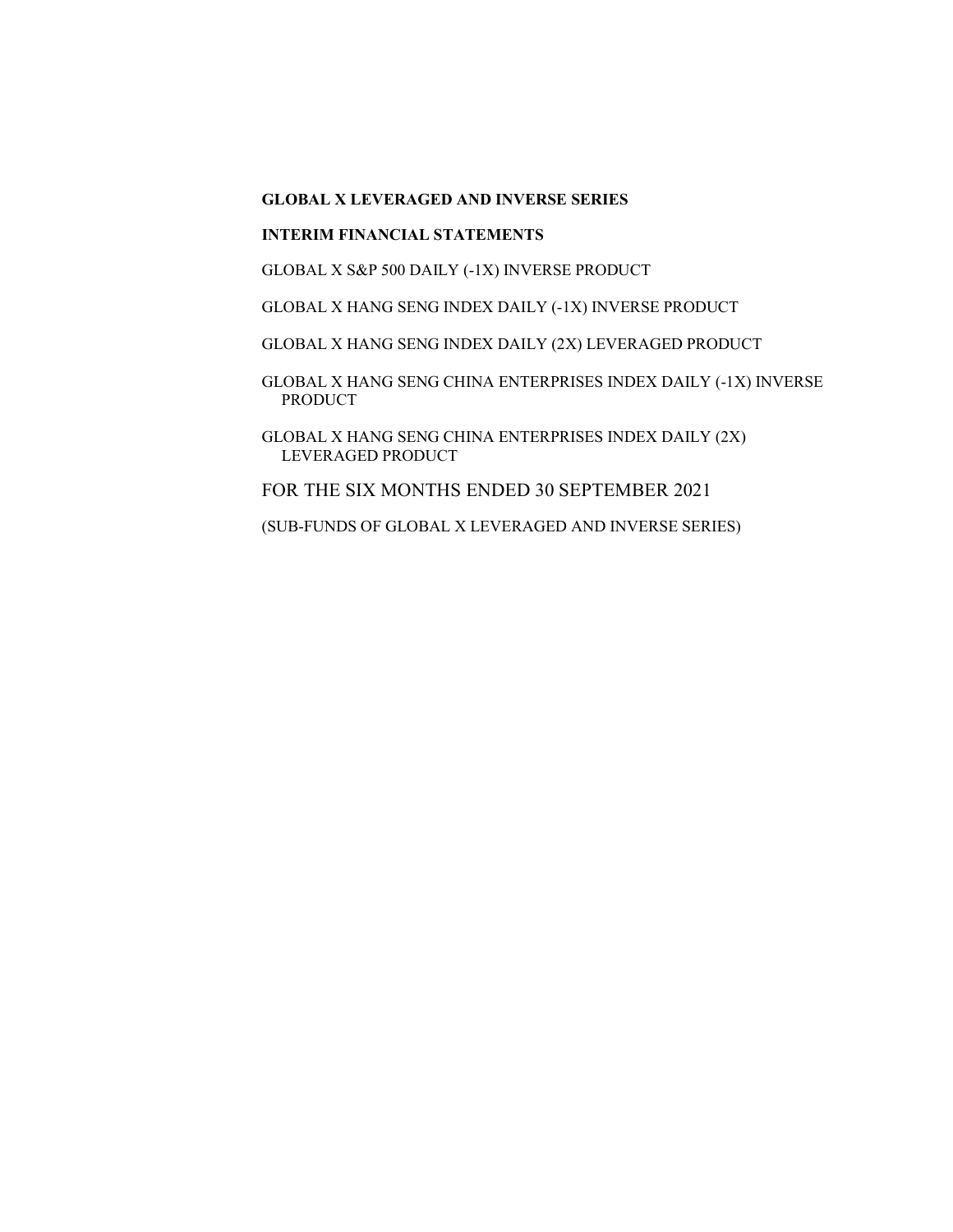**GLOBAL X LEVERAGED AND INVERSE SERIES**

**INTERIM FINANCIAL STATEMENTS**

GLOBAL X S&P 500 DAILY (-1X) INVERSE PRODUCT

GLOBAL X HANG SENG INDEX DAILY (-1X) INVERSE PRODUCT

GLOBAL X HANG SENG INDEX DAILY (2X) LEVERAGED PRODUCT

GLOBAL X HANG SENG CHINA ENTERPRISES INDEX DAILY (-1X) INVERSE PRODUCT

GLOBAL X HANG SENG CHINA ENTERPRISES INDEX DAILY (2X) LEVERAGED PRODUCT

FOR THE SIX MONTHS ENDED 30 SEPTEMBER 2021

(SUB-FUNDS OF GLOBAL X LEVERAGED AND INVERSE SERIES)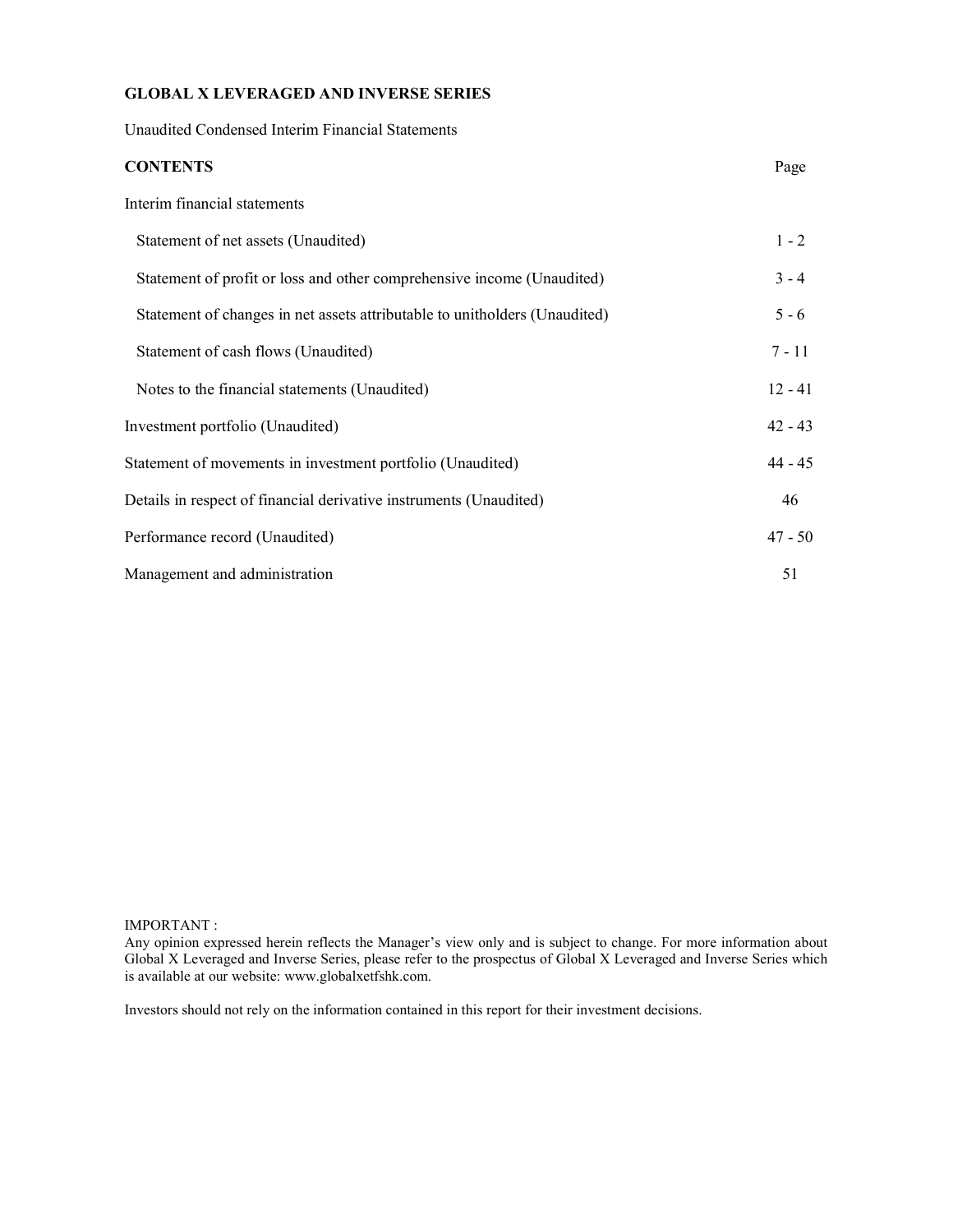**GLOBAL X LEVERAGED AND INVERSE SERIES**

Unaudited Condensed Interim Financial Statements

| **CONTENTS** | Page |
|---|---|
| Interim financial statements | |
| Statement of net assets (Unaudited) | 1 - 2 |
| Statement of profit or loss and other comprehensive income (Unaudited) | 3 - 4 |
| Statement of changes in net assets attributable to unitholders (Unaudited) | 5 - 6 |
| Statement of cash flows (Unaudited) | 7 - 11 |
| Notes to the financial statements (Unaudited) | 12 - 41 |
| Investment portfolio (Unaudited) | 42 - 43 |
| Statement of movements in investment portfolio (Unaudited) | 44 - 45 |
| Details in respect of financial derivative instruments (Unaudited) | 46 |
| Performance record (Unaudited) | 47 - 50 |
| Management and administration | 51 |

IMPORTANT :
Any opinion expressed herein reflects the Manager's view only and is subject to change. For more information about Global X Leveraged and Inverse Series, please refer to the prospectus of Global X Leveraged and Inverse Series which is available at our website: www.globalxetfshk.com.

Investors should not rely on the information contained in this report for their investment decisions.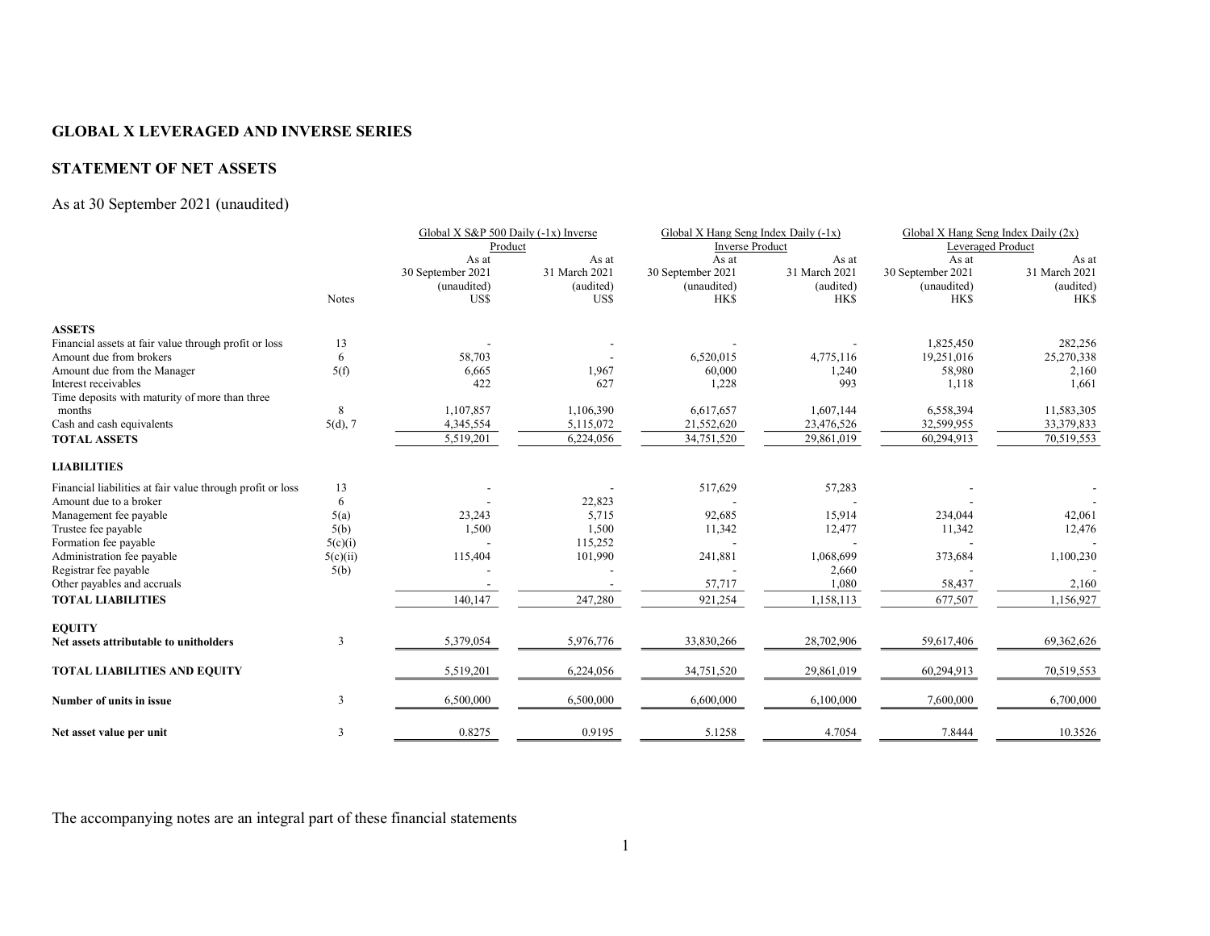# GLOBAL X LEVERAGED AND INVERSE SERIES

## STATEMENT OF NET ASSETS

As at 30 September 2021 (unaudited)

| | Notes | Global X S&P 500 Daily (-1x) Inverse Product | | Global X Hang Seng Index Daily (-1x) Inverse Product | | Global X Hang Seng Index Daily (2x) Leveraged Product | |
|---|---|---|---|---|---|---|---|
| | | As at 30 September 2021 (unaudited) US$ | As at 31 March 2021 (audited) US$ | As at 30 September 2021 (unaudited) HK$ | As at 31 March 2021 (audited) HK$ | As at 30 September 2021 (unaudited) HK$ | As at 31 March 2021 (audited) HK$ |
| **ASSETS** | | | | | | | |
| Financial assets at fair value through profit or loss | 13 | - | - | - | - | 1,825,450 | 282,256 |
| Amount due from brokers | 6 | 58,703 | - | 6,520,015 | 4,775,116 | 19,251,016 | 25,270,338 |
| Amount due from the Manager | 5(f) | 6,665 | 1,967 | 60,000 | 1,240 | 58,980 | 2,160 |
| Interest receivables | | 422 | 627 | 1,228 | 993 | 1,118 | 1,661 |
| Time deposits with maturity of more than three months | 8 | 1,107,857 | 1,106,390 | 6,617,657 | 1,607,144 | 6,558,394 | 11,583,305 |
| Cash and cash equivalents | 5(d), 7 | 4,345,554 | 5,115,072 | 21,552,620 | 23,476,526 | 32,599,955 | 33,379,833 |
| **TOTAL ASSETS** | | 5,519,201 | 6,224,056 | 34,751,520 | 29,861,019 | 60,294,913 | 70,519,553 |
| **LIABILITIES** | | | | | | | |
| Financial liabilities at fair value through profit or loss | 13 | - | - | 517,629 | 57,283 | - | - |
| Amount due to a broker | 6 | - | 22,823 | - | - | - | - |
| Management fee payable | 5(a) | 23,243 | 5,715 | 92,685 | 15,914 | 234,044 | 42,061 |
| Trustee fee payable | 5(b) | 1,500 | 1,500 | 11,342 | 12,477 | 11,342 | 12,476 |
| Formation fee payable | 5(c)(i) | - | 115,252 | - | - | - | - |
| Administration fee payable | 5(c)(ii) | 115,404 | 101,990 | 241,881 | 1,068,699 | 373,684 | 1,100,230 |
| Registrar fee payable | 5(b) | - | - | - | 2,660 | - | - |
| Other payables and accruals | | - | - | 57,717 | 1,080 | 58,437 | 2,160 |
| **TOTAL LIABILITIES** | | 140,147 | 247,280 | 921,254 | 1,158,113 | 677,507 | 1,156,927 |
| **EQUITY** | | | | | | | |
| **Net assets attributable to unitholders** | 3 | 5,379,054 | 5,976,776 | 33,830,266 | 28,702,906 | 59,617,406 | 69,362,626 |
| **TOTAL LIABILITIES AND EQUITY** | | 5,519,201 | 6,224,056 | 34,751,520 | 29,861,019 | 60,294,913 | 70,519,553 |
| **Number of units in issue** | 3 | 6,500,000 | 6,500,000 | 6,600,000 | 6,100,000 | 7,600,000 | 6,700,000 |
| **Net asset value per unit** | 3 | 0.8275 | 0.9195 | 5.1258 | 4.7054 | 7.8444 | 10.3526 |

The accompanying notes are an integral part of these financial statements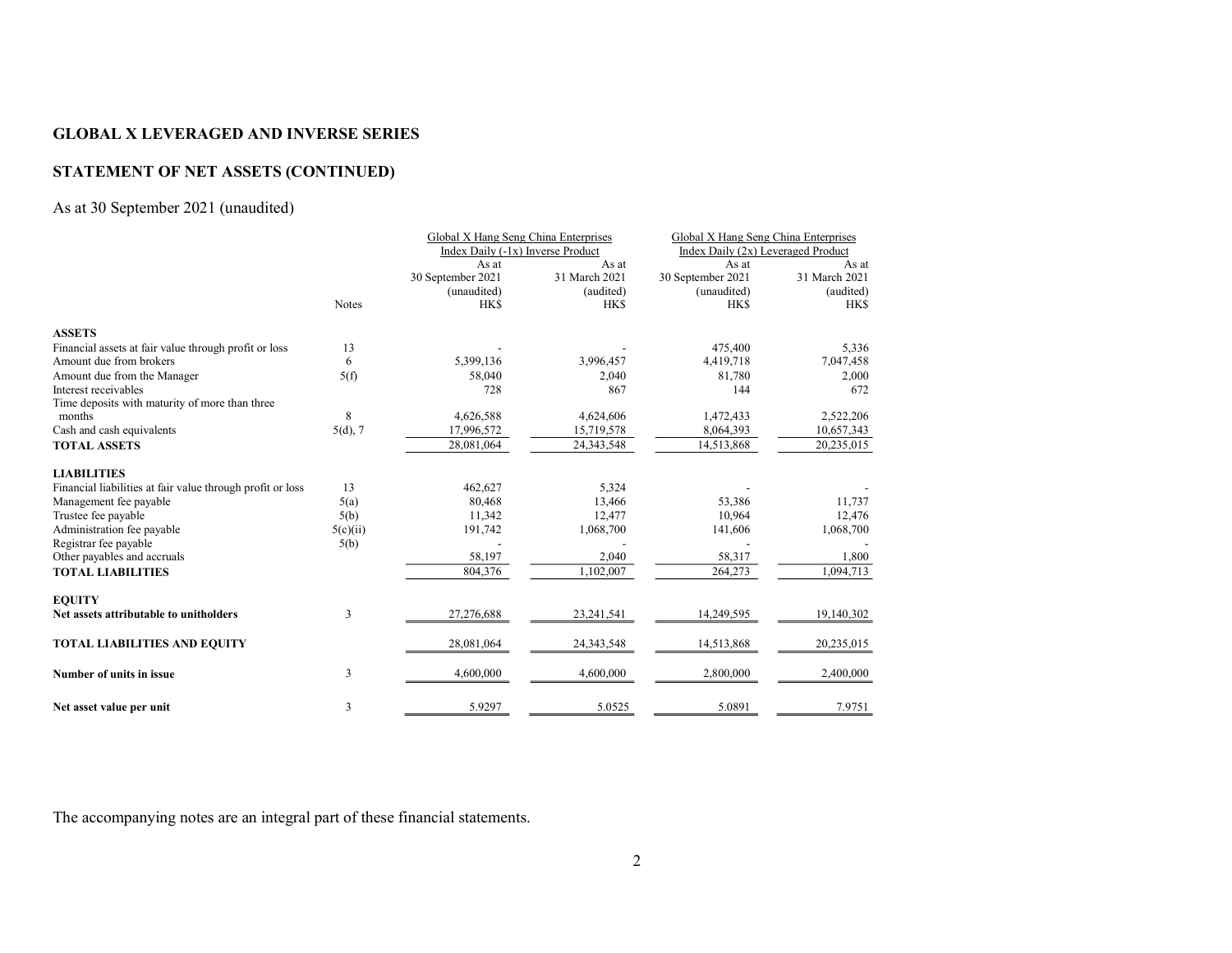# GLOBAL X LEVERAGED AND INVERSE SERIES

## STATEMENT OF NET ASSETS (CONTINUED)

As at 30 September 2021 (unaudited)

| | Notes | Global X Hang Seng China Enterprises Index Daily (-1x) Inverse Product | | Global X Hang Seng China Enterprises Index Daily (2x) Leveraged Product | |
|---|---|---|---|---|---|
| | | As at 30 September 2021 (unaudited) HK$ | As at 31 March 2021 (audited) HK$ | As at 30 September 2021 (unaudited) HK$ | As at 31 March 2021 (audited) HK$ |
| **ASSETS** | | | | | |
| Financial assets at fair value through profit or loss | 13 | - | - | 475,400 | 5,336 |
| Amount due from brokers | 6 | 5,399,136 | 3,996,457 | 4,419,718 | 7,047,458 |
| Amount due from the Manager | 5(f) | 58,040 | 2,040 | 81,780 | 2,000 |
| Interest receivables | | 728 | 867 | 144 | 672 |
| Time deposits with maturity of more than three months | 8 | 4,626,588 | 4,624,606 | 1,472,433 | 2,522,206 |
| Cash and cash equivalents | 5(d), 7 | 17,996,572 | 15,719,578 | 8,064,393 | 10,657,343 |
| **TOTAL ASSETS** | | 28,081,064 | 24,343,548 | 14,513,868 | 20,235,015 |
| **LIABILITIES** | | | | | |
| Financial liabilities at fair value through profit or loss | 13 | 462,627 | 5,324 | - | - |
| Management fee payable | 5(a) | 80,468 | 13,466 | 53,386 | 11,737 |
| Trustee fee payable | 5(b) | 11,342 | 12,477 | 10,964 | 12,476 |
| Administration fee payable | 5(c)(ii) | 191,742 | 1,068,700 | 141,606 | 1,068,700 |
| Registrar fee payable | 5(b) | - | - | - | - |
| Other payables and accruals | | 58,197 | 2,040 | 58,317 | 1,800 |
| **TOTAL LIABILITIES** | | 804,376 | 1,102,007 | 264,273 | 1,094,713 |
| **EQUITY** | | | | | |
| **Net assets attributable to unitholders** | 3 | 27,276,688 | 23,241,541 | 14,249,595 | 19,140,302 |
| **TOTAL LIABILITIES AND EQUITY** | | 28,081,064 | 24,343,548 | 14,513,868 | 20,235,015 |
| **Number of units in issue** | 3 | 4,600,000 | 4,600,000 | 2,800,000 | 2,400,000 |
| **Net asset value per unit** | 3 | 5.9297 | 5.0525 | 5.0891 | 7.9751 |

The accompanying notes are an integral part of these financial statements.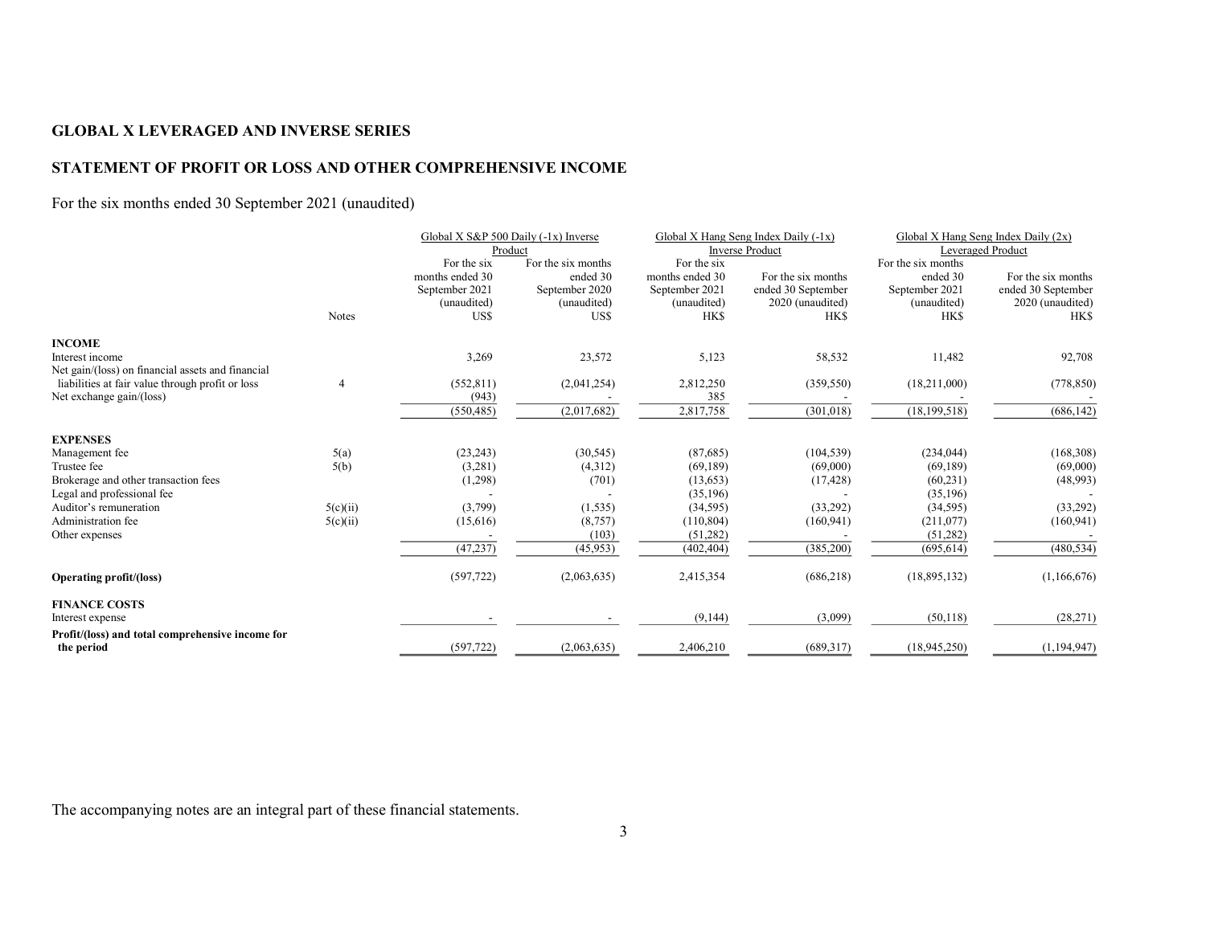## GLOBAL X LEVERAGED AND INVERSE SERIES

## STATEMENT OF PROFIT OR LOSS AND OTHER COMPREHENSIVE INCOME

For the six months ended 30 September 2021 (unaudited)

| | Notes | Global X S&P 500 Daily (-1x) Inverse Product | | Global X Hang Seng Index Daily (-1x) Inverse Product | | Global X Hang Seng Index Daily (2x) Leveraged Product | |
|---|---|---|---|---|---|---|---|
| | | For the six months ended 30 September 2021 (unaudited) | For the six months ended 30 September 2020 (unaudited) | For the six months ended 30 September 2021 (unaudited) | For the six months ended 30 September 2020 (unaudited) | For the six months ended 30 September 2021 (unaudited) | For the six months ended 30 September 2020 (unaudited) |
| | | US$ | US$ | HK$ | HK$ | HK$ | HK$ |
| **INCOME** | | | | | | | |
| Interest income | | 3,269 | 23,572 | 5,123 | 58,532 | 11,482 | 92,708 |
| Net gain/(loss) on financial assets and financial liabilities at fair value through profit or loss | 4 | (552,811) | (2,041,254) | 2,812,250 | (359,550) | (18,211,000) | (778,850) |
| Net exchange gain/(loss) | | (943) | - | 385 | - | - | - |
| | | (550,485) | (2,017,682) | 2,817,758 | (301,018) | (18,199,518) | (686,142) |
| **EXPENSES** | | | | | | | |
| Management fee | 5(a) | (23,243) | (30,545) | (87,685) | (104,539) | (234,044) | (168,308) |
| Trustee fee | 5(b) | (3,281) | (4,312) | (69,189) | (69,000) | (69,189) | (69,000) |
| Brokerage and other transaction fees | | (1,298) | (701) | (13,653) | (17,428) | (60,231) | (48,993) |
| Legal and professional fee | | - | - | (35,196) | - | (35,196) | - |
| Auditor's remuneration | 5(c)(ii) | (3,799) | (1,535) | (34,595) | (33,292) | (34,595) | (33,292) |
| Administration fee | 5(c)(ii) | (15,616) | (8,757) | (110,804) | (160,941) | (211,077) | (160,941) |
| Other expenses | | - | (103) | (51,282) | - | (51,282) | - |
| | | (47,237) | (45,953) | (402,404) | (385,200) | (695,614) | (480,534) |
| **Operating profit/(loss)** | | (597,722) | (2,063,635) | 2,415,354 | (686,218) | (18,895,132) | (1,166,676) |
| **FINANCE COSTS** | | | | | | | |
| Interest expense | | - | - | (9,144) | (3,099) | (50,118) | (28,271) |
| **Profit/(loss) and total comprehensive income for the period** | | (597,722) | (2,063,635) | 2,406,210 | (689,317) | (18,945,250) | (1,194,947) |

The accompanying notes are an integral part of these financial statements.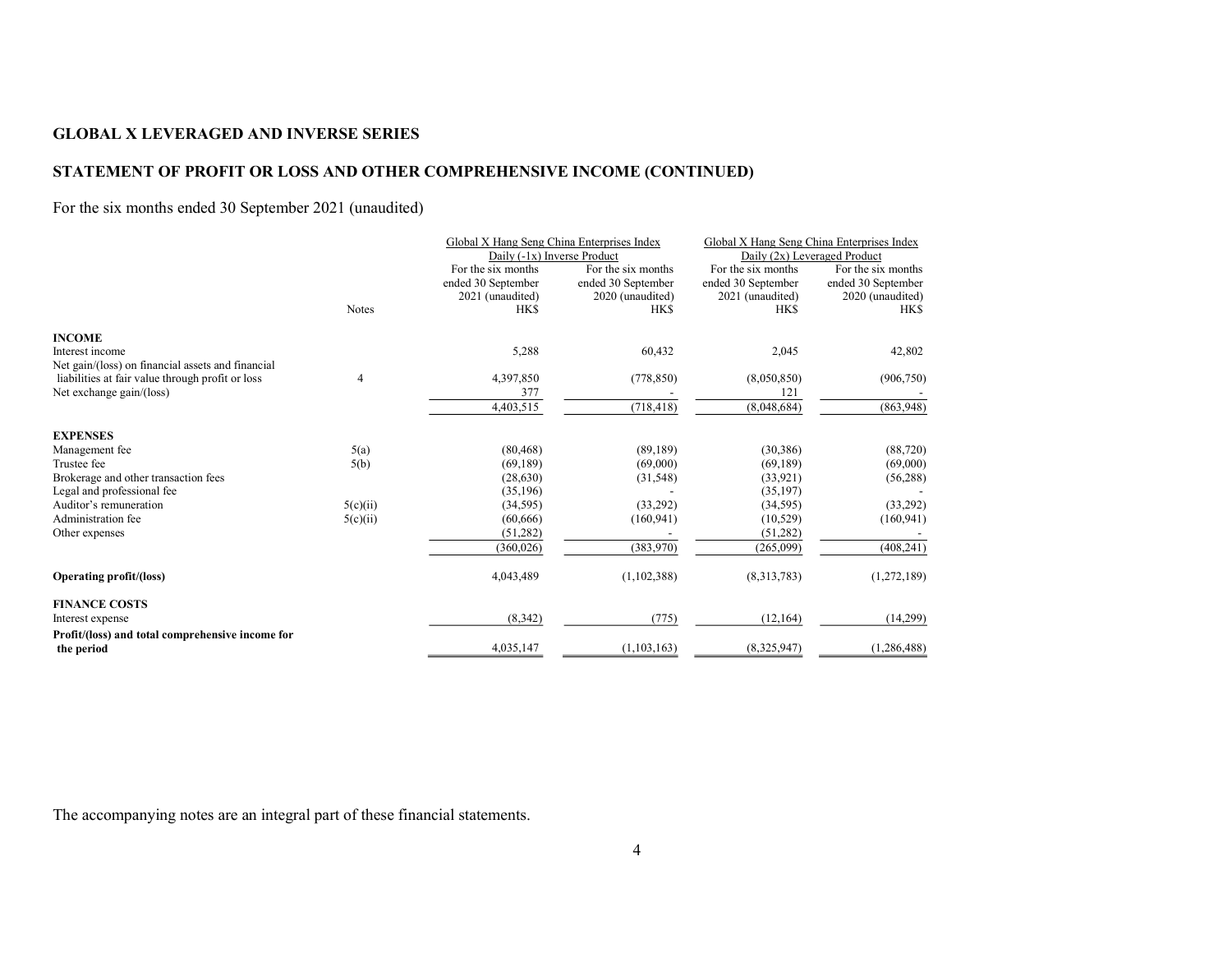# GLOBAL X LEVERAGED AND INVERSE SERIES

## STATEMENT OF PROFIT OR LOSS AND OTHER COMPREHENSIVE INCOME (CONTINUED)

For the six months ended 30 September 2021 (unaudited)

| | Notes | Global X Hang Seng China Enterprises Index Daily (-1x) Inverse Product | | Global X Hang Seng China Enterprises Index Daily (2x) Leveraged Product | |
|---|---|---|---|---|---|
| | | For the six months ended 30 September 2021 (unaudited) | For the six months ended 30 September 2020 (unaudited) | For the six months ended 30 September 2021 (unaudited) | For the six months ended 30 September 2020 (unaudited) |
| | | HK$ | HK$ | HK$ | HK$ |
| **INCOME** | | | | | |
| Interest income | | 5,288 | 60,432 | 2,045 | 42,802 |
| Net gain/(loss) on financial assets and financial liabilities at fair value through profit or loss | 4 | 4,397,850 | (778,850) | (8,050,850) | (906,750) |
| Net exchange gain/(loss) | | 377 | - | 121 | - |
| | | 4,403,515 | (718,418) | (8,048,684) | (863,948) |
| **EXPENSES** | | | | | |
| Management fee | 5(a) | (80,468) | (89,189) | (30,386) | (88,720) |
| Trustee fee | 5(b) | (69,189) | (69,000) | (69,189) | (69,000) |
| Brokerage and other transaction fees | | (28,630) | (31,548) | (33,921) | (56,288) |
| Legal and professional fee | | (35,196) | - | (35,197) | - |
| Auditor's remuneration | 5(c)(ii) | (34,595) | (33,292) | (34,595) | (33,292) |
| Administration fee | 5(c)(ii) | (60,666) | (160,941) | (10,529) | (160,941) |
| Other expenses | | (51,282) | - | (51,282) | - |
| | | (360,026) | (383,970) | (265,099) | (408,241) |
| **Operating profit/(loss)** | | 4,043,489 | (1,102,388) | (8,313,783) | (1,272,189) |
| **FINANCE COSTS** | | | | | |
| Interest expense | | (8,342) | (775) | (12,164) | (14,299) |
| **Profit/(loss) and total comprehensive income for the period** | | 4,035,147 | (1,103,163) | (8,325,947) | (1,286,488) |

The accompanying notes are an integral part of these financial statements.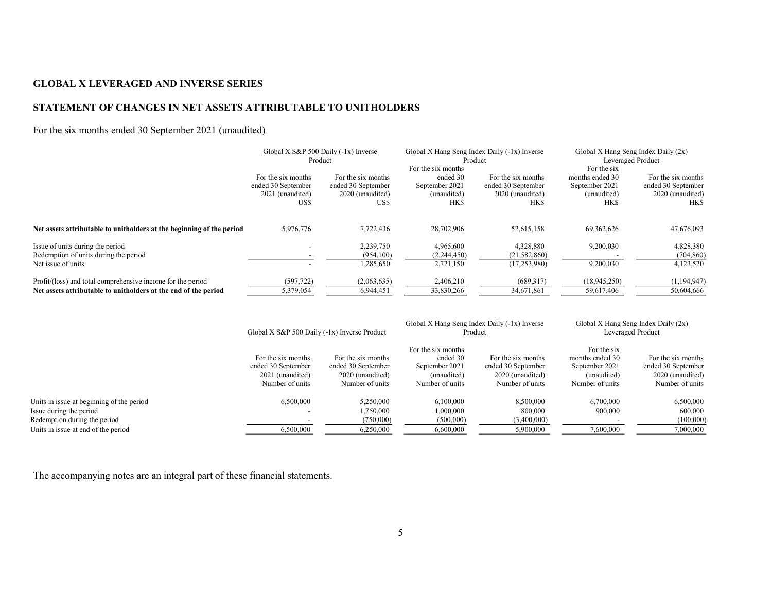**GLOBAL X LEVERAGED AND INVERSE SERIES**

**STATEMENT OF CHANGES IN NET ASSETS ATTRIBUTABLE TO UNITHOLDERS**

For the six months ended 30 September 2021 (unaudited)

| | Global X S&P 500 Daily (-1x) Inverse Product | | Global X Hang Seng Index Daily (-1x) Inverse Product | | Global X Hang Seng Index Daily (2x) Leveraged Product | |
|---|---|---|---|---|---|---|
| | For the six months ended 30 September 2021 (unaudited) US$ | For the six months ended 30 September 2020 (unaudited) US$ | For the six months ended 30 September 2021 (unaudited) HK$ | For the six months ended 30 September 2020 (unaudited) HK$ | For the six months ended 30 September 2021 (unaudited) HK$ | For the six months ended 30 September 2020 (unaudited) HK$ |
| **Net assets attributable to unitholders at the beginning of the period** | 5,976,776 | 7,722,436 | 28,702,906 | 52,615,158 | 69,362,626 | 47,676,093 |
| Issue of units during the period | - | 2,239,750 | 4,965,600 | 4,328,880 | 9,200,030 | 4,828,380 |
| Redemption of units during the period | - | (954,100) | (2,244,450) | (21,582,860) | - | (704,860) |
| Net issue of units | - | 1,285,650 | 2,721,150 | (17,253,980) | 9,200,030 | 4,123,520 |
| Profit/(loss) and total comprehensive income for the period | (597,722) | (2,063,635) | 2,406,210 | (689,317) | (18,945,250) | (1,194,947) |
| **Net assets attributable to unitholders at the end of the period** | 5,379,054 | 6,944,451 | 33,830,266 | 34,671,861 | 59,617,406 | 50,604,666 |

| | Global X S&P 500 Daily (-1x) Inverse Product | | Global X Hang Seng Index Daily (-1x) Inverse Product | | Global X Hang Seng Index Daily (2x) Leveraged Product | |
|---|---|---|---|---|---|---|
| | For the six months ended 30 September 2021 (unaudited) Number of units | For the six months ended 30 September 2020 (unaudited) Number of units | For the six months ended 30 September 2021 (unaudited) Number of units | For the six months ended 30 September 2020 (unaudited) Number of units | For the six months ended 30 September 2021 (unaudited) Number of units | For the six months ended 30 September 2020 (unaudited) Number of units |
| Units in issue at beginning of the period | 6,500,000 | 5,250,000 | 6,100,000 | 8,500,000 | 6,700,000 | 6,500,000 |
| Issue during the period | - | 1,750,000 | 1,000,000 | 800,000 | 900,000 | 600,000 |
| Redemption during the period | - | (750,000) | (500,000) | (3,400,000) | - | (100,000) |
| Units in issue at end of the period | 6,500,000 | 6,250,000 | 6,600,000 | 5,900,000 | 7,600,000 | 7,000,000 |

The accompanying notes are an integral part of these financial statements.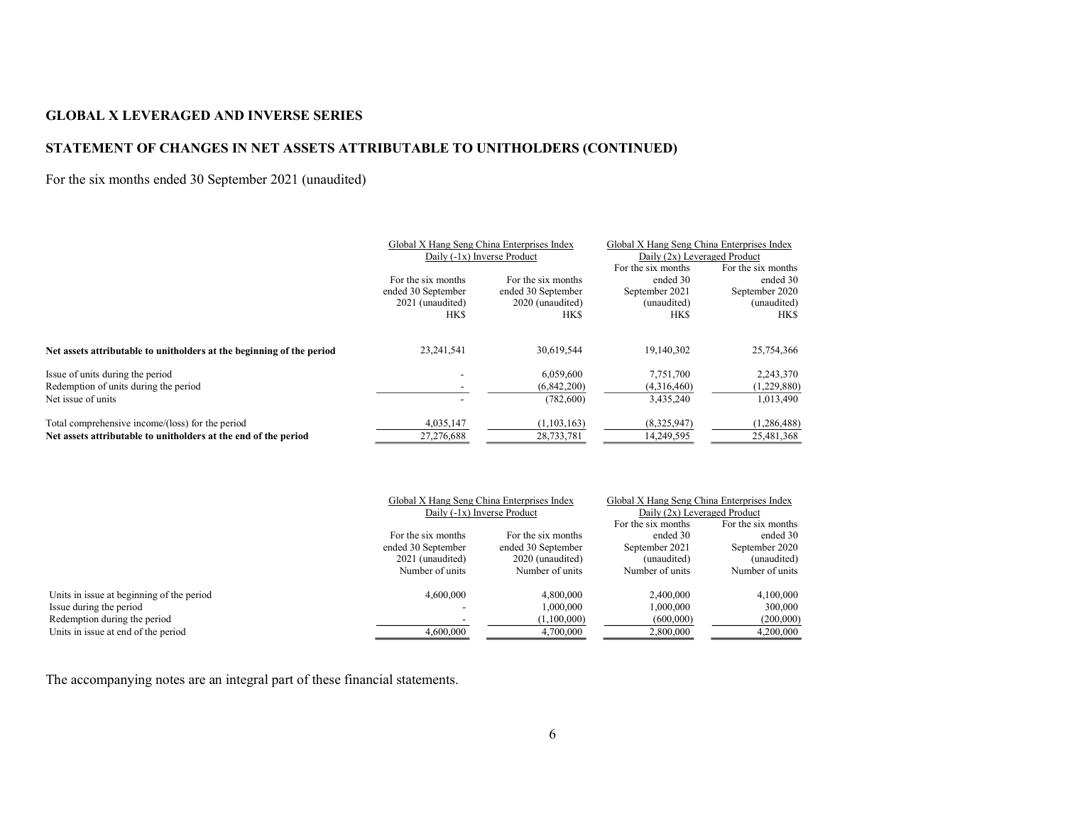## GLOBAL X LEVERAGED AND INVERSE SERIES

## STATEMENT OF CHANGES IN NET ASSETS ATTRIBUTABLE TO UNITHOLDERS (CONTINUED)

For the six months ended 30 September 2021 (unaudited)

| | Global X Hang Seng China Enterprises Index Daily (-1x) Inverse Product | | Global X Hang Seng China Enterprises Index Daily (2x) Leveraged Product | |
|---|---|---|---|---|
| | For the six months ended 30 September 2021 (unaudited) HK$ | For the six months ended 30 September 2020 (unaudited) HK$ | For the six months ended 30 September 2021 (unaudited) HK$ | For the six months ended 30 September 2020 (unaudited) HK$ |
| **Net assets attributable to unitholders at the beginning of the period** | 23,241,541 | 30,619,544 | 19,140,302 | 25,754,366 |
| Issue of units during the period | - | 6,059,600 | 7,751,700 | 2,243,370 |
| Redemption of units during the period | - | (6,842,200) | (4,316,460) | (1,229,880) |
| Net issue of units | - | (782,600) | 3,435,240 | 1,013,490 |
| Total comprehensive income/(loss) for the period | 4,035,147 | (1,103,163) | (8,325,947) | (1,286,488) |
| **Net assets attributable to unitholders at the end of the period** | 27,276,688 | 28,733,781 | 14,249,595 | 25,481,368 |

| | Global X Hang Seng China Enterprises Index Daily (-1x) Inverse Product | | Global X Hang Seng China Enterprises Index Daily (2x) Leveraged Product | |
|---|---|---|---|---|
| | For the six months ended 30 September 2021 (unaudited) Number of units | For the six months ended 30 September 2020 (unaudited) Number of units | For the six months ended 30 September 2021 (unaudited) Number of units | For the six months ended 30 September 2020 (unaudited) Number of units |
| Units in issue at beginning of the period | 4,600,000 | 4,800,000 | 2,400,000 | 4,100,000 |
| Issue during the period | - | 1,000,000 | 1,000,000 | 300,000 |
| Redemption during the period | - | (1,100,000) | (600,000) | (200,000) |
| Units in issue at end of the period | 4,600,000 | 4,700,000 | 2,800,000 | 4,200,000 |

The accompanying notes are an integral part of these financial statements.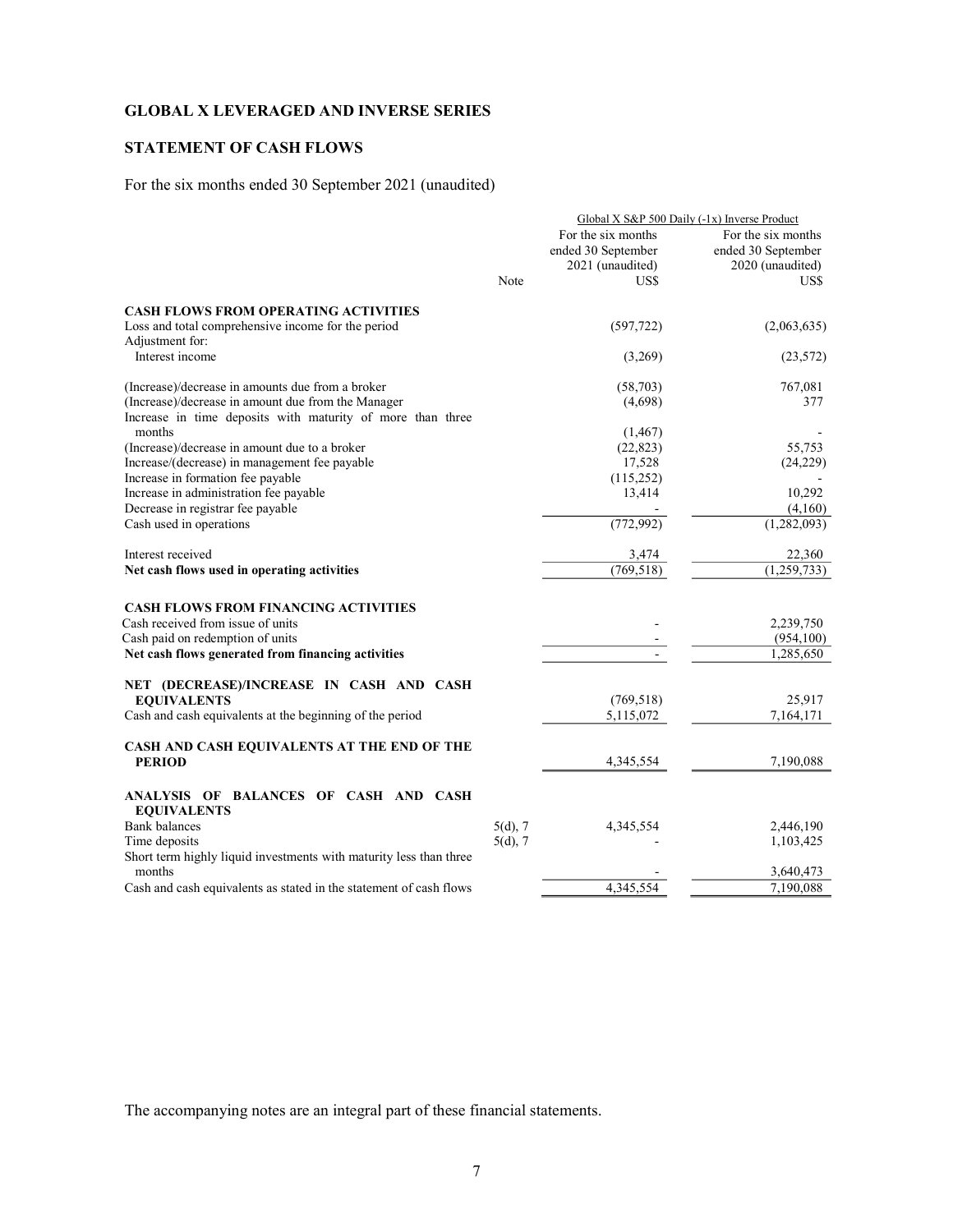## GLOBAL X LEVERAGED AND INVERSE SERIES

## STATEMENT OF CASH FLOWS

For the six months ended 30 September 2021 (unaudited)

| | Note | Global X S&P 500 Daily (-1x) Inverse Product | |
|---|---|---|---|
| | | For the six months ended 30 September 2021 (unaudited) | For the six months ended 30 September 2020 (unaudited) |
| | | US$ | US$ |
| **CASH FLOWS FROM OPERATING ACTIVITIES** | | | |
| Loss and total comprehensive income for the period | | (597,722) | (2,063,635) |
| Adjustment for: | | | |
| Interest income | | (3,269) | (23,572) |
| (Increase)/decrease in amounts due from a broker | | (58,703) | 767,081 |
| (Increase)/decrease in amount due from the Manager | | (4,698) | 377 |
| Increase in time deposits with maturity of more than three months | | (1,467) | - |
| (Increase)/decrease in amount due to a broker | | (22,823) | 55,753 |
| Increase/(decrease) in management fee payable | | 17,528 | (24,229) |
| Increase in formation fee payable | | (115,252) | - |
| Increase in administration fee payable | | 13,414 | 10,292 |
| Decrease in registrar fee payable | | - | (4,160) |
| Cash used in operations | | (772,992) | (1,282,093) |
| Interest received | | 3,474 | 22,360 |
| **Net cash flows used in operating activities** | | (769,518) | (1,259,733) |
| **CASH FLOWS FROM FINANCING ACTIVITIES** | | | |
| Cash received from issue of units | | - | 2,239,750 |
| Cash paid on redemption of units | | - | (954,100) |
| **Net cash flows generated from financing activities** | | - | 1,285,650 |
| **NET (DECREASE)/INCREASE IN CASH AND CASH EQUIVALENTS** | | (769,518) | 25,917 |
| Cash and cash equivalents at the beginning of the period | | 5,115,072 | 7,164,171 |
| **CASH AND CASH EQUIVALENTS AT THE END OF THE PERIOD** | | 4,345,554 | 7,190,088 |
| **ANALYSIS OF BALANCES OF CASH AND CASH EQUIVALENTS** | | | |
| Bank balances | 5(d), 7 | 4,345,554 | 2,446,190 |
| Time deposits | 5(d), 7 | - | 1,103,425 |
| Short term highly liquid investments with maturity less than three months | | - | 3,640,473 |
| Cash and cash equivalents as stated in the statement of cash flows | | 4,345,554 | 7,190,088 |

The accompanying notes are an integral part of these financial statements.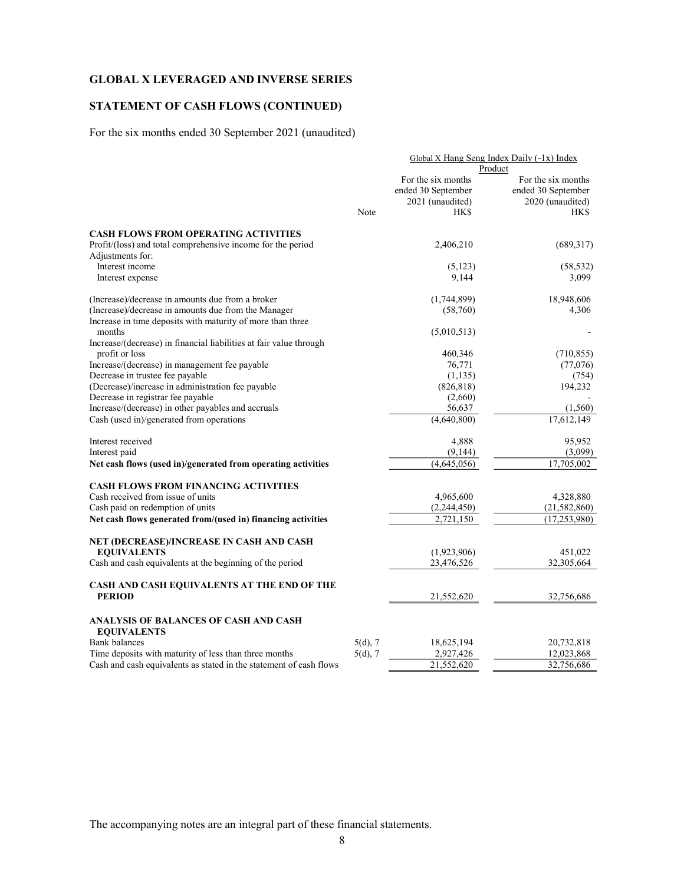## GLOBAL X LEVERAGED AND INVERSE SERIES

## STATEMENT OF CASH FLOWS (CONTINUED)

For the six months ended 30 September 2021 (unaudited)

| | Note | Global X Hang Seng Index Daily (-1x) Index Product | |
|---|---|---|---|
| | | For the six months ended 30 September 2021 (unaudited) | For the six months ended 30 September 2020 (unaudited) |
| | | HK$ | HK$ |
| **CASH FLOWS FROM OPERATING ACTIVITIES** | | | |
| Profit/(loss) and total comprehensive income for the period | | 2,406,210 | (689,317) |
| Adjustments for: | | | |
| Interest income | | (5,123) | (58,532) |
| Interest expense | | 9,144 | 3,099 |
| (Increase)/decrease in amounts due from a broker | | (1,744,899) | 18,948,606 |
| (Increase)/decrease in amounts due from the Manager | | (58,760) | 4,306 |
| Increase in time deposits with maturity of more than three months | | (5,010,513) | - |
| Increase/(decrease) in financial liabilities at fair value through profit or loss | | 460,346 | (710,855) |
| Increase/(decrease) in management fee payable | | 76,771 | (77,076) |
| Decrease in trustee fee payable | | (1,135) | (754) |
| (Decrease)/increase in administration fee payable | | (826,818) | 194,232 |
| Decrease in registrar fee payable | | (2,660) | - |
| Increase/(decrease) in other payables and accruals | | 56,637 | (1,560) |
| Cash (used in)/generated from operations | | (4,640,800) | 17,612,149 |
| Interest received | | 4,888 | 95,952 |
| Interest paid | | (9,144) | (3,099) |
| **Net cash flows (used in)/generated from operating activities** | | (4,645,056) | 17,705,002 |
| **CASH FLOWS FROM FINANCING ACTIVITIES** | | | |
| Cash received from issue of units | | 4,965,600 | 4,328,880 |
| Cash paid on redemption of units | | (2,244,450) | (21,582,860) |
| **Net cash flows generated from/(used in) financing activities** | | 2,721,150 | (17,253,980) |
| **NET (DECREASE)/INCREASE IN CASH AND CASH EQUIVALENTS** | | (1,923,906) | 451,022 |
| Cash and cash equivalents at the beginning of the period | | 23,476,526 | 32,305,664 |
| **CASH AND CASH EQUIVALENTS AT THE END OF THE PERIOD** | | 21,552,620 | 32,756,686 |
| **ANALYSIS OF BALANCES OF CASH AND CASH EQUIVALENTS** | | | |
| Bank balances | 5(d), 7 | 18,625,194 | 20,732,818 |
| Time deposits with maturity of less than three months | 5(d), 7 | 2,927,426 | 12,023,868 |
| Cash and cash equivalents as stated in the statement of cash flows | | 21,552,620 | 32,756,686 |

The accompanying notes are an integral part of these financial statements.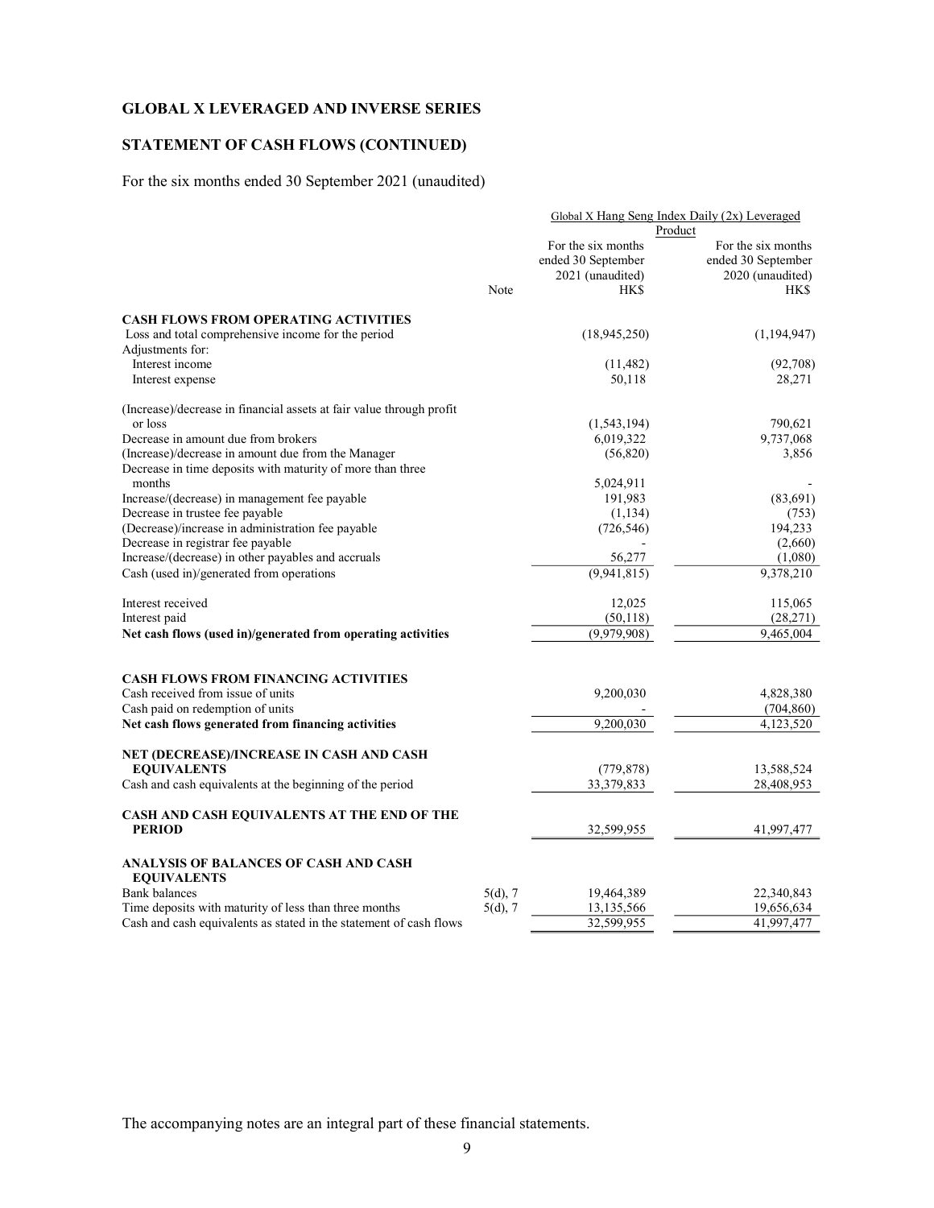**GLOBAL X LEVERAGED AND INVERSE SERIES**

**STATEMENT OF CASH FLOWS (CONTINUED)**

For the six months ended 30 September 2021 (unaudited)

| | Note | Global X Hang Seng Index Daily (2x) Leveraged Product | |
|---|---|---|---|
| | | For the six months ended 30 September 2021 (unaudited) HK$ | For the six months ended 30 September 2020 (unaudited) HK$ |
| **CASH FLOWS FROM OPERATING ACTIVITIES** | | | |
| Loss and total comprehensive income for the period | | (18,945,250) | (1,194,947) |
| Adjustments for: | | | |
| Interest income | | (11,482) | (92,708) |
| Interest expense | | 50,118 | 28,271 |
| (Increase)/decrease in financial assets at fair value through profit or loss | | (1,543,194) | 790,621 |
| Decrease in amount due from brokers | | 6,019,322 | 9,737,068 |
| (Increase)/decrease in amount due from the Manager | | (56,820) | 3,856 |
| Decrease in time deposits with maturity of more than three months | | 5,024,911 | - |
| Increase/(decrease) in management fee payable | | 191,983 | (83,691) |
| Decrease in trustee fee payable | | (1,134) | (753) |
| (Decrease)/increase in administration fee payable | | (726,546) | 194,233 |
| Decrease in registrar fee payable | | - | (2,660) |
| Increase/(decrease) in other payables and accruals | | 56,277 | (1,080) |
| Cash (used in)/generated from operations | | (9,941,815) | 9,378,210 |
| Interest received | | 12,025 | 115,065 |
| Interest paid | | (50,118) | (28,271) |
| **Net cash flows (used in)/generated from operating activities** | | (9,979,908) | 9,465,004 |
| **CASH FLOWS FROM FINANCING ACTIVITIES** | | | |
| Cash received from issue of units | | 9,200,030 | 4,828,380 |
| Cash paid on redemption of units | | - | (704,860) |
| **Net cash flows generated from financing activities** | | 9,200,030 | 4,123,520 |
| **NET (DECREASE)/INCREASE IN CASH AND CASH EQUIVALENTS** | | (779,878) | 13,588,524 |
| Cash and cash equivalents at the beginning of the period | | 33,379,833 | 28,408,953 |
| **CASH AND CASH EQUIVALENTS AT THE END OF THE PERIOD** | | 32,599,955 | 41,997,477 |
| **ANALYSIS OF BALANCES OF CASH AND CASH EQUIVALENTS** | | | |
| Bank balances | 5(d), 7 | 19,464,389 | 22,340,843 |
| Time deposits with maturity of less than three months | 5(d), 7 | 13,135,566 | 19,656,634 |
| Cash and cash equivalents as stated in the statement of cash flows | | 32,599,955 | 41,997,477 |

The accompanying notes are an integral part of these financial statements.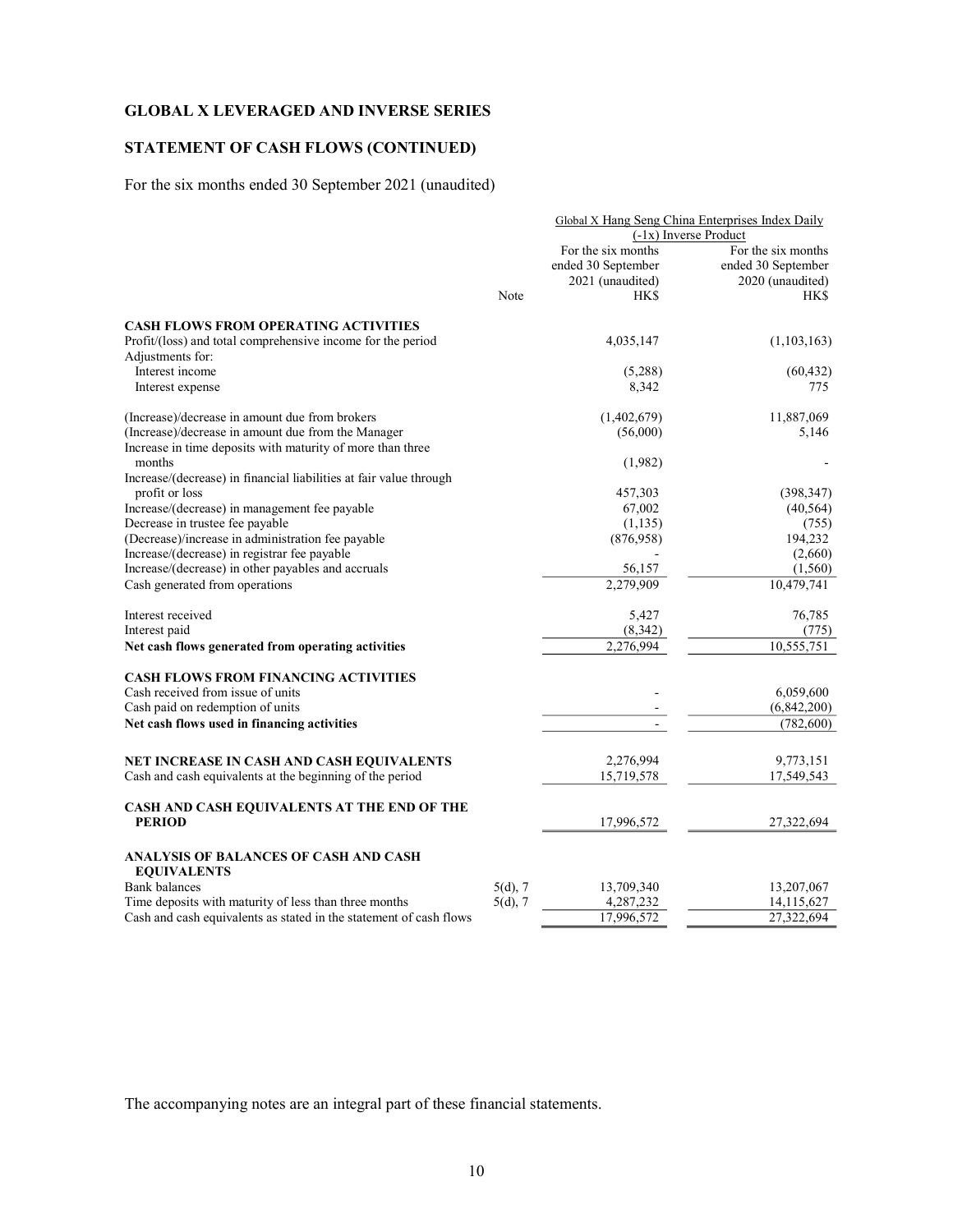**GLOBAL X LEVERAGED AND INVERSE SERIES**

**STATEMENT OF CASH FLOWS (CONTINUED)**

For the six months ended 30 September 2021 (unaudited)

| | Note | Global X Hang Seng China Enterprises Index Daily (-1x) Inverse Product | |
|---|---|---|---|
| | | For the six months ended 30 September 2021 (unaudited) HK$ | For the six months ended 30 September 2020 (unaudited) HK$ |
| **CASH FLOWS FROM OPERATING ACTIVITIES** | | | |
| Profit/(loss) and total comprehensive income for the period | | 4,035,147 | (1,103,163) |
| Adjustments for: | | | |
| Interest income | | (5,288) | (60,432) |
| Interest expense | | 8,342 | 775 |
| (Increase)/decrease in amount due from brokers | | (1,402,679) | 11,887,069 |
| (Increase)/decrease in amount due from the Manager | | (56,000) | 5,146 |
| Increase in time deposits with maturity of more than three months | | (1,982) | - |
| Increase/(decrease) in financial liabilities at fair value through profit or loss | | 457,303 | (398,347) |
| Increase/(decrease) in management fee payable | | 67,002 | (40,564) |
| Decrease in trustee fee payable | | (1,135) | (755) |
| (Decrease)/increase in administration fee payable | | (876,958) | 194,232 |
| Increase/(decrease) in registrar fee payable | | - | (2,660) |
| Increase/(decrease) in other payables and accruals | | 56,157 | (1,560) |
| Cash generated from operations | | 2,279,909 | 10,479,741 |
| Interest received | | 5,427 | 76,785 |
| Interest paid | | (8,342) | (775) |
| **Net cash flows generated from operating activities** | | 2,276,994 | 10,555,751 |
| **CASH FLOWS FROM FINANCING ACTIVITIES** | | | |
| Cash received from issue of units | | - | 6,059,600 |
| Cash paid on redemption of units | | - | (6,842,200) |
| **Net cash flows used in financing activities** | | - | (782,600) |
| **NET INCREASE IN CASH AND CASH EQUIVALENTS** | | 2,276,994 | 9,773,151 |
| Cash and cash equivalents at the beginning of the period | | 15,719,578 | 17,549,543 |
| **CASH AND CASH EQUIVALENTS AT THE END OF THE PERIOD** | | 17,996,572 | 27,322,694 |
| **ANALYSIS OF BALANCES OF CASH AND CASH EQUIVALENTS** | | | |
| Bank balances | 5(d), 7 | 13,709,340 | 13,207,067 |
| Time deposits with maturity of less than three months | 5(d), 7 | 4,287,232 | 14,115,627 |
| Cash and cash equivalents as stated in the statement of cash flows | | 17,996,572 | 27,322,694 |

The accompanying notes are an integral part of these financial statements.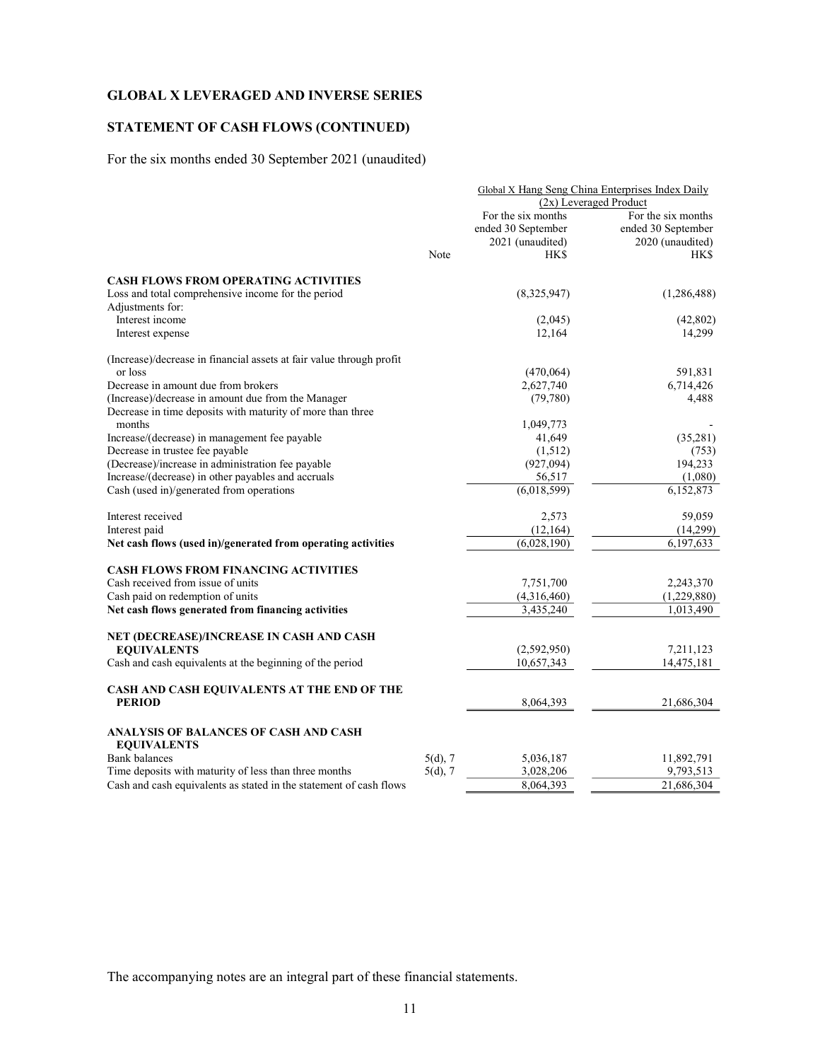## GLOBAL X LEVERAGED AND INVERSE SERIES

## STATEMENT OF CASH FLOWS (CONTINUED)

For the six months ended 30 September 2021 (unaudited)

| | Note | Global X Hang Seng China Enterprises Index Daily (2x) Leveraged Product | |
|---|---|---|---|
| | | For the six months ended 30 September 2021 (unaudited) | For the six months ended 30 September 2020 (unaudited) |
| | | HK$ | HK$ |
| **CASH FLOWS FROM OPERATING ACTIVITIES** | | | |
| Loss and total comprehensive income for the period | | (8,325,947) | (1,286,488) |
| Adjustments for: | | | |
| Interest income | | (2,045) | (42,802) |
| Interest expense | | 12,164 | 14,299 |
| (Increase)/decrease in financial assets at fair value through profit or loss | | (470,064) | 591,831 |
| Decrease in amount due from brokers | | 2,627,740 | 6,714,426 |
| (Increase)/decrease in amount due from the Manager | | (79,780) | 4,488 |
| Decrease in time deposits with maturity of more than three months | | 1,049,773 | - |
| Increase/(decrease) in management fee payable | | 41,649 | (35,281) |
| Decrease in trustee fee payable | | (1,512) | (753) |
| (Decrease)/increase in administration fee payable | | (927,094) | 194,233 |
| Increase/(decrease) in other payables and accruals | | 56,517 | (1,080) |
| Cash (used in)/generated from operations | | (6,018,599) | 6,152,873 |
| Interest received | | 2,573 | 59,059 |
| Interest paid | | (12,164) | (14,299) |
| **Net cash flows (used in)/generated from operating activities** | | (6,028,190) | 6,197,633 |
| **CASH FLOWS FROM FINANCING ACTIVITIES** | | | |
| Cash received from issue of units | | 7,751,700 | 2,243,370 |
| Cash paid on redemption of units | | (4,316,460) | (1,229,880) |
| **Net cash flows generated from financing activities** | | 3,435,240 | 1,013,490 |
| **NET (DECREASE)/INCREASE IN CASH AND CASH EQUIVALENTS** | | (2,592,950) | 7,211,123 |
| Cash and cash equivalents at the beginning of the period | | 10,657,343 | 14,475,181 |
| **CASH AND CASH EQUIVALENTS AT THE END OF THE PERIOD** | | 8,064,393 | 21,686,304 |
| **ANALYSIS OF BALANCES OF CASH AND CASH EQUIVALENTS** | | | |
| Bank balances | 5(d), 7 | 5,036,187 | 11,892,791 |
| Time deposits with maturity of less than three months | 5(d), 7 | 3,028,206 | 9,793,513 |
| Cash and cash equivalents as stated in the statement of cash flows | | 8,064,393 | 21,686,304 |

The accompanying notes are an integral part of these financial statements.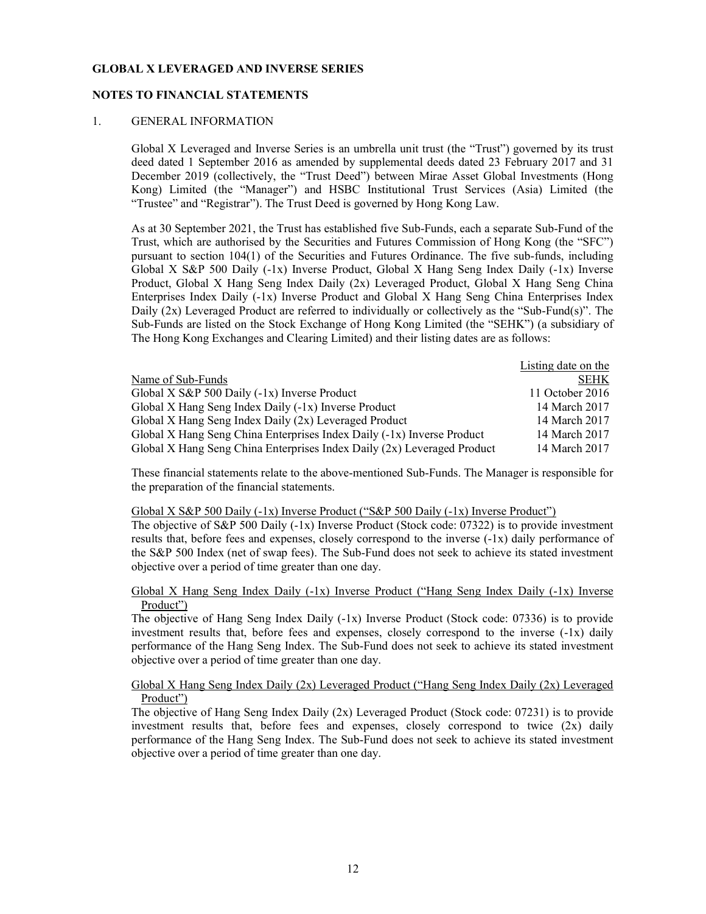**GLOBAL X LEVERAGED AND INVERSE SERIES**

**NOTES TO FINANCIAL STATEMENTS**

1. GENERAL INFORMATION

Global X Leveraged and Inverse Series is an umbrella unit trust (the "Trust") governed by its trust deed dated 1 September 2016 as amended by supplemental deeds dated 23 February 2017 and 31 December 2019 (collectively, the "Trust Deed") between Mirae Asset Global Investments (Hong Kong) Limited (the "Manager") and HSBC Institutional Trust Services (Asia) Limited (the "Trustee" and "Registrar"). The Trust Deed is governed by Hong Kong Law.

As at 30 September 2021, the Trust has established five Sub-Funds, each a separate Sub-Fund of the Trust, which are authorised by the Securities and Futures Commission of Hong Kong (the "SFC") pursuant to section 104(1) of the Securities and Futures Ordinance. The five sub-funds, including Global X S&P 500 Daily (-1x) Inverse Product, Global X Hang Seng Index Daily (-1x) Inverse Product, Global X Hang Seng Index Daily (2x) Leveraged Product, Global X Hang Seng China Enterprises Index Daily (-1x) Inverse Product and Global X Hang Seng China Enterprises Index Daily (2x) Leveraged Product are referred to individually or collectively as the "Sub-Fund(s)". The Sub-Funds are listed on the Stock Exchange of Hong Kong Limited (the "SEHK") (a subsidiary of The Hong Kong Exchanges and Clearing Limited) and their listing dates are as follows:

| Name of Sub-Funds | Listing date on the SEHK |
|---|---|
| Global X S&P 500 Daily (-1x) Inverse Product | 11 October 2016 |
| Global X Hang Seng Index Daily (-1x) Inverse Product | 14 March 2017 |
| Global X Hang Seng Index Daily (2x) Leveraged Product | 14 March 2017 |
| Global X Hang Seng China Enterprises Index Daily (-1x) Inverse Product | 14 March 2017 |
| Global X Hang Seng China Enterprises Index Daily (2x) Leveraged Product | 14 March 2017 |

These financial statements relate to the above-mentioned Sub-Funds. The Manager is responsible for the preparation of the financial statements.

Global X S&P 500 Daily (-1x) Inverse Product ("S&P 500 Daily (-1x) Inverse Product")

The objective of S&P 500 Daily (-1x) Inverse Product (Stock code: 07322) is to provide investment results that, before fees and expenses, closely correspond to the inverse (-1x) daily performance of the S&P 500 Index (net of swap fees). The Sub-Fund does not seek to achieve its stated investment objective over a period of time greater than one day.

Global X Hang Seng Index Daily (-1x) Inverse Product ("Hang Seng Index Daily (-1x) Inverse Product")

The objective of Hang Seng Index Daily (-1x) Inverse Product (Stock code: 07336) is to provide investment results that, before fees and expenses, closely correspond to the inverse (-1x) daily performance of the Hang Seng Index. The Sub-Fund does not seek to achieve its stated investment objective over a period of time greater than one day.

Global X Hang Seng Index Daily (2x) Leveraged Product ("Hang Seng Index Daily (2x) Leveraged Product")

The objective of Hang Seng Index Daily (2x) Leveraged Product (Stock code: 07231) is to provide investment results that, before fees and expenses, closely correspond to twice (2x) daily performance of the Hang Seng Index. The Sub-Fund does not seek to achieve its stated investment objective over a period of time greater than one day.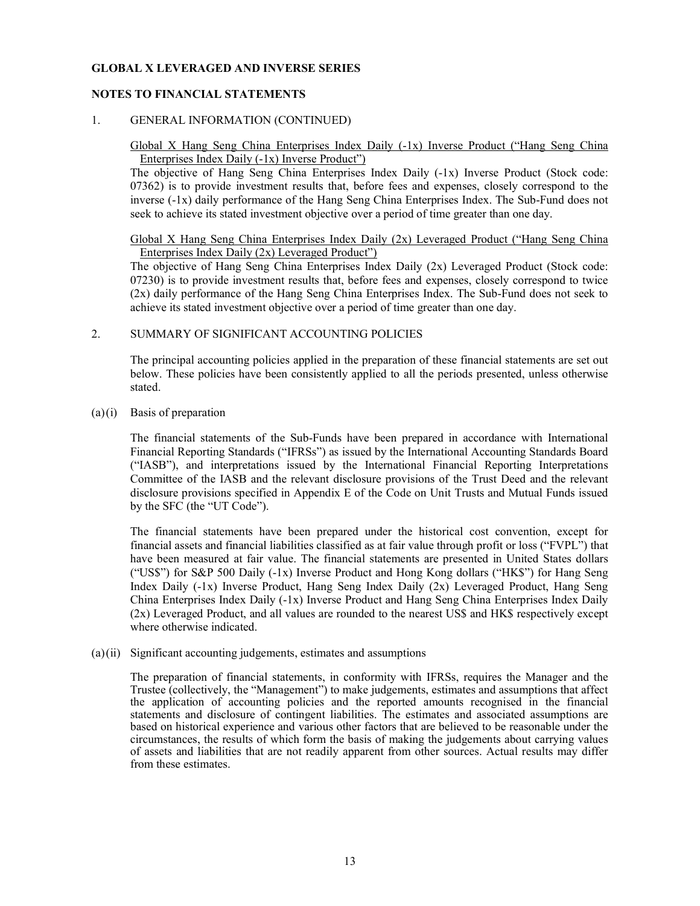**GLOBAL X LEVERAGED AND INVERSE SERIES**

**NOTES TO FINANCIAL STATEMENTS**

1. GENERAL INFORMATION (CONTINUED)

Global X Hang Seng China Enterprises Index Daily (-1x) Inverse Product ("Hang Seng China Enterprises Index Daily (-1x) Inverse Product")

The objective of Hang Seng China Enterprises Index Daily (-1x) Inverse Product (Stock code: 07362) is to provide investment results that, before fees and expenses, closely correspond to the inverse (-1x) daily performance of the Hang Seng China Enterprises Index. The Sub-Fund does not seek to achieve its stated investment objective over a period of time greater than one day.

Global X Hang Seng China Enterprises Index Daily (2x) Leveraged Product ("Hang Seng China Enterprises Index Daily (2x) Leveraged Product")

The objective of Hang Seng China Enterprises Index Daily (2x) Leveraged Product (Stock code: 07230) is to provide investment results that, before fees and expenses, closely correspond to twice (2x) daily performance of the Hang Seng China Enterprises Index. The Sub-Fund does not seek to achieve its stated investment objective over a period of time greater than one day.

2. SUMMARY OF SIGNIFICANT ACCOUNTING POLICIES

The principal accounting policies applied in the preparation of these financial statements are set out below. These policies have been consistently applied to all the periods presented, unless otherwise stated.

(a)(i) Basis of preparation

The financial statements of the Sub-Funds have been prepared in accordance with International Financial Reporting Standards ("IFRSs") as issued by the International Accounting Standards Board ("IASB"), and interpretations issued by the International Financial Reporting Interpretations Committee of the IASB and the relevant disclosure provisions of the Trust Deed and the relevant disclosure provisions specified in Appendix E of the Code on Unit Trusts and Mutual Funds issued by the SFC (the "UT Code").

The financial statements have been prepared under the historical cost convention, except for financial assets and financial liabilities classified as at fair value through profit or loss ("FVPL") that have been measured at fair value. The financial statements are presented in United States dollars ("US$") for S&P 500 Daily (-1x) Inverse Product and Hong Kong dollars ("HK$") for Hang Seng Index Daily (-1x) Inverse Product, Hang Seng Index Daily (2x) Leveraged Product, Hang Seng China Enterprises Index Daily (-1x) Inverse Product and Hang Seng China Enterprises Index Daily (2x) Leveraged Product, and all values are rounded to the nearest US$ and HK$ respectively except where otherwise indicated.

(a)(ii) Significant accounting judgements, estimates and assumptions

The preparation of financial statements, in conformity with IFRSs, requires the Manager and the Trustee (collectively, the "Management") to make judgements, estimates and assumptions that affect the application of accounting policies and the reported amounts recognised in the financial statements and disclosure of contingent liabilities. The estimates and associated assumptions are based on historical experience and various other factors that are believed to be reasonable under the circumstances, the results of which form the basis of making the judgements about carrying values of assets and liabilities that are not readily apparent from other sources. Actual results may differ from these estimates.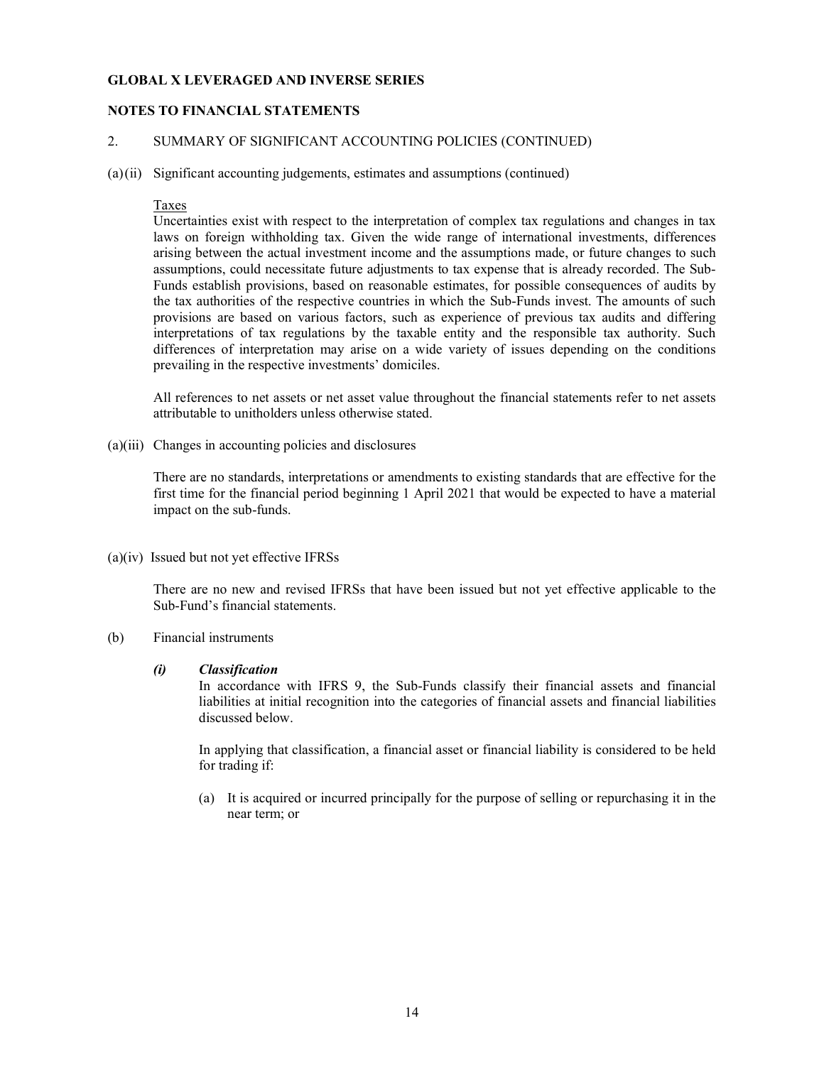**GLOBAL X LEVERAGED AND INVERSE SERIES**

**NOTES TO FINANCIAL STATEMENTS**

2. SUMMARY OF SIGNIFICANT ACCOUNTING POLICIES (CONTINUED)

(a)(ii) Significant accounting judgements, estimates and assumptions (continued)

Taxes

Uncertainties exist with respect to the interpretation of complex tax regulations and changes in tax laws on foreign withholding tax. Given the wide range of international investments, differences arising between the actual investment income and the assumptions made, or future changes to such assumptions, could necessitate future adjustments to tax expense that is already recorded. The Sub-Funds establish provisions, based on reasonable estimates, for possible consequences of audits by the tax authorities of the respective countries in which the Sub-Funds invest. The amounts of such provisions are based on various factors, such as experience of previous tax audits and differing interpretations of tax regulations by the taxable entity and the responsible tax authority. Such differences of interpretation may arise on a wide variety of issues depending on the conditions prevailing in the respective investments' domiciles.

All references to net assets or net asset value throughout the financial statements refer to net assets attributable to unitholders unless otherwise stated.

(a)(iii) Changes in accounting policies and disclosures

There are no standards, interpretations or amendments to existing standards that are effective for the first time for the financial period beginning 1 April 2021 that would be expected to have a material impact on the sub-funds.

(a)(iv) Issued but not yet effective IFRSs

There are no new and revised IFRSs that have been issued but not yet effective applicable to the Sub-Fund's financial statements.

(b) Financial instruments

***(i) Classification***

In accordance with IFRS 9, the Sub-Funds classify their financial assets and financial liabilities at initial recognition into the categories of financial assets and financial liabilities discussed below.

In applying that classification, a financial asset or financial liability is considered to be held for trading if:

(a) It is acquired or incurred principally for the purpose of selling or repurchasing it in the near term; or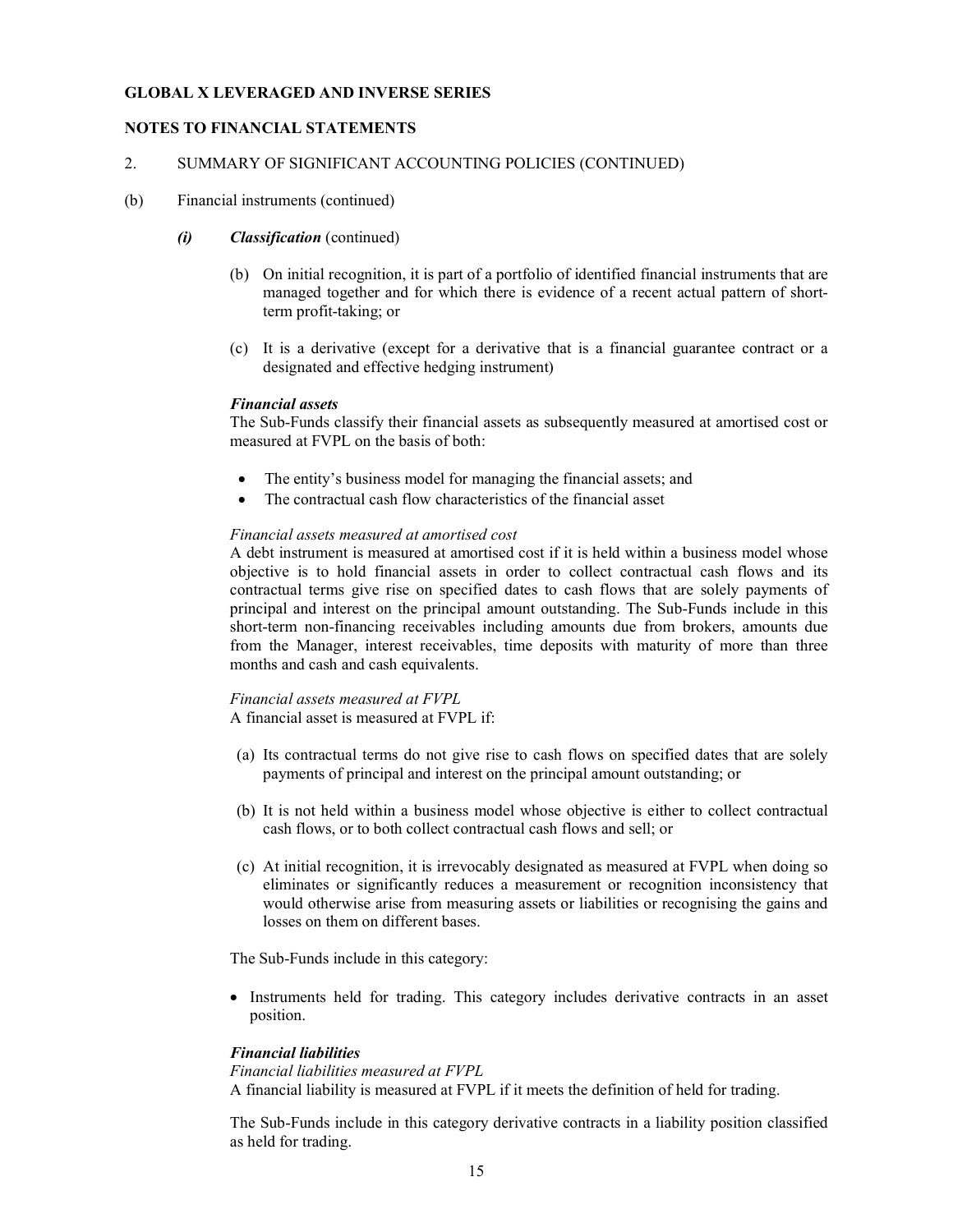**GLOBAL X LEVERAGED AND INVERSE SERIES**

**NOTES TO FINANCIAL STATEMENTS**

2. SUMMARY OF SIGNIFICANT ACCOUNTING POLICIES (CONTINUED)

(b) Financial instruments (continued)

***(i) Classification*** (continued)

(b) On initial recognition, it is part of a portfolio of identified financial instruments that are managed together and for which there is evidence of a recent actual pattern of short-term profit-taking; or

(c) It is a derivative (except for a derivative that is a financial guarantee contract or a designated and effective hedging instrument)

***Financial assets***

The Sub-Funds classify their financial assets as subsequently measured at amortised cost or measured at FVPL on the basis of both:

- The entity's business model for managing the financial assets; and
- The contractual cash flow characteristics of the financial asset

*Financial assets measured at amortised cost*

A debt instrument is measured at amortised cost if it is held within a business model whose objective is to hold financial assets in order to collect contractual cash flows and its contractual terms give rise on specified dates to cash flows that are solely payments of principal and interest on the principal amount outstanding. The Sub-Funds include in this short-term non-financing receivables including amounts due from brokers, amounts due from the Manager, interest receivables, time deposits with maturity of more than three months and cash and cash equivalents.

*Financial assets measured at FVPL*

A financial asset is measured at FVPL if:

(a) Its contractual terms do not give rise to cash flows on specified dates that are solely payments of principal and interest on the principal amount outstanding; or

(b) It is not held within a business model whose objective is either to collect contractual cash flows, or to both collect contractual cash flows and sell; or

(c) At initial recognition, it is irrevocably designated as measured at FVPL when doing so eliminates or significantly reduces a measurement or recognition inconsistency that would otherwise arise from measuring assets or liabilities or recognising the gains and losses on them on different bases.

The Sub-Funds include in this category:

- Instruments held for trading. This category includes derivative contracts in an asset position.

***Financial liabilities***

*Financial liabilities measured at FVPL*

A financial liability is measured at FVPL if it meets the definition of held for trading.

The Sub-Funds include in this category derivative contracts in a liability position classified as held for trading.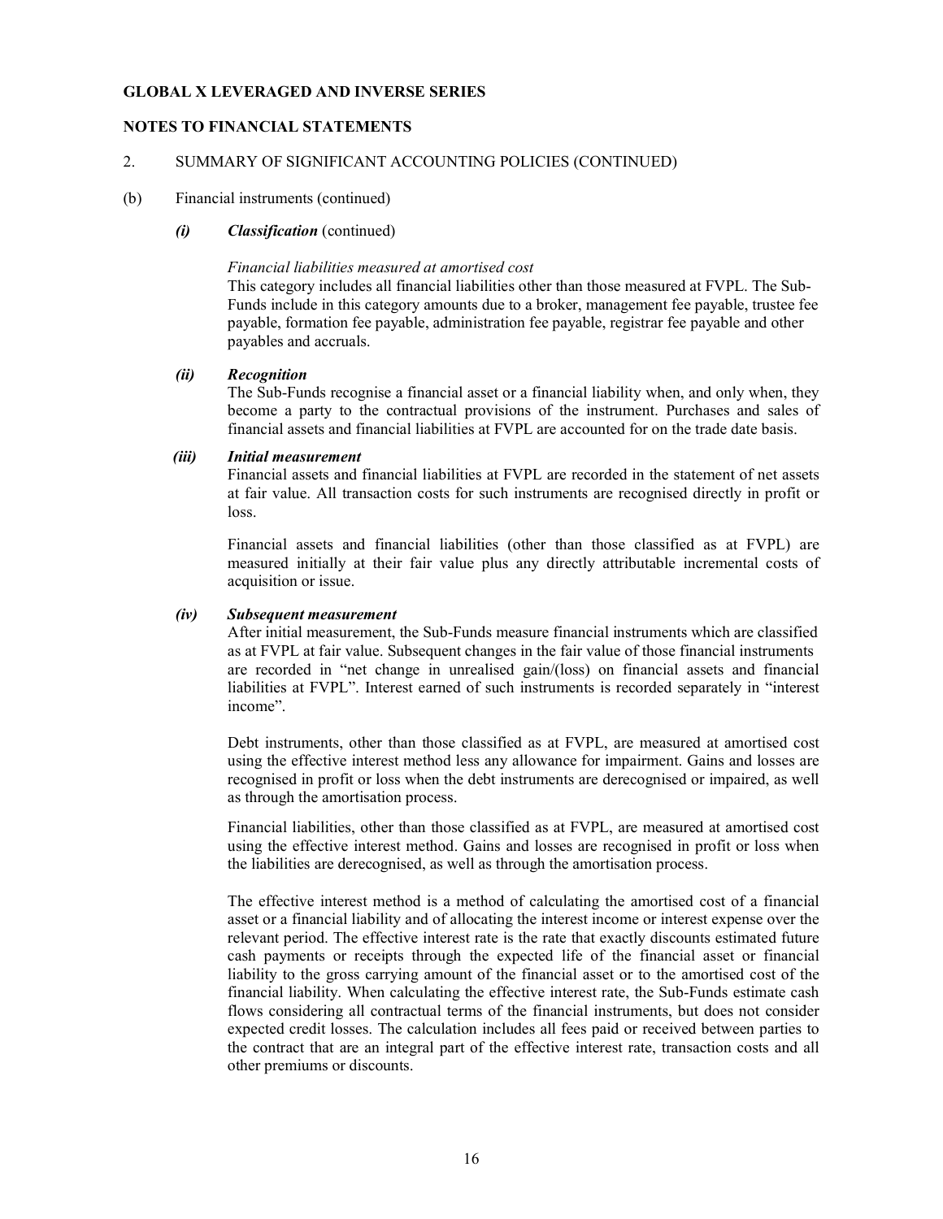**GLOBAL X LEVERAGED AND INVERSE SERIES**

**NOTES TO FINANCIAL STATEMENTS**

2. SUMMARY OF SIGNIFICANT ACCOUNTING POLICIES (CONTINUED)

(b) Financial instruments (continued)

***(i) Classification*** (continued)

*Financial liabilities measured at amortised cost*

This category includes all financial liabilities other than those measured at FVPL. The Sub-Funds include in this category amounts due to a broker, management fee payable, trustee fee payable, formation fee payable, administration fee payable, registrar fee payable and other payables and accruals.

***(ii) Recognition***

The Sub-Funds recognise a financial asset or a financial liability when, and only when, they become a party to the contractual provisions of the instrument. Purchases and sales of financial assets and financial liabilities at FVPL are accounted for on the trade date basis.

***(iii) Initial measurement***

Financial assets and financial liabilities at FVPL are recorded in the statement of net assets at fair value. All transaction costs for such instruments are recognised directly in profit or loss.

Financial assets and financial liabilities (other than those classified as at FVPL) are measured initially at their fair value plus any directly attributable incremental costs of acquisition or issue.

***(iv) Subsequent measurement***

After initial measurement, the Sub-Funds measure financial instruments which are classified as at FVPL at fair value. Subsequent changes in the fair value of those financial instruments are recorded in "net change in unrealised gain/(loss) on financial assets and financial liabilities at FVPL". Interest earned of such instruments is recorded separately in "interest income".

Debt instruments, other than those classified as at FVPL, are measured at amortised cost using the effective interest method less any allowance for impairment. Gains and losses are recognised in profit or loss when the debt instruments are derecognised or impaired, as well as through the amortisation process.

Financial liabilities, other than those classified as at FVPL, are measured at amortised cost using the effective interest method. Gains and losses are recognised in profit or loss when the liabilities are derecognised, as well as through the amortisation process.

The effective interest method is a method of calculating the amortised cost of a financial asset or a financial liability and of allocating the interest income or interest expense over the relevant period. The effective interest rate is the rate that exactly discounts estimated future cash payments or receipts through the expected life of the financial asset or financial liability to the gross carrying amount of the financial asset or to the amortised cost of the financial liability. When calculating the effective interest rate, the Sub-Funds estimate cash flows considering all contractual terms of the financial instruments, but does not consider expected credit losses. The calculation includes all fees paid or received between parties to the contract that are an integral part of the effective interest rate, transaction costs and all other premiums or discounts.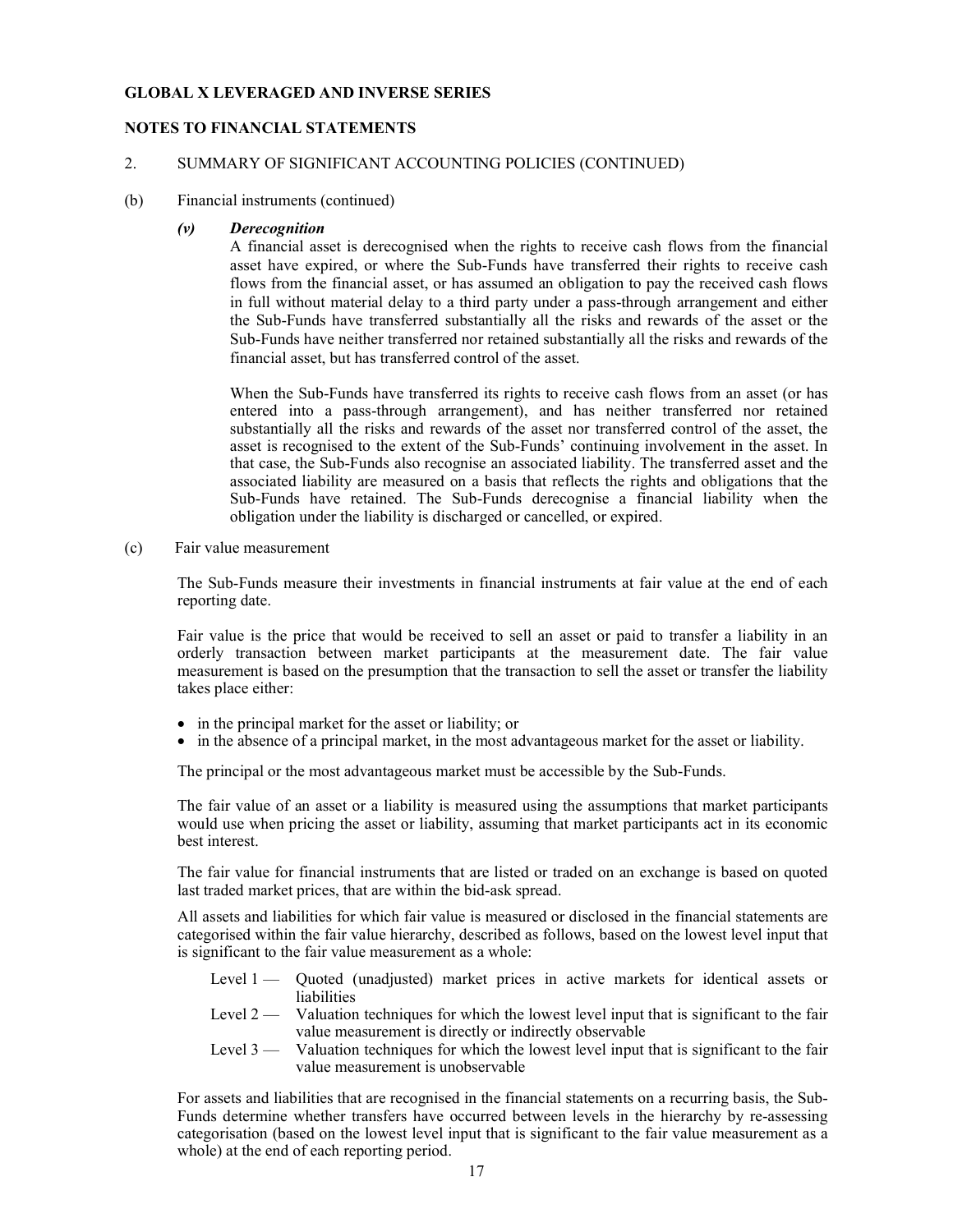**GLOBAL X LEVERAGED AND INVERSE SERIES**

**NOTES TO FINANCIAL STATEMENTS**

2. SUMMARY OF SIGNIFICANT ACCOUNTING POLICIES (CONTINUED)

(b) Financial instruments (continued)

***(v) Derecognition***

A financial asset is derecognised when the rights to receive cash flows from the financial asset have expired, or where the Sub-Funds have transferred their rights to receive cash flows from the financial asset, or has assumed an obligation to pay the received cash flows in full without material delay to a third party under a pass-through arrangement and either the Sub-Funds have transferred substantially all the risks and rewards of the asset or the Sub-Funds have neither transferred nor retained substantially all the risks and rewards of the financial asset, but has transferred control of the asset.

When the Sub-Funds have transferred its rights to receive cash flows from an asset (or has entered into a pass-through arrangement), and has neither transferred nor retained substantially all the risks and rewards of the asset nor transferred control of the asset, the asset is recognised to the extent of the Sub-Funds' continuing involvement in the asset. In that case, the Sub-Funds also recognise an associated liability. The transferred asset and the associated liability are measured on a basis that reflects the rights and obligations that the Sub-Funds have retained. The Sub-Funds derecognise a financial liability when the obligation under the liability is discharged or cancelled, or expired.

(c) Fair value measurement

The Sub-Funds measure their investments in financial instruments at fair value at the end of each reporting date.

Fair value is the price that would be received to sell an asset or paid to transfer a liability in an orderly transaction between market participants at the measurement date. The fair value measurement is based on the presumption that the transaction to sell the asset or transfer the liability takes place either:

- in the principal market for the asset or liability; or
- in the absence of a principal market, in the most advantageous market for the asset or liability.

The principal or the most advantageous market must be accessible by the Sub-Funds.

The fair value of an asset or a liability is measured using the assumptions that market participants would use when pricing the asset or liability, assuming that market participants act in its economic best interest.

The fair value for financial instruments that are listed or traded on an exchange is based on quoted last traded market prices, that are within the bid-ask spread.

All assets and liabilities for which fair value is measured or disclosed in the financial statements are categorised within the fair value hierarchy, described as follows, based on the lowest level input that is significant to the fair value measurement as a whole:

Level 1 — Quoted (unadjusted) market prices in active markets for identical assets or liabilities

Level 2 — Valuation techniques for which the lowest level input that is significant to the fair value measurement is directly or indirectly observable

Level 3 — Valuation techniques for which the lowest level input that is significant to the fair value measurement is unobservable

For assets and liabilities that are recognised in the financial statements on a recurring basis, the Sub-Funds determine whether transfers have occurred between levels in the hierarchy by re-assessing categorisation (based on the lowest level input that is significant to the fair value measurement as a whole) at the end of each reporting period.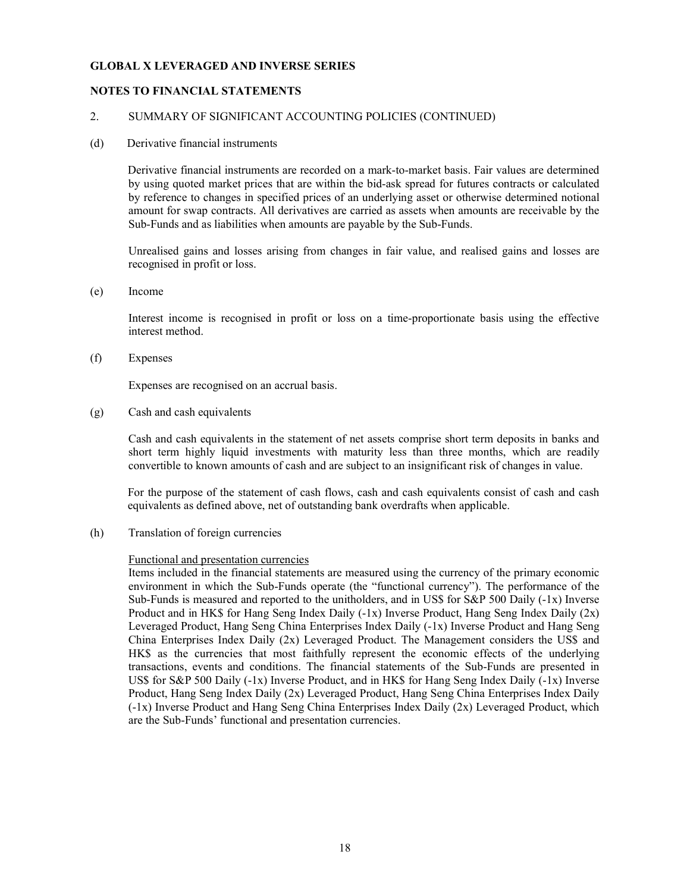**GLOBAL X LEVERAGED AND INVERSE SERIES**

**NOTES TO FINANCIAL STATEMENTS**

2. SUMMARY OF SIGNIFICANT ACCOUNTING POLICIES (CONTINUED)

(d) Derivative financial instruments

Derivative financial instruments are recorded on a mark-to-market basis. Fair values are determined by using quoted market prices that are within the bid-ask spread for futures contracts or calculated by reference to changes in specified prices of an underlying asset or otherwise determined notional amount for swap contracts. All derivatives are carried as assets when amounts are receivable by the Sub-Funds and as liabilities when amounts are payable by the Sub-Funds.

Unrealised gains and losses arising from changes in fair value, and realised gains and losses are recognised in profit or loss.

(e) Income

Interest income is recognised in profit or loss on a time-proportionate basis using the effective interest method.

(f) Expenses

Expenses are recognised on an accrual basis.

(g) Cash and cash equivalents

Cash and cash equivalents in the statement of net assets comprise short term deposits in banks and short term highly liquid investments with maturity less than three months, which are readily convertible to known amounts of cash and are subject to an insignificant risk of changes in value.

For the purpose of the statement of cash flows, cash and cash equivalents consist of cash and cash equivalents as defined above, net of outstanding bank overdrafts when applicable.

(h) Translation of foreign currencies

Functional and presentation currencies

Items included in the financial statements are measured using the currency of the primary economic environment in which the Sub-Funds operate (the "functional currency"). The performance of the Sub-Funds is measured and reported to the unitholders, and in US$ for S&P 500 Daily (-1x) Inverse Product and in HK$ for Hang Seng Index Daily (-1x) Inverse Product, Hang Seng Index Daily (2x) Leveraged Product, Hang Seng China Enterprises Index Daily (-1x) Inverse Product and Hang Seng China Enterprises Index Daily (2x) Leveraged Product. The Management considers the US$ and HK$ as the currencies that most faithfully represent the economic effects of the underlying transactions, events and conditions. The financial statements of the Sub-Funds are presented in US$ for S&P 500 Daily (-1x) Inverse Product, and in HK$ for Hang Seng Index Daily (-1x) Inverse Product, Hang Seng Index Daily (2x) Leveraged Product, Hang Seng China Enterprises Index Daily (-1x) Inverse Product and Hang Seng China Enterprises Index Daily (2x) Leveraged Product, which are the Sub-Funds' functional and presentation currencies.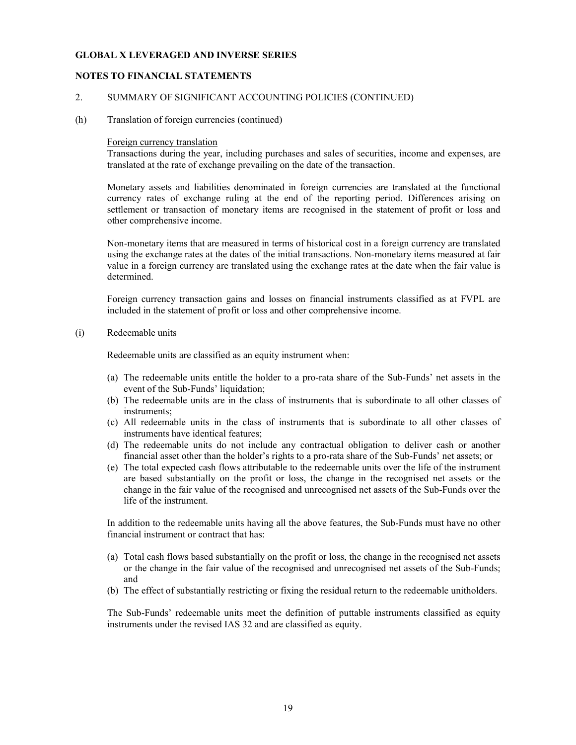**GLOBAL X LEVERAGED AND INVERSE SERIES**

**NOTES TO FINANCIAL STATEMENTS**

2. SUMMARY OF SIGNIFICANT ACCOUNTING POLICIES (CONTINUED)

(h) Translation of foreign currencies (continued)

Foreign currency translation

Transactions during the year, including purchases and sales of securities, income and expenses, are translated at the rate of exchange prevailing on the date of the transaction.

Monetary assets and liabilities denominated in foreign currencies are translated at the functional currency rates of exchange ruling at the end of the reporting period. Differences arising on settlement or transaction of monetary items are recognised in the statement of profit or loss and other comprehensive income.

Non-monetary items that are measured in terms of historical cost in a foreign currency are translated using the exchange rates at the dates of the initial transactions. Non-monetary items measured at fair value in a foreign currency are translated using the exchange rates at the date when the fair value is determined.

Foreign currency transaction gains and losses on financial instruments classified as at FVPL are included in the statement of profit or loss and other comprehensive income.

(i) Redeemable units

Redeemable units are classified as an equity instrument when:

(a) The redeemable units entitle the holder to a pro-rata share of the Sub-Funds' net assets in the event of the Sub-Funds' liquidation;
(b) The redeemable units are in the class of instruments that is subordinate to all other classes of instruments;
(c) All redeemable units in the class of instruments that is subordinate to all other classes of instruments have identical features;
(d) The redeemable units do not include any contractual obligation to deliver cash or another financial asset other than the holder's rights to a pro-rata share of the Sub-Funds' net assets; or
(e) The total expected cash flows attributable to the redeemable units over the life of the instrument are based substantially on the profit or loss, the change in the recognised net assets or the change in the fair value of the recognised and unrecognised net assets of the Sub-Funds over the life of the instrument.

In addition to the redeemable units having all the above features, the Sub-Funds must have no other financial instrument or contract that has:

(a) Total cash flows based substantially on the profit or loss, the change in the recognised net assets or the change in the fair value of the recognised and unrecognised net assets of the Sub-Funds; and
(b) The effect of substantially restricting or fixing the residual return to the redeemable unitholders.

The Sub-Funds' redeemable units meet the definition of puttable instruments classified as equity instruments under the revised IAS 32 and are classified as equity.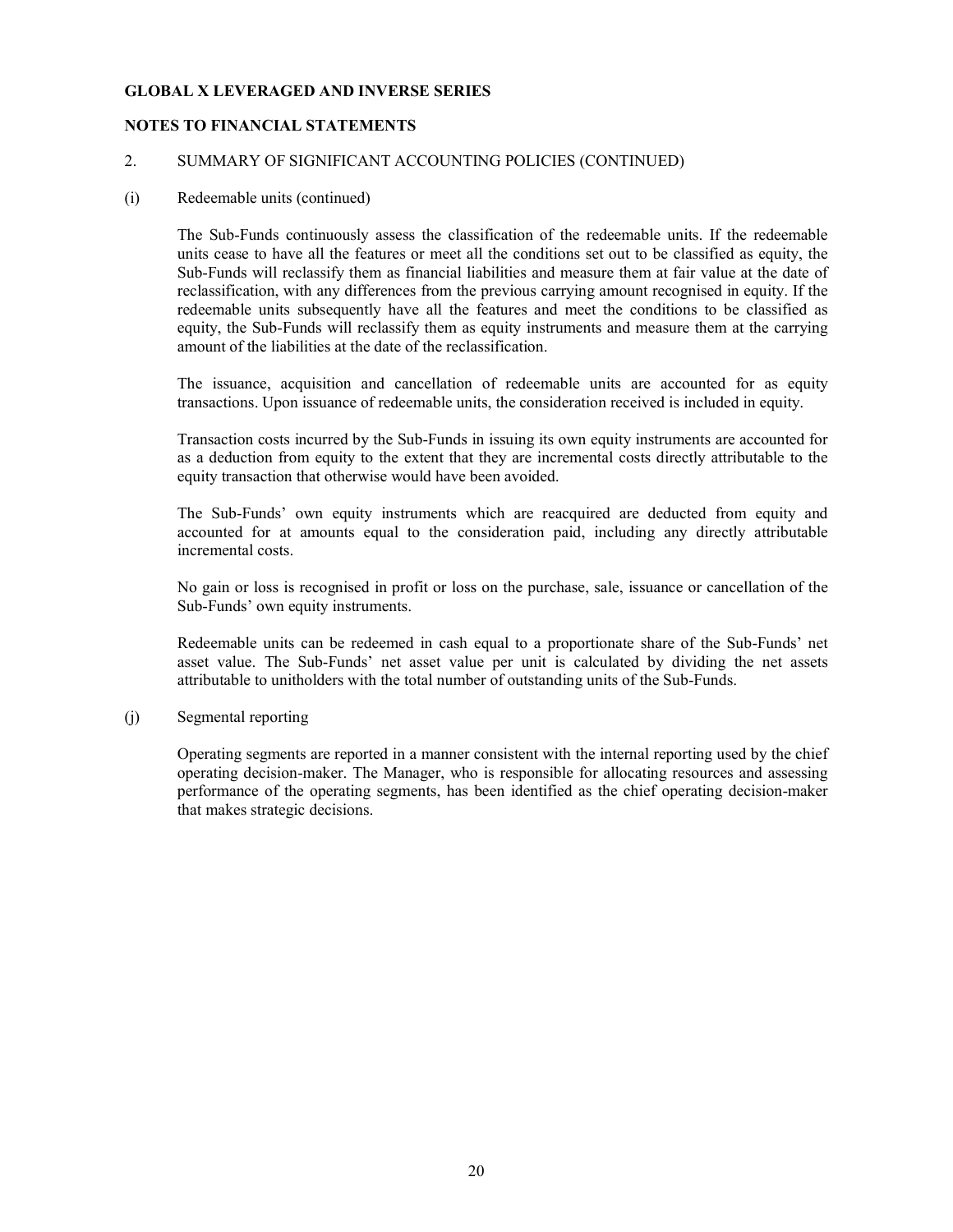**GLOBAL X LEVERAGED AND INVERSE SERIES**

**NOTES TO FINANCIAL STATEMENTS**

2. SUMMARY OF SIGNIFICANT ACCOUNTING POLICIES (CONTINUED)

(i) Redeemable units (continued)

The Sub-Funds continuously assess the classification of the redeemable units. If the redeemable units cease to have all the features or meet all the conditions set out to be classified as equity, the Sub-Funds will reclassify them as financial liabilities and measure them at fair value at the date of reclassification, with any differences from the previous carrying amount recognised in equity. If the redeemable units subsequently have all the features and meet the conditions to be classified as equity, the Sub-Funds will reclassify them as equity instruments and measure them at the carrying amount of the liabilities at the date of the reclassification.

The issuance, acquisition and cancellation of redeemable units are accounted for as equity transactions. Upon issuance of redeemable units, the consideration received is included in equity.

Transaction costs incurred by the Sub-Funds in issuing its own equity instruments are accounted for as a deduction from equity to the extent that they are incremental costs directly attributable to the equity transaction that otherwise would have been avoided.

The Sub-Funds' own equity instruments which are reacquired are deducted from equity and accounted for at amounts equal to the consideration paid, including any directly attributable incremental costs.

No gain or loss is recognised in profit or loss on the purchase, sale, issuance or cancellation of the Sub-Funds' own equity instruments.

Redeemable units can be redeemed in cash equal to a proportionate share of the Sub-Funds' net asset value. The Sub-Funds' net asset value per unit is calculated by dividing the net assets attributable to unitholders with the total number of outstanding units of the Sub-Funds.

(j) Segmental reporting

Operating segments are reported in a manner consistent with the internal reporting used by the chief operating decision-maker. The Manager, who is responsible for allocating resources and assessing performance of the operating segments, has been identified as the chief operating decision-maker that makes strategic decisions.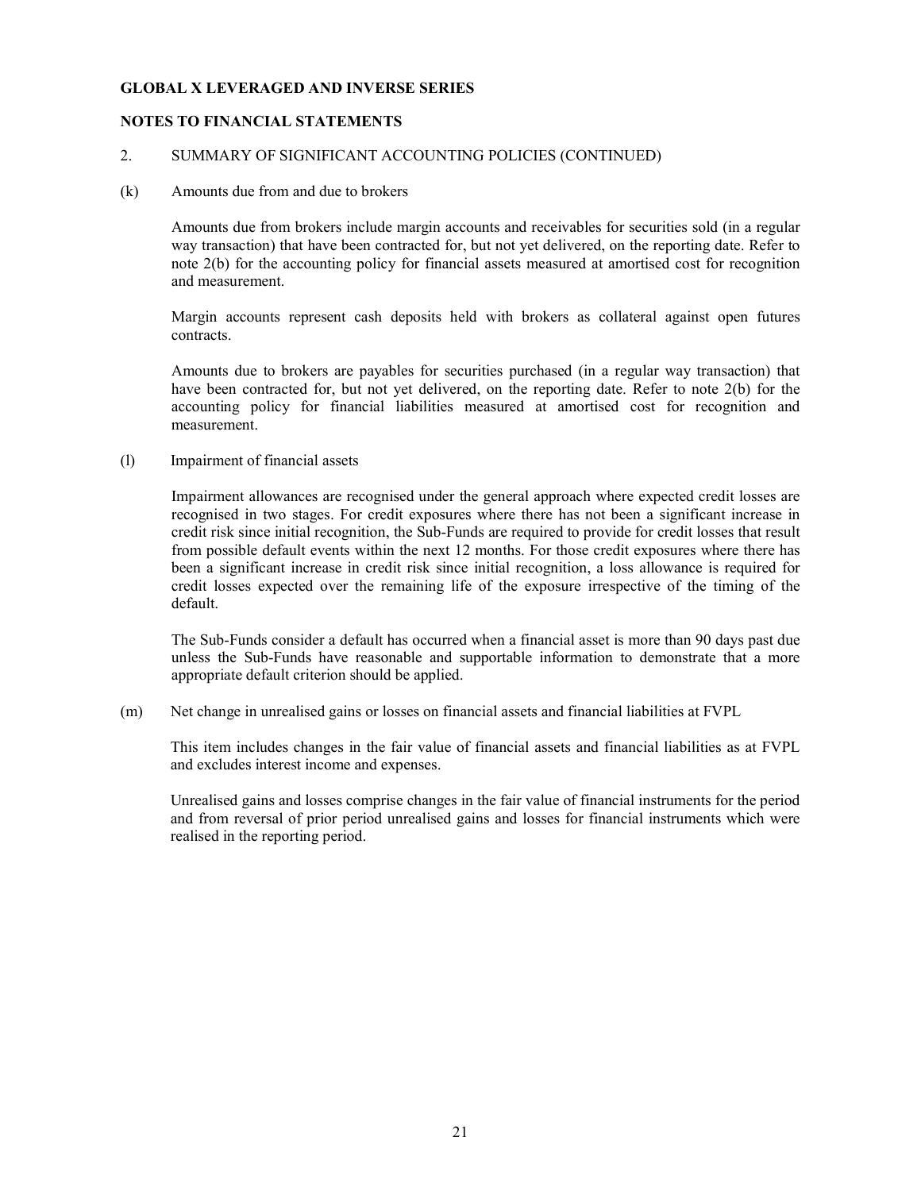**GLOBAL X LEVERAGED AND INVERSE SERIES**

**NOTES TO FINANCIAL STATEMENTS**

2. SUMMARY OF SIGNIFICANT ACCOUNTING POLICIES (CONTINUED)

(k) Amounts due from and due to brokers

Amounts due from brokers include margin accounts and receivables for securities sold (in a regular way transaction) that have been contracted for, but not yet delivered, on the reporting date. Refer to note 2(b) for the accounting policy for financial assets measured at amortised cost for recognition and measurement.

Margin accounts represent cash deposits held with brokers as collateral against open futures contracts.

Amounts due to brokers are payables for securities purchased (in a regular way transaction) that have been contracted for, but not yet delivered, on the reporting date. Refer to note 2(b) for the accounting policy for financial liabilities measured at amortised cost for recognition and measurement.

(l) Impairment of financial assets

Impairment allowances are recognised under the general approach where expected credit losses are recognised in two stages. For credit exposures where there has not been a significant increase in credit risk since initial recognition, the Sub-Funds are required to provide for credit losses that result from possible default events within the next 12 months. For those credit exposures where there has been a significant increase in credit risk since initial recognition, a loss allowance is required for credit losses expected over the remaining life of the exposure irrespective of the timing of the default.

The Sub-Funds consider a default has occurred when a financial asset is more than 90 days past due unless the Sub-Funds have reasonable and supportable information to demonstrate that a more appropriate default criterion should be applied.

(m) Net change in unrealised gains or losses on financial assets and financial liabilities at FVPL

This item includes changes in the fair value of financial assets and financial liabilities as at FVPL and excludes interest income and expenses.

Unrealised gains and losses comprise changes in the fair value of financial instruments for the period and from reversal of prior period unrealised gains and losses for financial instruments which were realised in the reporting period.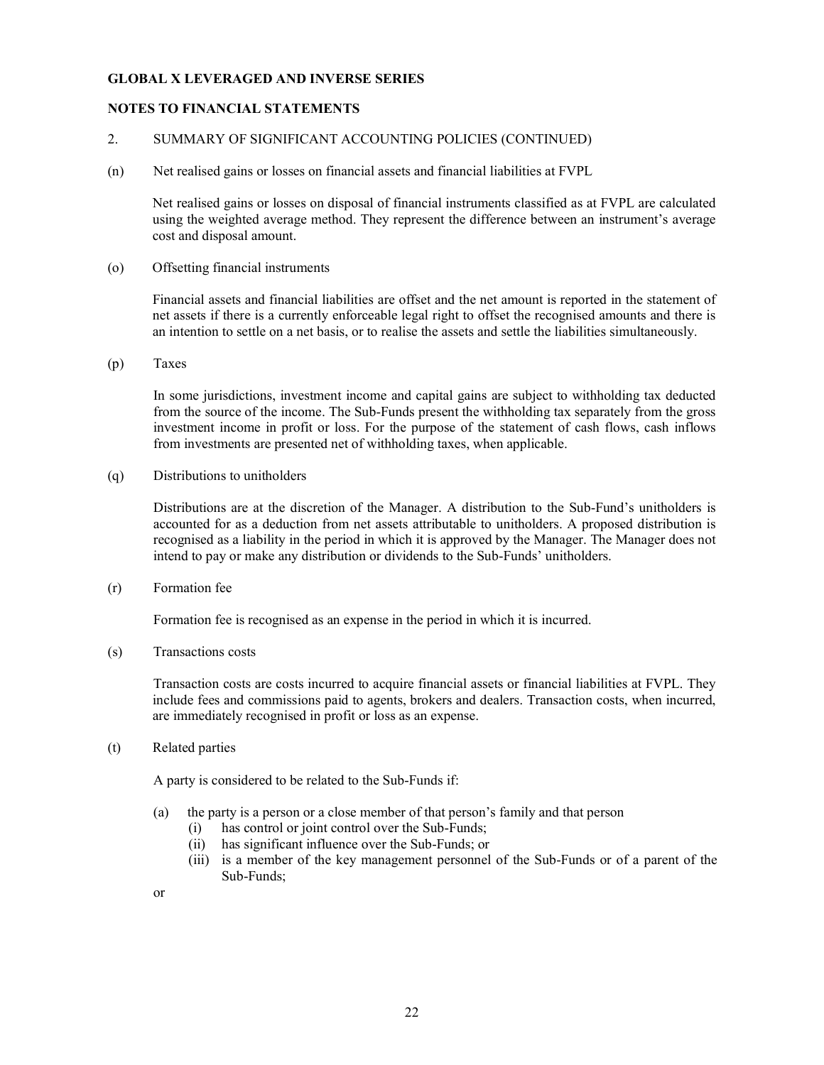**GLOBAL X LEVERAGED AND INVERSE SERIES**

**NOTES TO FINANCIAL STATEMENTS**

2. SUMMARY OF SIGNIFICANT ACCOUNTING POLICIES (CONTINUED)

(n) Net realised gains or losses on financial assets and financial liabilities at FVPL

Net realised gains or losses on disposal of financial instruments classified as at FVPL are calculated using the weighted average method. They represent the difference between an instrument's average cost and disposal amount.

(o) Offsetting financial instruments

Financial assets and financial liabilities are offset and the net amount is reported in the statement of net assets if there is a currently enforceable legal right to offset the recognised amounts and there is an intention to settle on a net basis, or to realise the assets and settle the liabilities simultaneously.

(p) Taxes

In some jurisdictions, investment income and capital gains are subject to withholding tax deducted from the source of the income. The Sub-Funds present the withholding tax separately from the gross investment income in profit or loss. For the purpose of the statement of cash flows, cash inflows from investments are presented net of withholding taxes, when applicable.

(q) Distributions to unitholders

Distributions are at the discretion of the Manager. A distribution to the Sub-Fund's unitholders is accounted for as a deduction from net assets attributable to unitholders. A proposed distribution is recognised as a liability in the period in which it is approved by the Manager. The Manager does not intend to pay or make any distribution or dividends to the Sub-Funds' unitholders.

(r) Formation fee

Formation fee is recognised as an expense in the period in which it is incurred.

(s) Transactions costs

Transaction costs are costs incurred to acquire financial assets or financial liabilities at FVPL. They include fees and commissions paid to agents, brokers and dealers. Transaction costs, when incurred, are immediately recognised in profit or loss as an expense.

(t) Related parties

A party is considered to be related to the Sub-Funds if:

(a) the party is a person or a close member of that person's family and that person
   - (i) has control or joint control over the Sub-Funds;
   - (ii) has significant influence over the Sub-Funds; or
   - (iii) is a member of the key management personnel of the Sub-Funds or of a parent of the Sub-Funds;

or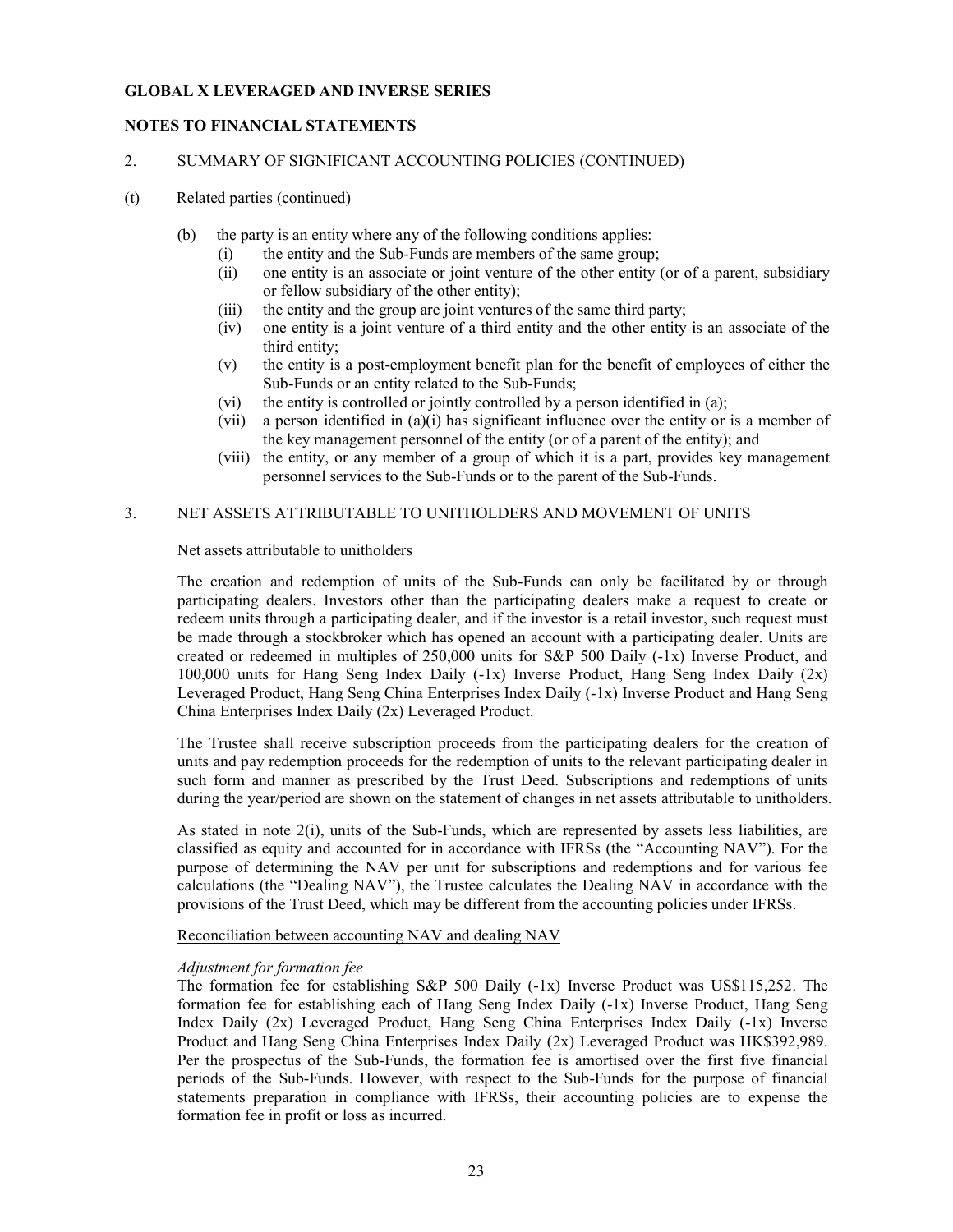**GLOBAL X LEVERAGED AND INVERSE SERIES**

**NOTES TO FINANCIAL STATEMENTS**

2. SUMMARY OF SIGNIFICANT ACCOUNTING POLICIES (CONTINUED)

(t) Related parties (continued)

(b) the party is an entity where any of the following conditions applies:
   (i) the entity and the Sub-Funds are members of the same group;
   (ii) one entity is an associate or joint venture of the other entity (or of a parent, subsidiary or fellow subsidiary of the other entity);
   (iii) the entity and the group are joint ventures of the same third party;
   (iv) one entity is a joint venture of a third entity and the other entity is an associate of the third entity;
   (v) the entity is a post-employment benefit plan for the benefit of employees of either the Sub-Funds or an entity related to the Sub-Funds;
   (vi) the entity is controlled or jointly controlled by a person identified in (a);
   (vii) a person identified in (a)(i) has significant influence over the entity or is a member of the key management personnel of the entity (or of a parent of the entity); and
   (viii) the entity, or any member of a group of which it is a part, provides key management personnel services to the Sub-Funds or to the parent of the Sub-Funds.

3. NET ASSETS ATTRIBUTABLE TO UNITHOLDERS AND MOVEMENT OF UNITS

Net assets attributable to unitholders

The creation and redemption of units of the Sub-Funds can only be facilitated by or through participating dealers. Investors other than the participating dealers make a request to create or redeem units through a participating dealer, and if the investor is a retail investor, such request must be made through a stockbroker which has opened an account with a participating dealer. Units are created or redeemed in multiples of 250,000 units for S&P 500 Daily (-1x) Inverse Product, and 100,000 units for Hang Seng Index Daily (-1x) Inverse Product, Hang Seng Index Daily (2x) Leveraged Product, Hang Seng China Enterprises Index Daily (-1x) Inverse Product and Hang Seng China Enterprises Index Daily (2x) Leveraged Product.

The Trustee shall receive subscription proceeds from the participating dealers for the creation of units and pay redemption proceeds for the redemption of units to the relevant participating dealer in such form and manner as prescribed by the Trust Deed. Subscriptions and redemptions of units during the year/period are shown on the statement of changes in net assets attributable to unitholders.

As stated in note 2(i), units of the Sub-Funds, which are represented by assets less liabilities, are classified as equity and accounted for in accordance with IFRSs (the "Accounting NAV"). For the purpose of determining the NAV per unit for subscriptions and redemptions and for various fee calculations (the "Dealing NAV"), the Trustee calculates the Dealing NAV in accordance with the provisions of the Trust Deed, which may be different from the accounting policies under IFRSs.

Reconciliation between accounting NAV and dealing NAV

*Adjustment for formation fee*

The formation fee for establishing S&P 500 Daily (-1x) Inverse Product was US$115,252. The formation fee for establishing each of Hang Seng Index Daily (-1x) Inverse Product, Hang Seng Index Daily (2x) Leveraged Product, Hang Seng China Enterprises Index Daily (-1x) Inverse Product and Hang Seng China Enterprises Index Daily (2x) Leveraged Product was HK$392,989. Per the prospectus of the Sub-Funds, the formation fee is amortised over the first five financial periods of the Sub-Funds. However, with respect to the Sub-Funds for the purpose of financial statements preparation in compliance with IFRSs, their accounting policies are to expense the formation fee in profit or loss as incurred.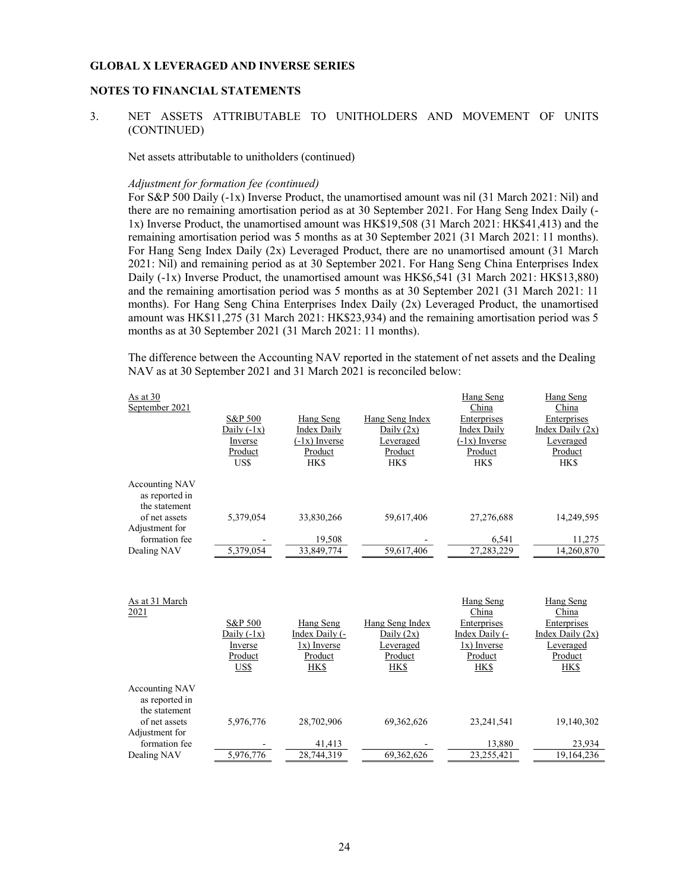**GLOBAL X LEVERAGED AND INVERSE SERIES**

**NOTES TO FINANCIAL STATEMENTS**

3. NET ASSETS ATTRIBUTABLE TO UNITHOLDERS AND MOVEMENT OF UNITS (CONTINUED)

Net assets attributable to unitholders (continued)

*Adjustment for formation fee (continued)*

For S&P 500 Daily (-1x) Inverse Product, the unamortised amount was nil (31 March 2021: Nil) and there are no remaining amortisation period as at 30 September 2021. For Hang Seng Index Daily (-1x) Inverse Product, the unamortised amount was HK$19,508 (31 March 2021: HK$41,413) and the remaining amortisation period was 5 months as at 30 September 2021 (31 March 2021: 11 months). For Hang Seng Index Daily (2x) Leveraged Product, there are no unamortised amount (31 March 2021: Nil) and remaining period as at 30 September 2021. For Hang Seng China Enterprises Index Daily (-1x) Inverse Product, the unamortised amount was HK$6,541 (31 March 2021: HK$13,880) and the remaining amortisation period was 5 months as at 30 September 2021 (31 March 2021: 11 months). For Hang Seng China Enterprises Index Daily (2x) Leveraged Product, the unamortised amount was HK$11,275 (31 March 2021: HK$23,934) and the remaining amortisation period was 5 months as at 30 September 2021 (31 March 2021: 11 months).

The difference between the Accounting NAV reported in the statement of net assets and the Dealing NAV as at 30 September 2021 and 31 March 2021 is reconciled below:

| As at 30 September 2021 | S&P 500 Daily (-1x) Inverse Product | Hang Seng Index Daily (-1x) Inverse Product | Hang Seng Index Daily (2x) Leveraged Product | Hang Seng China Enterprises Index Daily (-1x) Inverse Product | Hang Seng China Enterprises Index Daily (2x) Leveraged Product |
|---|---|---|---|---|---|
| | US$ | HK$ | HK$ | HK$ | HK$ |
| Accounting NAV as reported in the statement of net assets | 5,379,054 | 33,830,266 | 59,617,406 | 27,276,688 | 14,249,595 |
| Adjustment for formation fee | - | 19,508 | - | 6,541 | 11,275 |
| Dealing NAV | 5,379,054 | 33,849,774 | 59,617,406 | 27,283,229 | 14,260,870 |

| As at 31 March 2021 | S&P 500 Daily (-1x) Inverse Product | Hang Seng Index Daily (-1x) Inverse Product | Hang Seng Index Daily (2x) Leveraged Product | Hang Seng China Enterprises Index Daily (-1x) Inverse Product | Hang Seng China Enterprises Index Daily (2x) Leveraged Product |
|---|---|---|---|---|---|
| | US$ | HK$ | HK$ | HK$ | HK$ |
| Accounting NAV as reported in the statement of net assets | 5,976,776 | 28,702,906 | 69,362,626 | 23,241,541 | 19,140,302 |
| Adjustment for formation fee | - | 41,413 | - | 13,880 | 23,934 |
| Dealing NAV | 5,976,776 | 28,744,319 | 69,362,626 | 23,255,421 | 19,164,236 |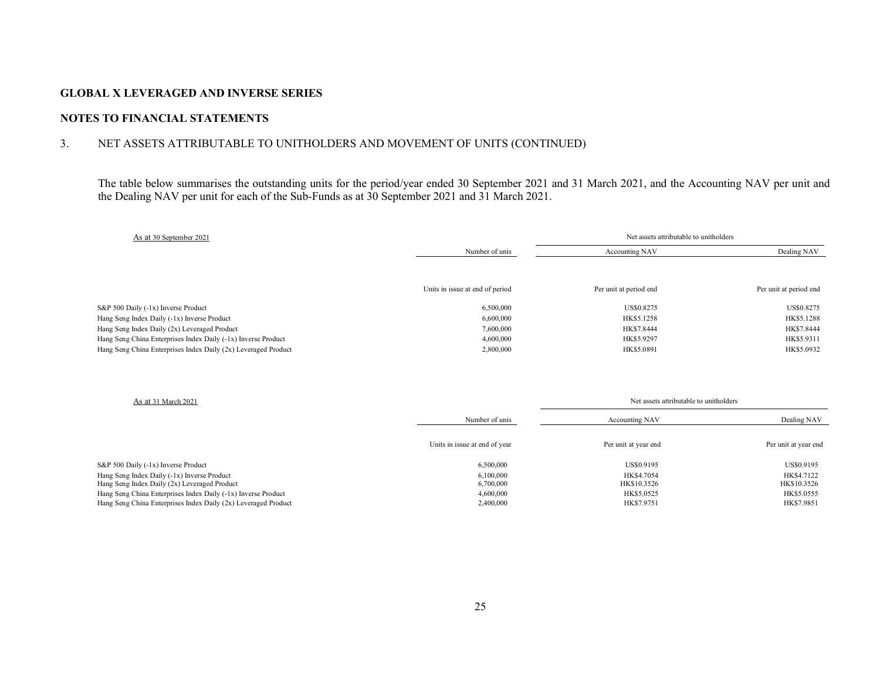**GLOBAL X LEVERAGED AND INVERSE SERIES**

**NOTES TO FINANCIAL STATEMENTS**

3. NET ASSETS ATTRIBUTABLE TO UNITHOLDERS AND MOVEMENT OF UNITS (CONTINUED)

The table below summarises the outstanding units for the period/year ended 30 September 2021 and 31 March 2021, and the Accounting NAV per unit and the Dealing NAV per unit for each of the Sub-Funds as at 30 September 2021 and 31 March 2021.

| As at 30 September 2021 | | Net assets attributable to unitholders | |
|---|---|---|---|
| | Number of unis | Accounting NAV | Dealing NAV |
| | Units in issue at end of period | Per unit at period end | Per unit at period end |
| S&P 500 Daily (-1x) Inverse Product | 6,500,000 | US$0.8275 | US$0.8275 |
| Hang Seng Index Daily (-1x) Inverse Product | 6,600,000 | HK$5.1258 | HK$5.1288 |
| Hang Seng Index Daily (2x) Leveraged Product | 7,600,000 | HK$7.8444 | HK$7.8444 |
| Hang Seng China Enterprises Index Daily (-1x) Inverse Product | 4,600,000 | HK$5.9297 | HK$5.9311 |
| Hang Seng China Enterprises Index Daily (2x) Leveraged Product | 2,800,000 | HK$5.0891 | HK$5.0932 |

| As at 31 March 2021 | | Net assets attributable to unitholders | |
|---|---|---|---|
| | Number of unis | Accounting NAV | Dealing NAV |
| | Units in issue at end of year | Per unit at year end | Per unit at year end |
| S&P 500 Daily (-1x) Inverse Product | 6,500,000 | US$0.9195 | US$0.9195 |
| Hang Seng Index Daily (-1x) Inverse Product | 6,100,000 | HK$4.7054 | HK$4.7122 |
| Hang Seng Index Daily (2x) Leveraged Product | 6,700,000 | HK$10.3526 | HK$10.3526 |
| Hang Seng China Enterprises Index Daily (-1x) Inverse Product | 4,600,000 | HK$5.0525 | HK$5.0555 |
| Hang Seng China Enterprises Index Daily (2x) Leveraged Product | 2,400,000 | HK$7.9751 | HK$7.9851 |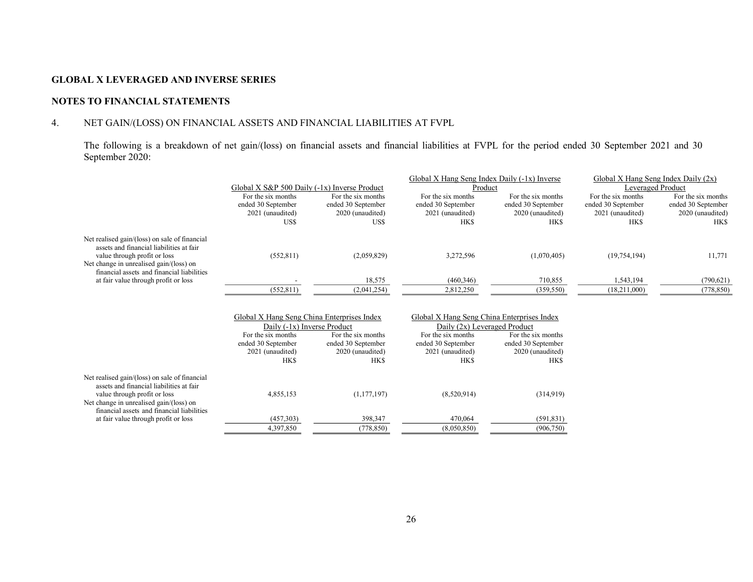# GLOBAL X LEVERAGED AND INVERSE SERIES

## NOTES TO FINANCIAL STATEMENTS

### 4. NET GAIN/(LOSS) ON FINANCIAL ASSETS AND FINANCIAL LIABILITIES AT FVPL

The following is a breakdown of net gain/(loss) on financial assets and financial liabilities at FVPL for the period ended 30 September 2021 and 30 September 2020:

| | Global X S&P 500 Daily (-1x) Inverse Product | | Global X Hang Seng Index Daily (-1x) Inverse Product | | Global X Hang Seng Index Daily (2x) Leveraged Product | |
|---|---|---|---|---|---|---|
| | For the six months ended 30 September 2021 (unaudited) | For the six months ended 30 September 2020 (unaudited) | For the six months ended 30 September 2021 (unaudited) | For the six months ended 30 September 2020 (unaudited) | For the six months ended 30 September 2021 (unaudited) | For the six months ended 30 September 2020 (unaudited) |
| | US$ | US$ | HK$ | HK$ | HK$ | HK$ |
| Net realised gain/(loss) on sale of financial assets and financial liabilities at fair value through profit or loss | (552,811) | (2,059,829) | 3,272,596 | (1,070,405) | (19,754,194) | 11,771 |
| Net change in unrealised gain/(loss) on financial assets and financial liabilities at fair value through profit or loss | - | 18,575 | (460,346) | 710,855 | 1,543,194 | (790,621) |
| | (552,811) | (2,041,254) | 2,812,250 | (359,550) | (18,211,000) | (778,850) |

| | Global X Hang Seng China Enterprises Index Daily (-1x) Inverse Product | | Global X Hang Seng China Enterprises Index Daily (2x) Leveraged Product | |
|---|---|---|---|---|
| | For the six months ended 30 September 2021 (unaudited) | For the six months ended 30 September 2020 (unaudited) | For the six months ended 30 September 2021 (unaudited) | For the six months ended 30 September 2020 (unaudited) |
| | HK$ | HK$ | HK$ | HK$ |
| Net realised gain/(loss) on sale of financial assets and financial liabilities at fair value through profit or loss | 4,855,153 | (1,177,197) | (8,520,914) | (314,919) |
| Net change in unrealised gain/(loss) on financial assets and financial liabilities at fair value through profit or loss | (457,303) | 398,347 | 470,064 | (591,831) |
| | 4,397,850 | (778,850) | (8,050,850) | (906,750) |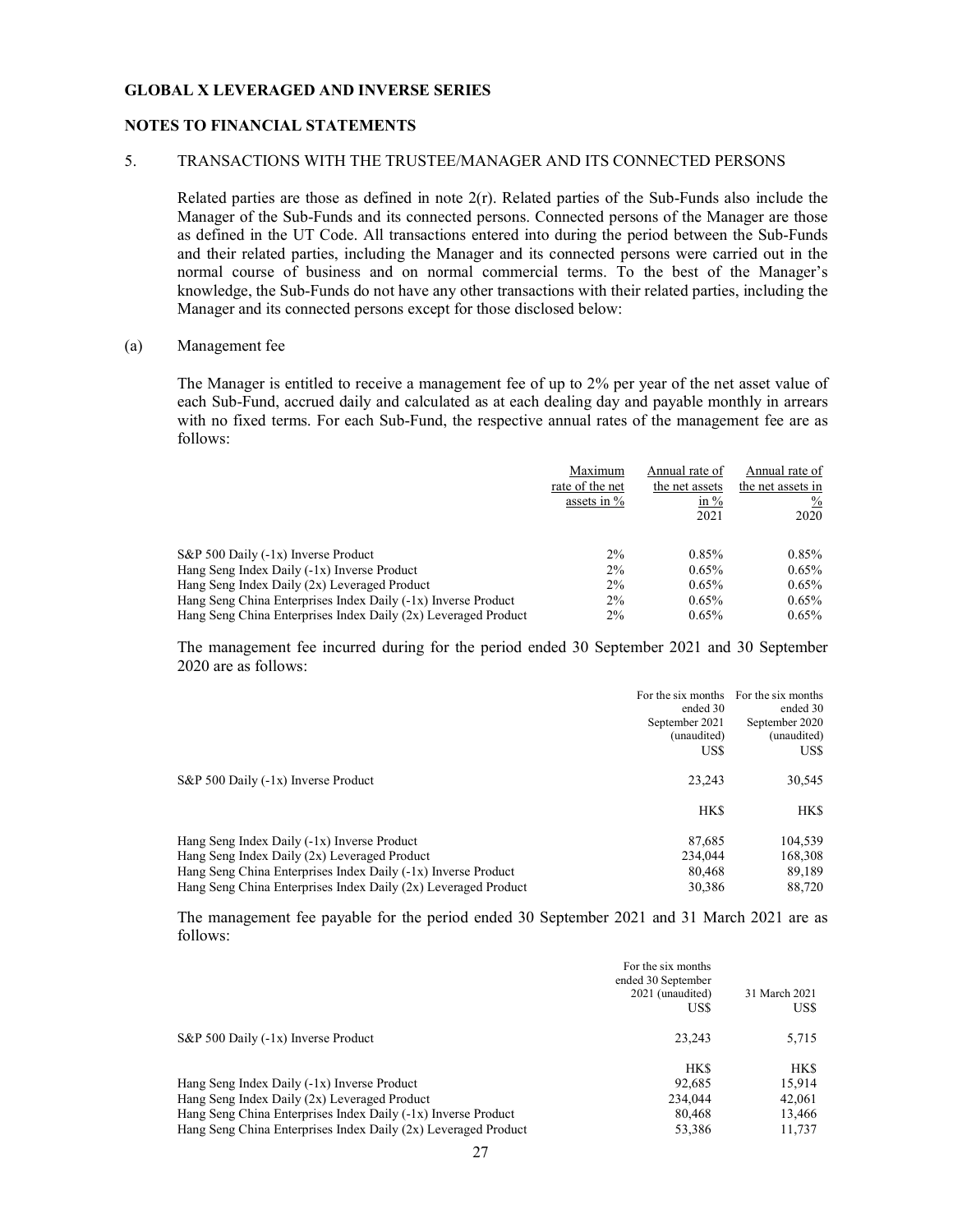**GLOBAL X LEVERAGED AND INVERSE SERIES**

**NOTES TO FINANCIAL STATEMENTS**

5. TRANSACTIONS WITH THE TRUSTEE/MANAGER AND ITS CONNECTED PERSONS

Related parties are those as defined in note 2(r). Related parties of the Sub-Funds also include the Manager of the Sub-Funds and its connected persons. Connected persons of the Manager are those as defined in the UT Code. All transactions entered into during the period between the Sub-Funds and their related parties, including the Manager and its connected persons were carried out in the normal course of business and on normal commercial terms. To the best of the Manager's knowledge, the Sub-Funds do not have any other transactions with their related parties, including the Manager and its connected persons except for those disclosed below:

(a) Management fee

The Manager is entitled to receive a management fee of up to 2% per year of the net asset value of each Sub-Fund, accrued daily and calculated as at each dealing day and payable monthly in arrears with no fixed terms. For each Sub-Fund, the respective annual rates of the management fee are as follows:

| | Maximum rate of the net assets in % | Annual rate of the net assets in % 2021 | Annual rate of the net assets in % 2020 |
|---|---|---|---|
| S&P 500 Daily (-1x) Inverse Product | 2% | 0.85% | 0.85% |
| Hang Seng Index Daily (-1x) Inverse Product | 2% | 0.65% | 0.65% |
| Hang Seng Index Daily (2x) Leveraged Product | 2% | 0.65% | 0.65% |
| Hang Seng China Enterprises Index Daily (-1x) Inverse Product | 2% | 0.65% | 0.65% |
| Hang Seng China Enterprises Index Daily (2x) Leveraged Product | 2% | 0.65% | 0.65% |

The management fee incurred during for the period ended 30 September 2021 and 30 September 2020 are as follows:

| | For the six months ended 30 September 2021 (unaudited) US$ | For the six months ended 30 September 2020 (unaudited) US$ |
|---|---|---|
| S&P 500 Daily (-1x) Inverse Product | 23,243 | 30,545 |
| | HK$ | HK$ |
| Hang Seng Index Daily (-1x) Inverse Product | 87,685 | 104,539 |
| Hang Seng Index Daily (2x) Leveraged Product | 234,044 | 168,308 |
| Hang Seng China Enterprises Index Daily (-1x) Inverse Product | 80,468 | 89,189 |
| Hang Seng China Enterprises Index Daily (2x) Leveraged Product | 30,386 | 88,720 |

The management fee payable for the period ended 30 September 2021 and 31 March 2021 are as follows:

| | For the six months ended 30 September 2021 (unaudited) US$ | 31 March 2021 US$ |
|---|---|---|
| S&P 500 Daily (-1x) Inverse Product | 23,243 | 5,715 |
| | HK$ | HK$ |
| Hang Seng Index Daily (-1x) Inverse Product | 92,685 | 15,914 |
| Hang Seng Index Daily (2x) Leveraged Product | 234,044 | 42,061 |
| Hang Seng China Enterprises Index Daily (-1x) Inverse Product | 80,468 | 13,466 |
| Hang Seng China Enterprises Index Daily (2x) Leveraged Product | 53,386 | 11,737 |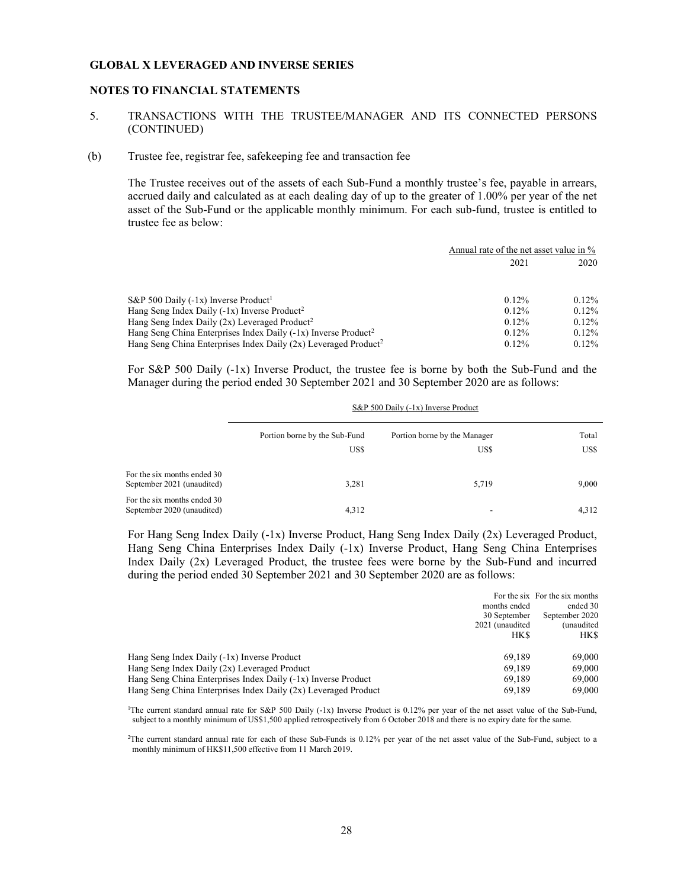**GLOBAL X LEVERAGED AND INVERSE SERIES**

**NOTES TO FINANCIAL STATEMENTS**

5. TRANSACTIONS WITH THE TRUSTEE/MANAGER AND ITS CONNECTED PERSONS (CONTINUED)

(b) Trustee fee, registrar fee, safekeeping fee and transaction fee

The Trustee receives out of the assets of each Sub-Fund a monthly trustee's fee, payable in arrears, accrued daily and calculated as at each dealing day of up to the greater of 1.00% per year of the net asset of the Sub-Fund or the applicable monthly minimum. For each sub-fund, trustee is entitled to trustee fee as below:

| | Annual rate of the net asset value in % | |
|---|---|---|
| | 2021 | 2020 |
| S&P 500 Daily (-1x) Inverse Product[1] | 0.12% | 0.12% |
| Hang Seng Index Daily (-1x) Inverse Product[2] | 0.12% | 0.12% |
| Hang Seng Index Daily (2x) Leveraged Product[2] | 0.12% | 0.12% |
| Hang Seng China Enterprises Index Daily (-1x) Inverse Product[2] | 0.12% | 0.12% |
| Hang Seng China Enterprises Index Daily (2x) Leveraged Product[2] | 0.12% | 0.12% |

For S&P 500 Daily (-1x) Inverse Product, the trustee fee is borne by both the Sub-Fund and the Manager during the period ended 30 September 2021 and 30 September 2020 are as follows:

| | S&P 500 Daily (-1x) Inverse Product | | |
|---|---|---|---|
| | Portion borne by the Sub-Fund | Portion borne by the Manager | Total |
| | US$ | US$ | US$ |
| For the six months ended 30 September 2021 (unaudited) | 3,281 | 5,719 | 9,000 |
| For the six months ended 30 September 2020 (unaudited) | 4,312 | - | 4,312 |

For Hang Seng Index Daily (-1x) Inverse Product, Hang Seng Index Daily (2x) Leveraged Product, Hang Seng China Enterprises Index Daily (-1x) Inverse Product, Hang Seng China Enterprises Index Daily (2x) Leveraged Product, the trustee fees were borne by the Sub-Fund and incurred during the period ended 30 September 2021 and 30 September 2020 are as follows:

| | For the six months ended 30 September 2021 (unaudited | For the six months ended 30 September 2020 (unaudited |
|---|---|---|
| | HK$ | HK$ |
| Hang Seng Index Daily (-1x) Inverse Product | 69,189 | 69,000 |
| Hang Seng Index Daily (2x) Leveraged Product | 69,189 | 69,000 |
| Hang Seng China Enterprises Index Daily (-1x) Inverse Product | 69,189 | 69,000 |
| Hang Seng China Enterprises Index Daily (2x) Leveraged Product | 69,189 | 69,000 |

[1]The current standard annual rate for S&P 500 Daily (-1x) Inverse Product is 0.12% per year of the net asset value of the Sub-Fund, subject to a monthly minimum of US$1,500 applied retrospectively from 6 October 2018 and there is no expiry date for the same.

[2]The current standard annual rate for each of these Sub-Funds is 0.12% per year of the net asset value of the Sub-Fund, subject to a monthly minimum of HK$11,500 effective from 11 March 2019.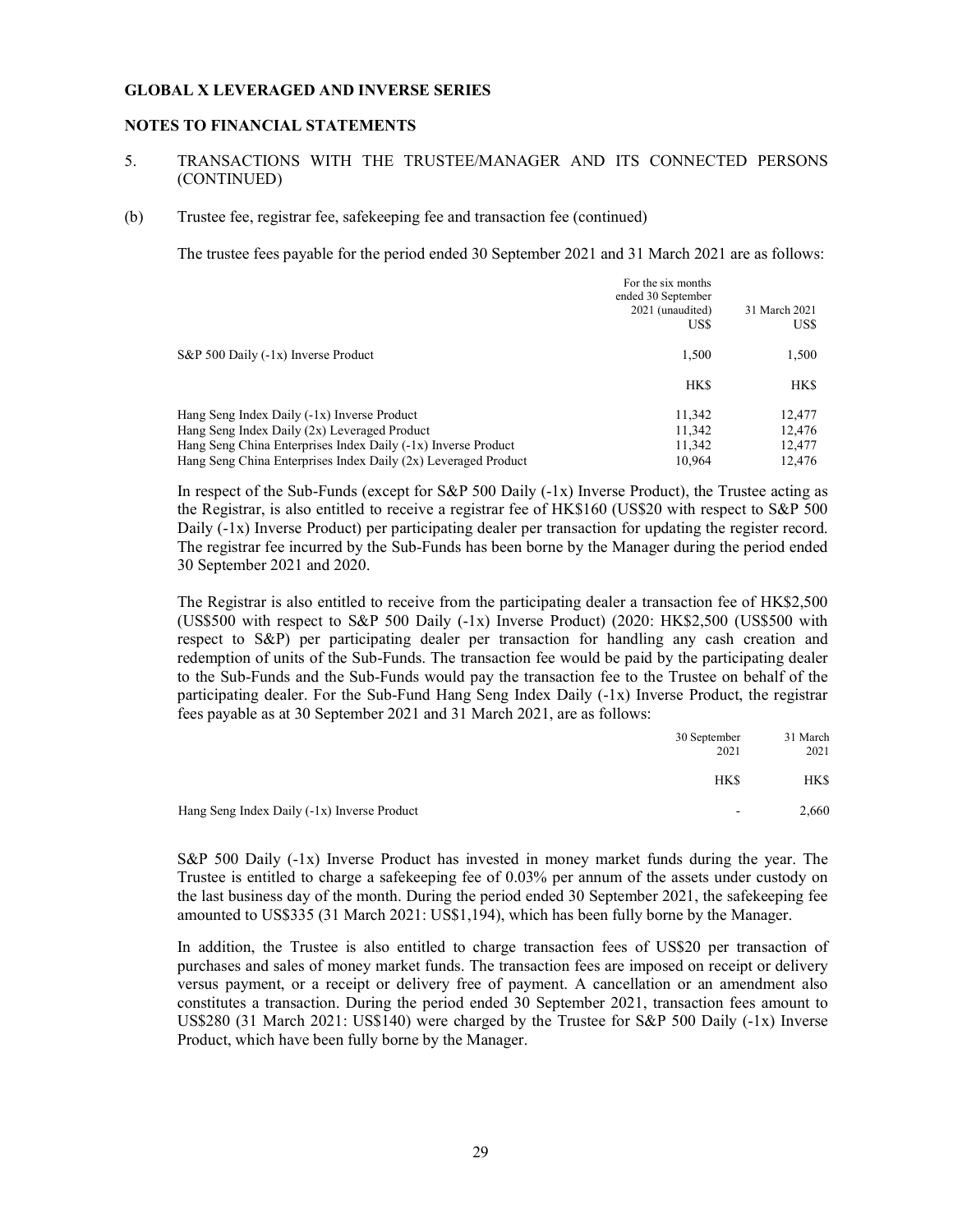**GLOBAL X LEVERAGED AND INVERSE SERIES**

**NOTES TO FINANCIAL STATEMENTS**

5. TRANSACTIONS WITH THE TRUSTEE/MANAGER AND ITS CONNECTED PERSONS (CONTINUED)

(b) Trustee fee, registrar fee, safekeeping fee and transaction fee (continued)

The trustee fees payable for the period ended 30 September 2021 and 31 March 2021 are as follows:

| | For the six months ended 30 September 2021 (unaudited) | 31 March 2021 |
|---|---|---|
| | US$ | US$ |
| S&P 500 Daily (-1x) Inverse Product | 1,500 | 1,500 |
| | HK$ | HK$ |
| Hang Seng Index Daily (-1x) Inverse Product | 11,342 | 12,477 |
| Hang Seng Index Daily (2x) Leveraged Product | 11,342 | 12,476 |
| Hang Seng China Enterprises Index Daily (-1x) Inverse Product | 11,342 | 12,477 |
| Hang Seng China Enterprises Index Daily (2x) Leveraged Product | 10,964 | 12,476 |

In respect of the Sub-Funds (except for S&P 500 Daily (-1x) Inverse Product), the Trustee acting as the Registrar, is also entitled to receive a registrar fee of HK$160 (US$20 with respect to S&P 500 Daily (-1x) Inverse Product) per participating dealer per transaction for updating the register record. The registrar fee incurred by the Sub-Funds has been borne by the Manager during the period ended 30 September 2021 and 2020.

The Registrar is also entitled to receive from the participating dealer a transaction fee of HK$2,500 (US$500 with respect to S&P 500 Daily (-1x) Inverse Product) (2020: HK$2,500 (US$500 with respect to S&P) per participating dealer per transaction for handling any cash creation and redemption of units of the Sub-Funds. The transaction fee would be paid by the participating dealer to the Sub-Funds and the Sub-Funds would pay the transaction fee to the Trustee on behalf of the participating dealer. For the Sub-Fund Hang Seng Index Daily (-1x) Inverse Product, the registrar fees payable as at 30 September 2021 and 31 March 2021, are as follows:

| | 30 September 2021 | 31 March 2021 |
|---|---|---|
| | HK$ | HK$ |
| Hang Seng Index Daily (-1x) Inverse Product | - | 2,660 |

S&P 500 Daily (-1x) Inverse Product has invested in money market funds during the year. The Trustee is entitled to charge a safekeeping fee of 0.03% per annum of the assets under custody on the last business day of the month. During the period ended 30 September 2021, the safekeeping fee amounted to US$335 (31 March 2021: US$1,194), which has been fully borne by the Manager.

In addition, the Trustee is also entitled to charge transaction fees of US$20 per transaction of purchases and sales of money market funds. The transaction fees are imposed on receipt or delivery versus payment, or a receipt or delivery free of payment. A cancellation or an amendment also constitutes a transaction. During the period ended 30 September 2021, transaction fees amount to US$280 (31 March 2021: US$140) were charged by the Trustee for S&P 500 Daily (-1x) Inverse Product, which have been fully borne by the Manager.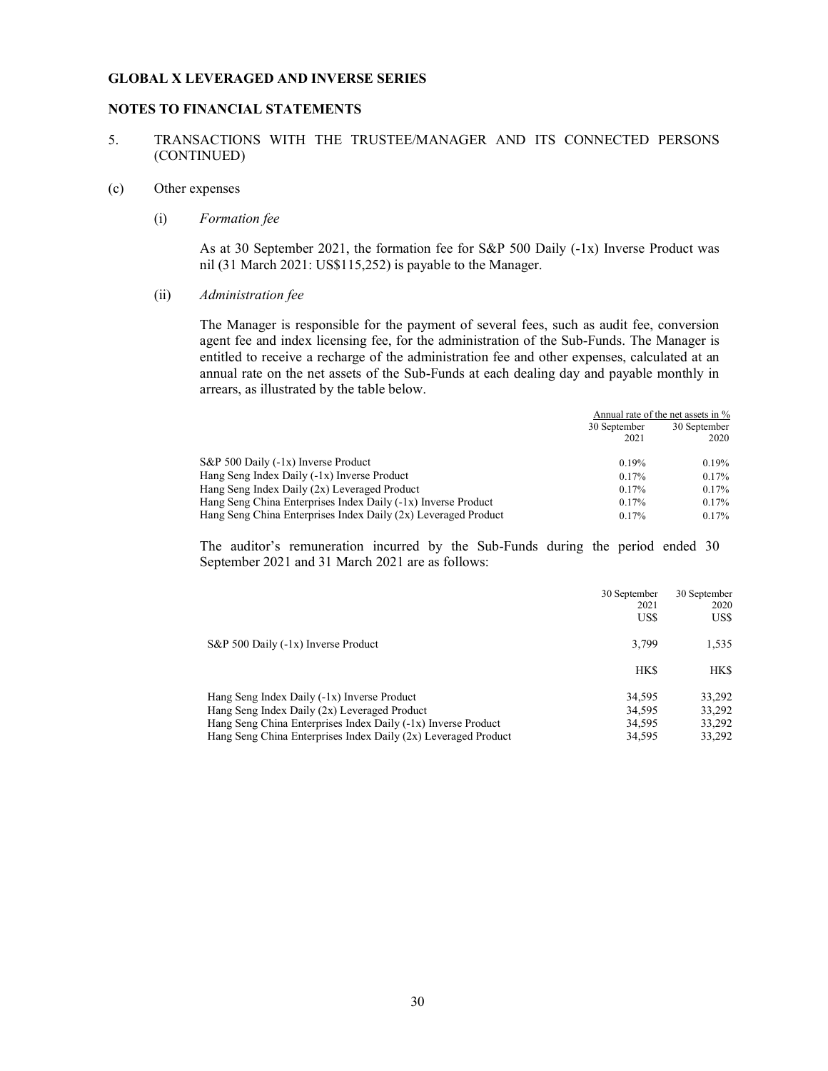**GLOBAL X LEVERAGED AND INVERSE SERIES**

**NOTES TO FINANCIAL STATEMENTS**

5. TRANSACTIONS WITH THE TRUSTEE/MANAGER AND ITS CONNECTED PERSONS (CONTINUED)

(c) Other expenses

(i) *Formation fee*

As at 30 September 2021, the formation fee for S&P 500 Daily (-1x) Inverse Product was nil (31 March 2021: US$115,252) is payable to the Manager.

(ii) *Administration fee*

The Manager is responsible for the payment of several fees, such as audit fee, conversion agent fee and index licensing fee, for the administration of the Sub-Funds. The Manager is entitled to receive a recharge of the administration fee and other expenses, calculated at an annual rate on the net assets of the Sub-Funds at each dealing day and payable monthly in arrears, as illustrated by the table below.

| | Annual rate of the net assets in % | |
|---|---|---|
| | 30 September 2021 | 30 September 2020 |
| S&P 500 Daily (-1x) Inverse Product | 0.19% | 0.19% |
| Hang Seng Index Daily (-1x) Inverse Product | 0.17% | 0.17% |
| Hang Seng Index Daily (2x) Leveraged Product | 0.17% | 0.17% |
| Hang Seng China Enterprises Index Daily (-1x) Inverse Product | 0.17% | 0.17% |
| Hang Seng China Enterprises Index Daily (2x) Leveraged Product | 0.17% | 0.17% |

The auditor's remuneration incurred by the Sub-Funds during the period ended 30 September 2021 and 31 March 2021 are as follows:

| | 30 September 2021 | 30 September 2020 |
|---|---|---|
| | US$ | US$ |
| S&P 500 Daily (-1x) Inverse Product | 3,799 | 1,535 |
| | HK$ | HK$ |
| Hang Seng Index Daily (-1x) Inverse Product | 34,595 | 33,292 |
| Hang Seng Index Daily (2x) Leveraged Product | 34,595 | 33,292 |
| Hang Seng China Enterprises Index Daily (-1x) Inverse Product | 34,595 | 33,292 |
| Hang Seng China Enterprises Index Daily (2x) Leveraged Product | 34,595 | 33,292 |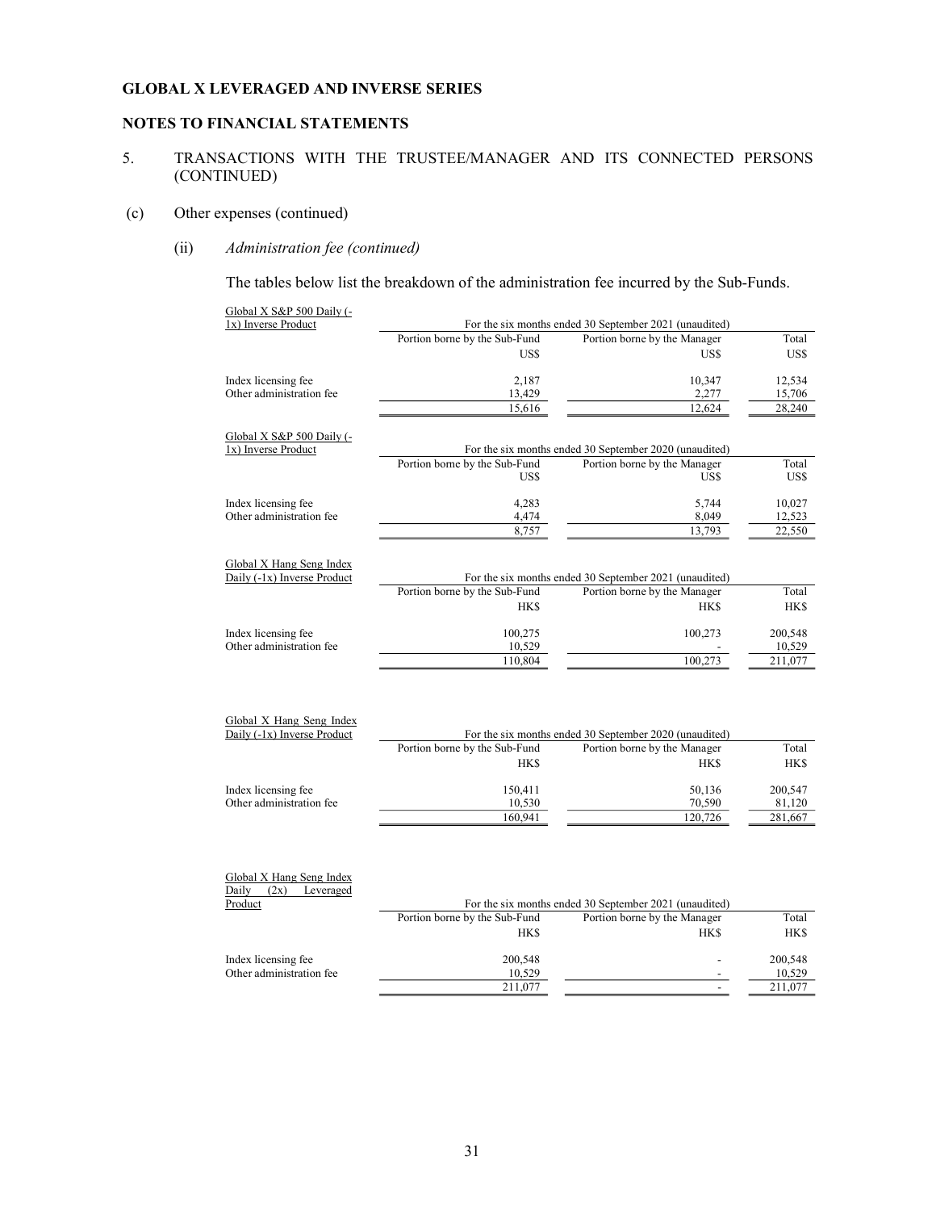**GLOBAL X LEVERAGED AND INVERSE SERIES**

**NOTES TO FINANCIAL STATEMENTS**

5. TRANSACTIONS WITH THE TRUSTEE/MANAGER AND ITS CONNECTED PERSONS (CONTINUED)

(c) Other expenses (continued)

(ii) *Administration fee (continued)*

The tables below list the breakdown of the administration fee incurred by the Sub-Funds.

| Global X S&P 500 Daily (-1x) Inverse Product | For the six months ended 30 September 2021 (unaudited) | | |
|---|---|---|---|
| | Portion borne by the Sub-Fund | Portion borne by the Manager | Total |
| | US$ | US$ | US$ |
| Index licensing fee | 2,187 | 10,347 | 12,534 |
| Other administration fee | 13,429 | 2,277 | 15,706 |
| | 15,616 | 12,624 | 28,240 |

| Global X S&P 500 Daily (-1x) Inverse Product | For the six months ended 30 September 2020 (unaudited) | | |
|---|---|---|---|
| | Portion borne by the Sub-Fund | Portion borne by the Manager | Total |
| | US$ | US$ | US$ |
| Index licensing fee | 4,283 | 5,744 | 10,027 |
| Other administration fee | 4,474 | 8,049 | 12,523 |
| | 8,757 | 13,793 | 22,550 |

| Global X Hang Seng Index Daily (-1x) Inverse Product | For the six months ended 30 September 2021 (unaudited) | | |
|---|---|---|---|
| | Portion borne by the Sub-Fund | Portion borne by the Manager | Total |
| | HK$ | HK$ | HK$ |
| Index licensing fee | 100,275 | 100,273 | 200,548 |
| Other administration fee | 10,529 | - | 10,529 |
| | 110,804 | 100,273 | 211,077 |

| Global X Hang Seng Index Daily (-1x) Inverse Product | For the six months ended 30 September 2020 (unaudited) | | |
|---|---|---|---|
| | Portion borne by the Sub-Fund | Portion borne by the Manager | Total |
| | HK$ | HK$ | HK$ |
| Index licensing fee | 150,411 | 50,136 | 200,547 |
| Other administration fee | 10,530 | 70,590 | 81,120 |
| | 160,941 | 120,726 | 281,667 |

| Global X Hang Seng Index Daily (2x) Leveraged Product | For the six months ended 30 September 2021 (unaudited) | | |
|---|---|---|---|
| | Portion borne by the Sub-Fund | Portion borne by the Manager | Total |
| | HK$ | HK$ | HK$ |
| Index licensing fee | 200,548 | - | 200,548 |
| Other administration fee | 10,529 | - | 10,529 |
| | 211,077 | - | 211,077 |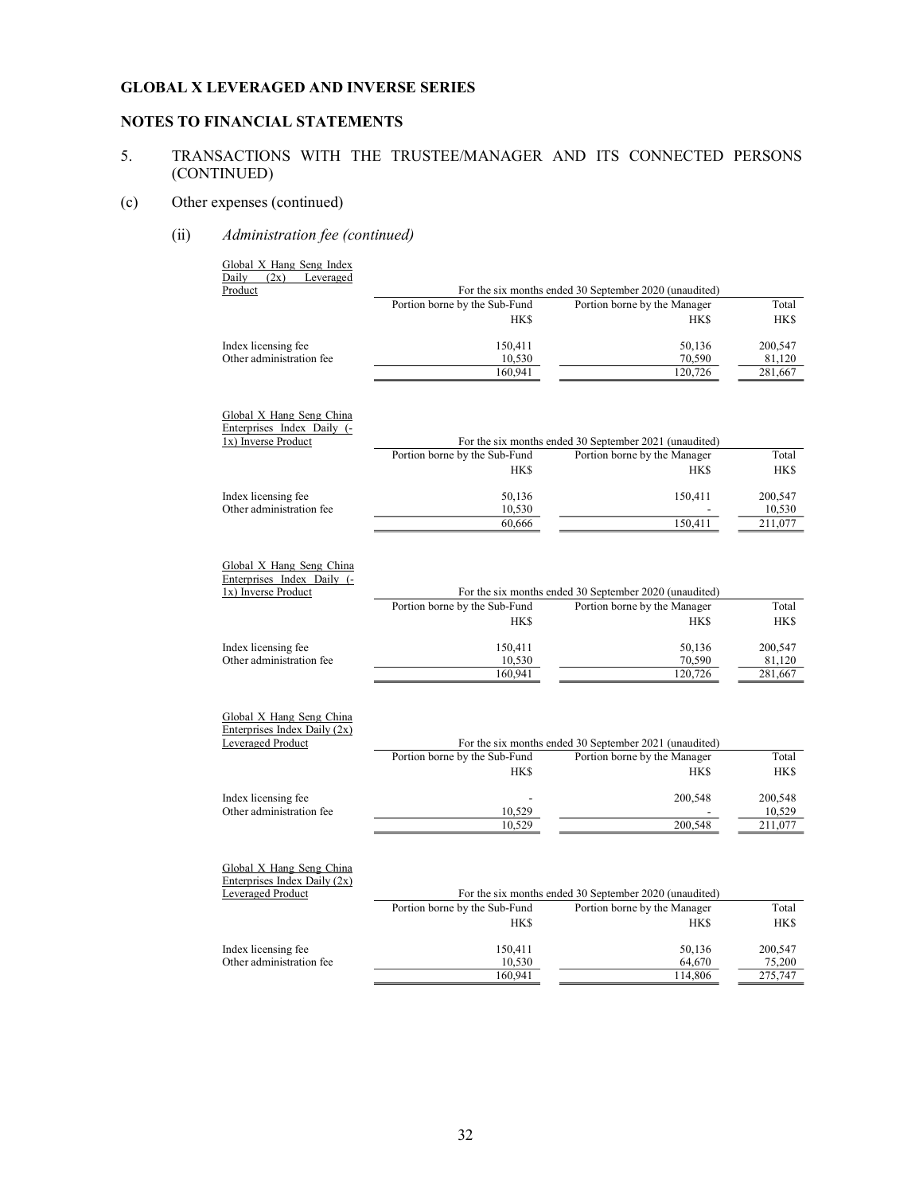**GLOBAL X LEVERAGED AND INVERSE SERIES**

**NOTES TO FINANCIAL STATEMENTS**

5. TRANSACTIONS WITH THE TRUSTEE/MANAGER AND ITS CONNECTED PERSONS (CONTINUED)

(c) Other expenses (continued)

(ii) *Administration fee (continued)*

| Global X Hang Seng Index Daily (2x) Leveraged Product | For the six months ended 30 September 2020 (unaudited) | | |
|---|---|---|---|
| | Portion borne by the Sub-Fund | Portion borne by the Manager | Total |
| | HK$ | HK$ | HK$ |
| Index licensing fee | 150,411 | 50,136 | 200,547 |
| Other administration fee | 10,530 | 70,590 | 81,120 |
| | 160,941 | 120,726 | 281,667 |

| Global X Hang Seng China Enterprises Index Daily (-1x) Inverse Product | For the six months ended 30 September 2021 (unaudited) | | |
|---|---|---|---|
| | Portion borne by the Sub-Fund | Portion borne by the Manager | Total |
| | HK$ | HK$ | HK$ |
| Index licensing fee | 50,136 | 150,411 | 200,547 |
| Other administration fee | 10,530 | - | 10,530 |
| | 60,666 | 150,411 | 211,077 |

| Global X Hang Seng China Enterprises Index Daily (-1x) Inverse Product | For the six months ended 30 September 2020 (unaudited) | | |
|---|---|---|---|
| | Portion borne by the Sub-Fund | Portion borne by the Manager | Total |
| | HK$ | HK$ | HK$ |
| Index licensing fee | 150,411 | 50,136 | 200,547 |
| Other administration fee | 10,530 | 70,590 | 81,120 |
| | 160,941 | 120,726 | 281,667 |

| Global X Hang Seng China Enterprises Index Daily (2x) Leveraged Product | For the six months ended 30 September 2021 (unaudited) | | |
|---|---|---|---|
| | Portion borne by the Sub-Fund | Portion borne by the Manager | Total |
| | HK$ | HK$ | HK$ |
| Index licensing fee | - | 200,548 | 200,548 |
| Other administration fee | 10,529 | - | 10,529 |
| | 10,529 | 200,548 | 211,077 |

| Global X Hang Seng China Enterprises Index Daily (2x) Leveraged Product | For the six months ended 30 September 2020 (unaudited) | | |
|---|---|---|---|
| | Portion borne by the Sub-Fund | Portion borne by the Manager | Total |
| | HK$ | HK$ | HK$ |
| Index licensing fee | 150,411 | 50,136 | 200,547 |
| Other administration fee | 10,530 | 64,670 | 75,200 |
| | 160,941 | 114,806 | 275,747 |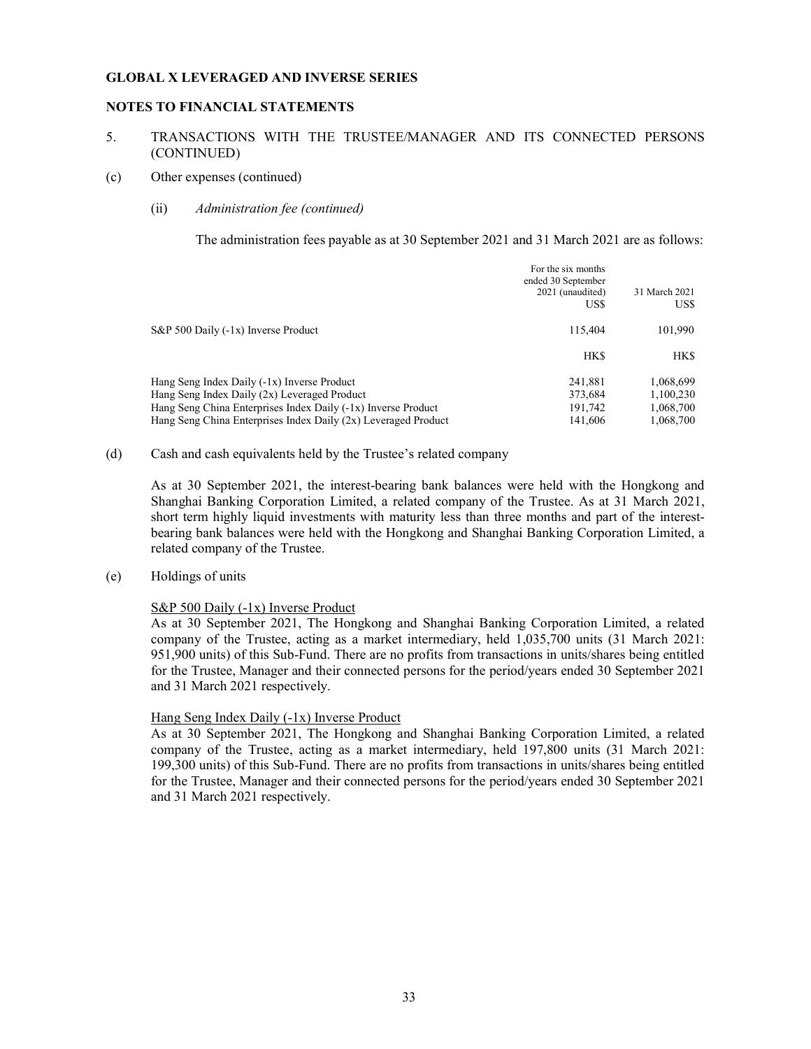**GLOBAL X LEVERAGED AND INVERSE SERIES**

**NOTES TO FINANCIAL STATEMENTS**

5. TRANSACTIONS WITH THE TRUSTEE/MANAGER AND ITS CONNECTED PERSONS (CONTINUED)

(c) Other expenses (continued)

(ii) *Administration fee (continued)*

The administration fees payable as at 30 September 2021 and 31 March 2021 are as follows:

| | For the six months ended 30 September 2021 (unaudited) US$ | 31 March 2021 US$ |
|---|---|---|
| S&P 500 Daily (-1x) Inverse Product | 115,404 | 101,990 |
| | HK$ | HK$ |
| Hang Seng Index Daily (-1x) Inverse Product | 241,881 | 1,068,699 |
| Hang Seng Index Daily (2x) Leveraged Product | 373,684 | 1,100,230 |
| Hang Seng China Enterprises Index Daily (-1x) Inverse Product | 191,742 | 1,068,700 |
| Hang Seng China Enterprises Index Daily (2x) Leveraged Product | 141,606 | 1,068,700 |

(d) Cash and cash equivalents held by the Trustee's related company

As at 30 September 2021, the interest-bearing bank balances were held with the Hongkong and Shanghai Banking Corporation Limited, a related company of the Trustee. As at 31 March 2021, short term highly liquid investments with maturity less than three months and part of the interest-bearing bank balances were held with the Hongkong and Shanghai Banking Corporation Limited, a related company of the Trustee.

(e) Holdings of units

S&P 500 Daily (-1x) Inverse Product

As at 30 September 2021, The Hongkong and Shanghai Banking Corporation Limited, a related company of the Trustee, acting as a market intermediary, held 1,035,700 units (31 March 2021: 951,900 units) of this Sub-Fund. There are no profits from transactions in units/shares being entitled for the Trustee, Manager and their connected persons for the period/years ended 30 September 2021 and 31 March 2021 respectively.

Hang Seng Index Daily (-1x) Inverse Product

As at 30 September 2021, The Hongkong and Shanghai Banking Corporation Limited, a related company of the Trustee, acting as a market intermediary, held 197,800 units (31 March 2021: 199,300 units) of this Sub-Fund. There are no profits from transactions in units/shares being entitled for the Trustee, Manager and their connected persons for the period/years ended 30 September 2021 and 31 March 2021 respectively.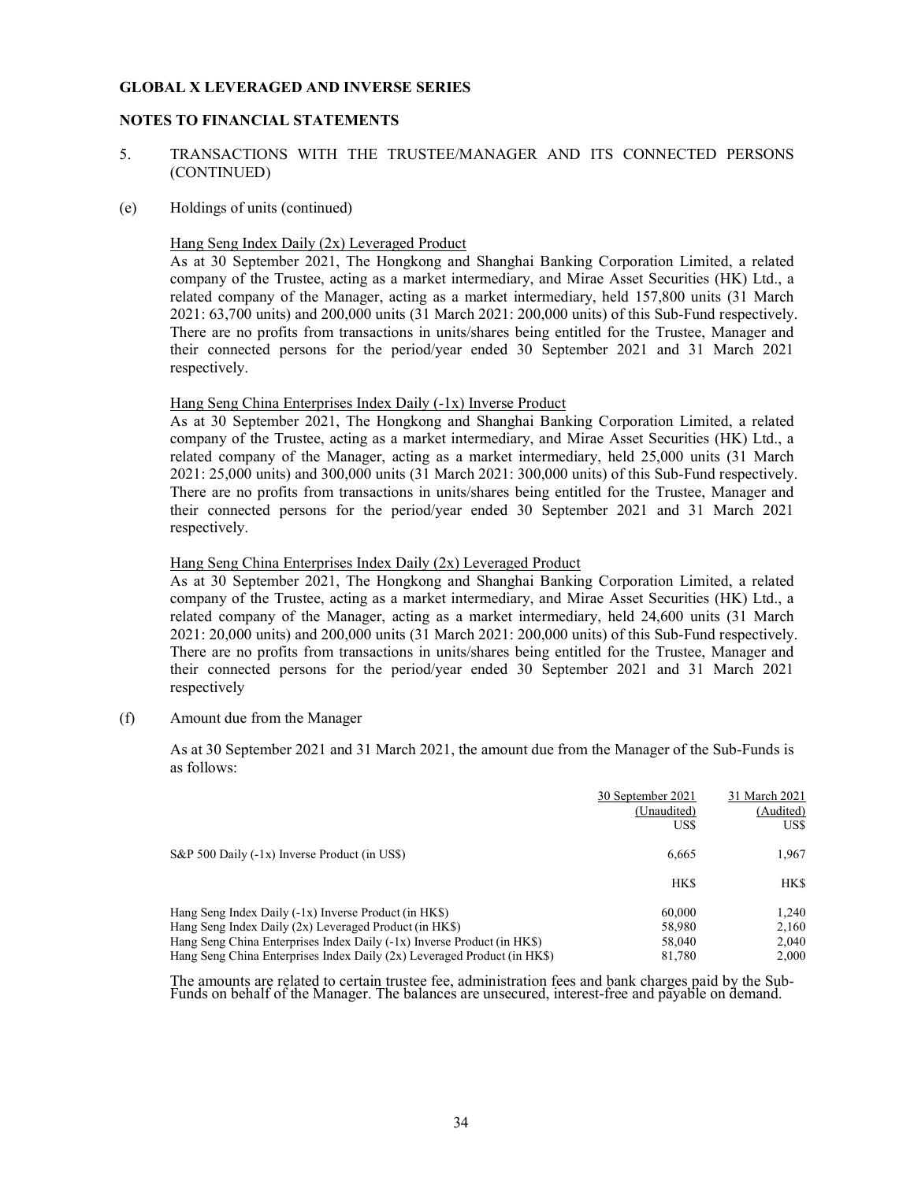**GLOBAL X LEVERAGED AND INVERSE SERIES**

**NOTES TO FINANCIAL STATEMENTS**

5. TRANSACTIONS WITH THE TRUSTEE/MANAGER AND ITS CONNECTED PERSONS (CONTINUED)

(e) Holdings of units (continued)

Hang Seng Index Daily (2x) Leveraged Product

As at 30 September 2021, The Hongkong and Shanghai Banking Corporation Limited, a related company of the Trustee, acting as a market intermediary, and Mirae Asset Securities (HK) Ltd., a related company of the Manager, acting as a market intermediary, held 157,800 units (31 March 2021: 63,700 units) and 200,000 units (31 March 2021: 200,000 units) of this Sub-Fund respectively. There are no profits from transactions in units/shares being entitled for the Trustee, Manager and their connected persons for the period/year ended 30 September 2021 and 31 March 2021 respectively.

Hang Seng China Enterprises Index Daily (-1x) Inverse Product

As at 30 September 2021, The Hongkong and Shanghai Banking Corporation Limited, a related company of the Trustee, acting as a market intermediary, and Mirae Asset Securities (HK) Ltd., a related company of the Manager, acting as a market intermediary, held 25,000 units (31 March 2021: 25,000 units) and 300,000 units (31 March 2021: 300,000 units) of this Sub-Fund respectively. There are no profits from transactions in units/shares being entitled for the Trustee, Manager and their connected persons for the period/year ended 30 September 2021 and 31 March 2021 respectively.

Hang Seng China Enterprises Index Daily (2x) Leveraged Product

As at 30 September 2021, The Hongkong and Shanghai Banking Corporation Limited, a related company of the Trustee, acting as a market intermediary, and Mirae Asset Securities (HK) Ltd., a related company of the Manager, acting as a market intermediary, held 24,600 units (31 March 2021: 20,000 units) and 200,000 units (31 March 2021: 200,000 units) of this Sub-Fund respectively. There are no profits from transactions in units/shares being entitled for the Trustee, Manager and their connected persons for the period/year ended 30 September 2021 and 31 March 2021 respectively

(f) Amount due from the Manager

As at 30 September 2021 and 31 March 2021, the amount due from the Manager of the Sub-Funds is as follows:

| | 30 September 2021 (Unaudited) | 31 March 2021 (Audited) |
|---|---|---|
| | US$ | US$ |
| S&P 500 Daily (-1x) Inverse Product (in US$) | 6,665 | 1,967 |
| | HK$ | HK$ |
| Hang Seng Index Daily (-1x) Inverse Product (in HK$) | 60,000 | 1,240 |
| Hang Seng Index Daily (2x) Leveraged Product (in HK$) | 58,980 | 2,160 |
| Hang Seng China Enterprises Index Daily (-1x) Inverse Product (in HK$) | 58,040 | 2,040 |
| Hang Seng China Enterprises Index Daily (2x) Leveraged Product (in HK$) | 81,780 | 2,000 |

The amounts are related to certain trustee fee, administration fees and bank charges paid by the Sub-Funds on behalf of the Manager. The balances are unsecured, interest-free and payable on demand.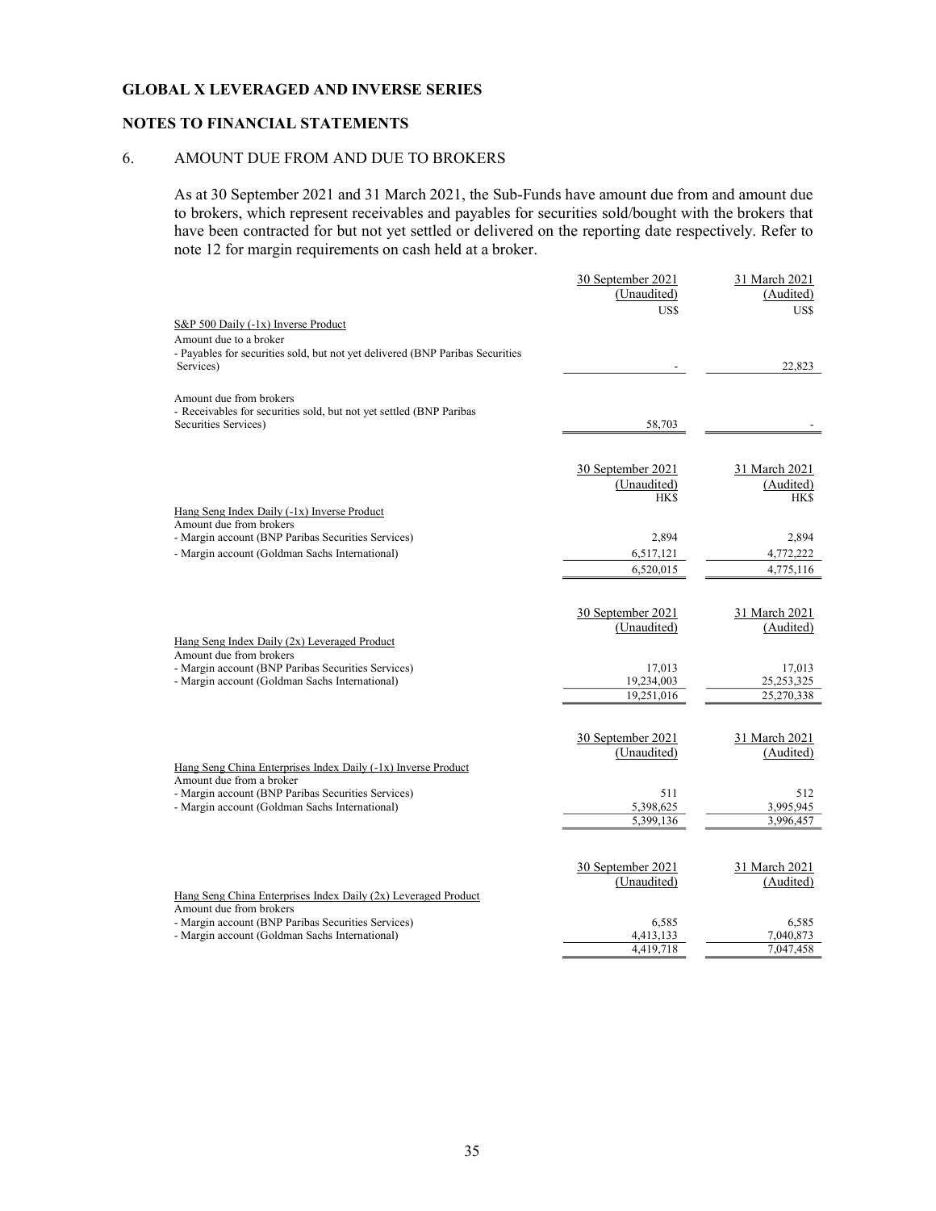**GLOBAL X LEVERAGED AND INVERSE SERIES**

**NOTES TO FINANCIAL STATEMENTS**

6. AMOUNT DUE FROM AND DUE TO BROKERS

As at 30 September 2021 and 31 March 2021, the Sub-Funds have amount due from and amount due to brokers, which represent receivables and payables for securities sold/bought with the brokers that have been contracted for but not yet settled or delivered on the reporting date respectively. Refer to note 12 for margin requirements on cash held at a broker.

| | 30 September 2021 (Unaudited) US$ | 31 March 2021 (Audited) US$ |
|---|---|---|
| S&P 500 Daily (-1x) Inverse Product | | |
| Amount due to a broker | | |
| - Payables for securities sold, but not yet delivered (BNP Paribas Securities Services) | - | 22,823 |
| Amount due from brokers | | |
| - Receivables for securities sold, but not yet settled (BNP Paribas Securities Services) | 58,703 | - |

| | 30 September 2021 (Unaudited) HK$ | 31 March 2021 (Audited) HK$ |
|---|---|---|
| Hang Seng Index Daily (-1x) Inverse Product | | |
| Amount due from brokers | | |
| - Margin account (BNP Paribas Securities Services) | 2,894 | 2,894 |
| - Margin account (Goldman Sachs International) | 6,517,121 | 4,772,222 |
| | 6,520,015 | 4,775,116 |

| | 30 September 2021 (Unaudited) | 31 March 2021 (Audited) |
|---|---|---|
| Hang Seng Index Daily (2x) Leveraged Product | | |
| Amount due from brokers | | |
| - Margin account (BNP Paribas Securities Services) | 17,013 | 17,013 |
| - Margin account (Goldman Sachs International) | 19,234,003 | 25,253,325 |
| | 19,251,016 | 25,270,338 |

| | 30 September 2021 (Unaudited) | 31 March 2021 (Audited) |
|---|---|---|
| Hang Seng China Enterprises Index Daily (-1x) Inverse Product | | |
| Amount due from a broker | | |
| - Margin account (BNP Paribas Securities Services) | 511 | 512 |
| - Margin account (Goldman Sachs International) | 5,398,625 | 3,995,945 |
| | 5,399,136 | 3,996,457 |

| | 30 September 2021 (Unaudited) | 31 March 2021 (Audited) |
|---|---|---|
| Hang Seng China Enterprises Index Daily (2x) Leveraged Product | | |
| Amount due from brokers | | |
| - Margin account (BNP Paribas Securities Services) | 6,585 | 6,585 |
| - Margin account (Goldman Sachs International) | 4,413,133 | 7,040,873 |
| | 4,419,718 | 7,047,458 |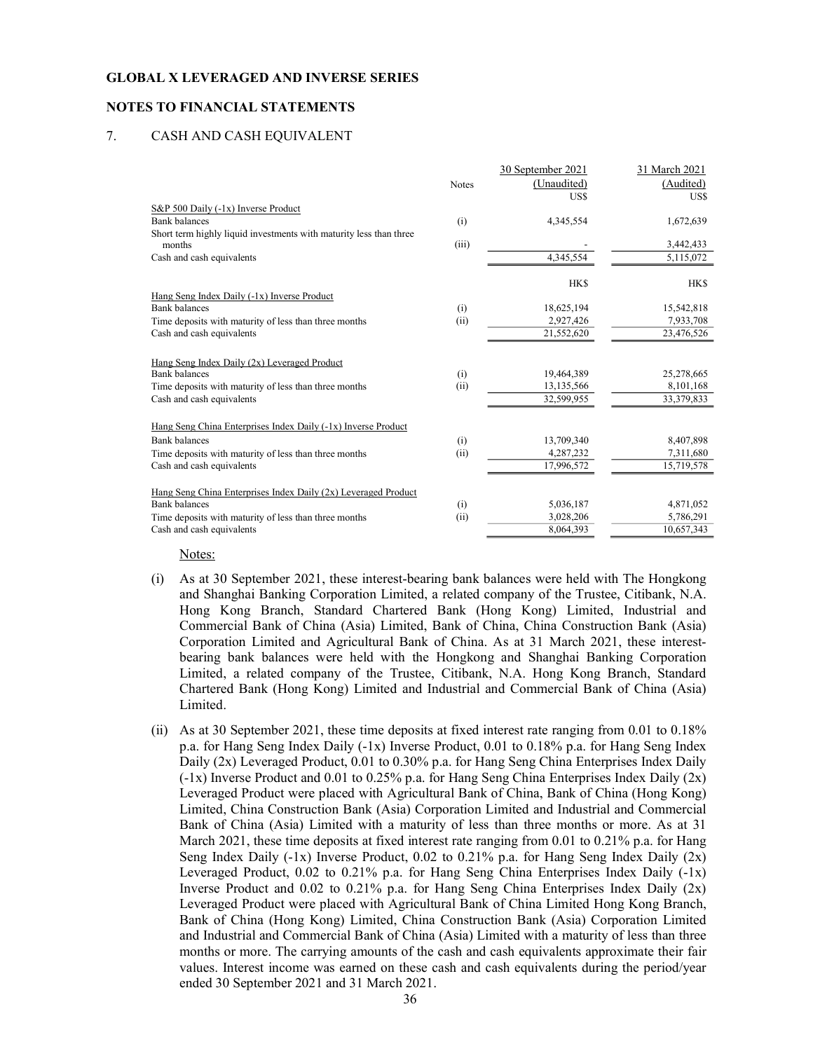**GLOBAL X LEVERAGED AND INVERSE SERIES**

**NOTES TO FINANCIAL STATEMENTS**

## 7. CASH AND CASH EQUIVALENT

| | Notes | 30 September 2021 (Unaudited) US$ | 31 March 2021 (Audited) US$ |
|---|---|---|---|
| S&P 500 Daily (-1x) Inverse Product | | | |
| Bank balances | (i) | 4,345,554 | 1,672,639 |
| Short term highly liquid investments with maturity less than three months | (iii) | - | 3,442,433 |
| Cash and cash equivalents | | 4,345,554 | 5,115,072 |
| | | HK$ | HK$ |
| Hang Seng Index Daily (-1x) Inverse Product | | | |
| Bank balances | (i) | 18,625,194 | 15,542,818 |
| Time deposits with maturity of less than three months | (ii) | 2,927,426 | 7,933,708 |
| Cash and cash equivalents | | 21,552,620 | 23,476,526 |
| Hang Seng Index Daily (2x) Leveraged Product | | | |
| Bank balances | (i) | 19,464,389 | 25,278,665 |
| Time deposits with maturity of less than three months | (ii) | 13,135,566 | 8,101,168 |
| Cash and cash equivalents | | 32,599,955 | 33,379,833 |
| Hang Seng China Enterprises Index Daily (-1x) Inverse Product | | | |
| Bank balances | (i) | 13,709,340 | 8,407,898 |
| Time deposits with maturity of less than three months | (ii) | 4,287,232 | 7,311,680 |
| Cash and cash equivalents | | 17,996,572 | 15,719,578 |
| Hang Seng China Enterprises Index Daily (2x) Leveraged Product | | | |
| Bank balances | (i) | 5,036,187 | 4,871,052 |
| Time deposits with maturity of less than three months | (ii) | 3,028,206 | 5,786,291 |
| Cash and cash equivalents | | 8,064,393 | 10,657,343 |

Notes:

(i) As at 30 September 2021, these interest-bearing bank balances were held with The Hongkong and Shanghai Banking Corporation Limited, a related company of the Trustee, Citibank, N.A. Hong Kong Branch, Standard Chartered Bank (Hong Kong) Limited, Industrial and Commercial Bank of China (Asia) Limited, Bank of China, China Construction Bank (Asia) Corporation Limited and Agricultural Bank of China. As at 31 March 2021, these interest-bearing bank balances were held with the Hongkong and Shanghai Banking Corporation Limited, a related company of the Trustee, Citibank, N.A. Hong Kong Branch, Standard Chartered Bank (Hong Kong) Limited and Industrial and Commercial Bank of China (Asia) Limited.

(ii) As at 30 September 2021, these time deposits at fixed interest rate ranging from 0.01 to 0.18% p.a. for Hang Seng Index Daily (-1x) Inverse Product, 0.01 to 0.18% p.a. for Hang Seng Index Daily (2x) Leveraged Product, 0.01 to 0.30% p.a. for Hang Seng China Enterprises Index Daily (-1x) Inverse Product and 0.01 to 0.25% p.a. for Hang Seng China Enterprises Index Daily (2x) Leveraged Product were placed with Agricultural Bank of China, Bank of China (Hong Kong) Limited, China Construction Bank (Asia) Corporation Limited and Industrial and Commercial Bank of China (Asia) Limited with a maturity of less than three months or more. As at 31 March 2021, these time deposits at fixed interest rate ranging from 0.01 to 0.21% p.a. for Hang Seng Index Daily (-1x) Inverse Product, 0.02 to 0.21% p.a. for Hang Seng Index Daily (2x) Leveraged Product, 0.02 to 0.21% p.a. for Hang Seng China Enterprises Index Daily (-1x) Inverse Product and 0.02 to 0.21% p.a. for Hang Seng China Enterprises Index Daily (2x) Leveraged Product were placed with Agricultural Bank of China Limited Hong Kong Branch, Bank of China (Hong Kong) Limited, China Construction Bank (Asia) Corporation Limited and Industrial and Commercial Bank of China (Asia) Limited with a maturity of less than three months or more. The carrying amounts of the cash and cash equivalents approximate their fair values. Interest income was earned on these cash and cash equivalents during the period/year ended 30 September 2021 and 31 March 2021.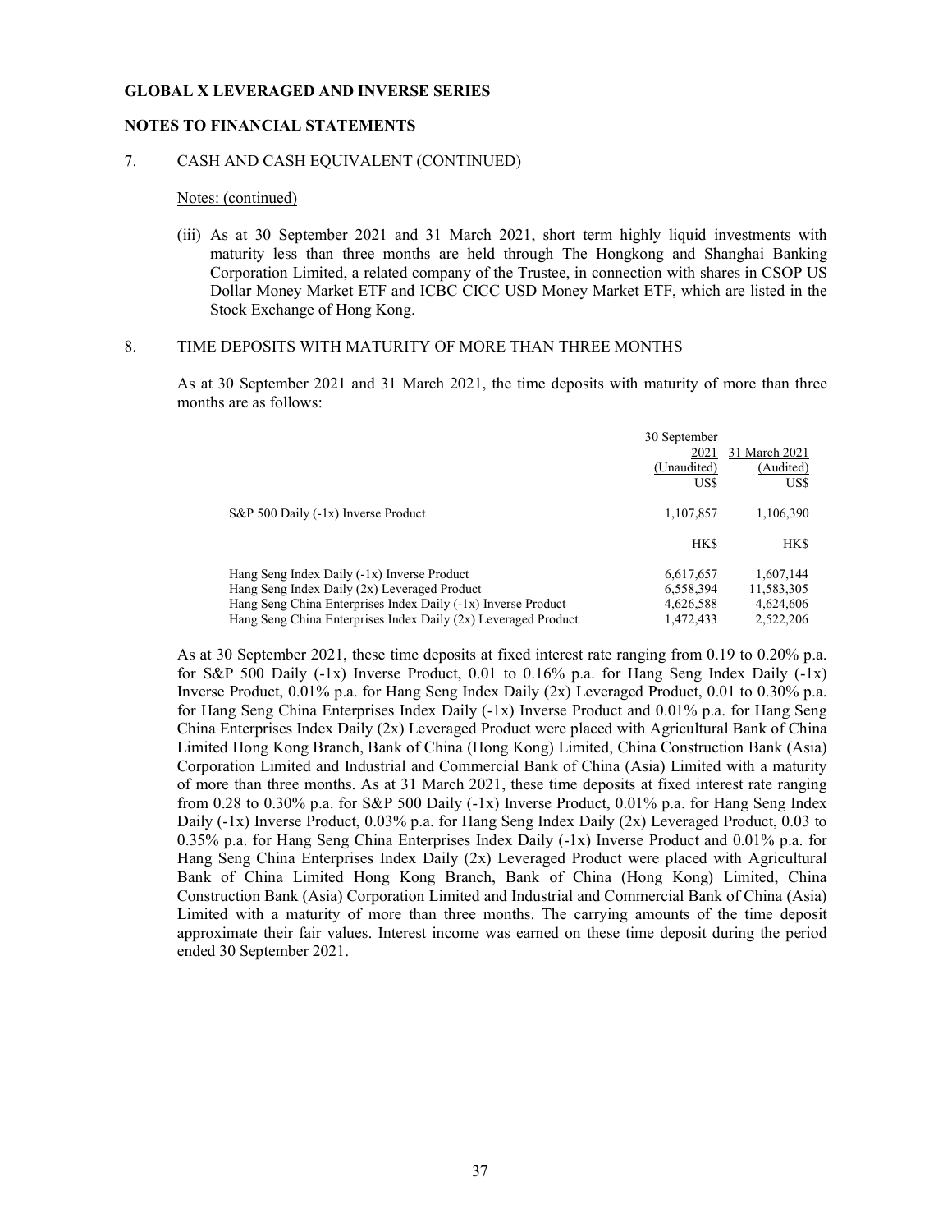**GLOBAL X LEVERAGED AND INVERSE SERIES**

**NOTES TO FINANCIAL STATEMENTS**

7. CASH AND CASH EQUIVALENT (CONTINUED)

Notes: (continued)

(iii) As at 30 September 2021 and 31 March 2021, short term highly liquid investments with maturity less than three months are held through The Hongkong and Shanghai Banking Corporation Limited, a related company of the Trustee, in connection with shares in CSOP US Dollar Money Market ETF and ICBC CICC USD Money Market ETF, which are listed in the Stock Exchange of Hong Kong.

8. TIME DEPOSITS WITH MATURITY OF MORE THAN THREE MONTHS

As at 30 September 2021 and 31 March 2021, the time deposits with maturity of more than three months are as follows:

| | 30 September 2021 (Unaudited) | 31 March 2021 (Audited) |
|---|---|---|
| | US$ | US$ |
| S&P 500 Daily (-1x) Inverse Product | 1,107,857 | 1,106,390 |
| | HK$ | HK$ |
| Hang Seng Index Daily (-1x) Inverse Product | 6,617,657 | 1,607,144 |
| Hang Seng Index Daily (2x) Leveraged Product | 6,558,394 | 11,583,305 |
| Hang Seng China Enterprises Index Daily (-1x) Inverse Product | 4,626,588 | 4,624,606 |
| Hang Seng China Enterprises Index Daily (2x) Leveraged Product | 1,472,433 | 2,522,206 |

As at 30 September 2021, these time deposits at fixed interest rate ranging from 0.19 to 0.20% p.a. for S&P 500 Daily (-1x) Inverse Product, 0.01 to 0.16% p.a. for Hang Seng Index Daily (-1x) Inverse Product, 0.01% p.a. for Hang Seng Index Daily (2x) Leveraged Product, 0.01 to 0.30% p.a. for Hang Seng China Enterprises Index Daily (-1x) Inverse Product and 0.01% p.a. for Hang Seng China Enterprises Index Daily (2x) Leveraged Product were placed with Agricultural Bank of China Limited Hong Kong Branch, Bank of China (Hong Kong) Limited, China Construction Bank (Asia) Corporation Limited and Industrial and Commercial Bank of China (Asia) Limited with a maturity of more than three months. As at 31 March 2021, these time deposits at fixed interest rate ranging from 0.28 to 0.30% p.a. for S&P 500 Daily (-1x) Inverse Product, 0.01% p.a. for Hang Seng Index Daily (-1x) Inverse Product, 0.03% p.a. for Hang Seng Index Daily (2x) Leveraged Product, 0.03 to 0.35% p.a. for Hang Seng China Enterprises Index Daily (-1x) Inverse Product and 0.01% p.a. for Hang Seng China Enterprises Index Daily (2x) Leveraged Product were placed with Agricultural Bank of China Limited Hong Kong Branch, Bank of China (Hong Kong) Limited, China Construction Bank (Asia) Corporation Limited and Industrial and Commercial Bank of China (Asia) Limited with a maturity of more than three months. The carrying amounts of the time deposit approximate their fair values. Interest income was earned on these time deposit during the period ended 30 September 2021.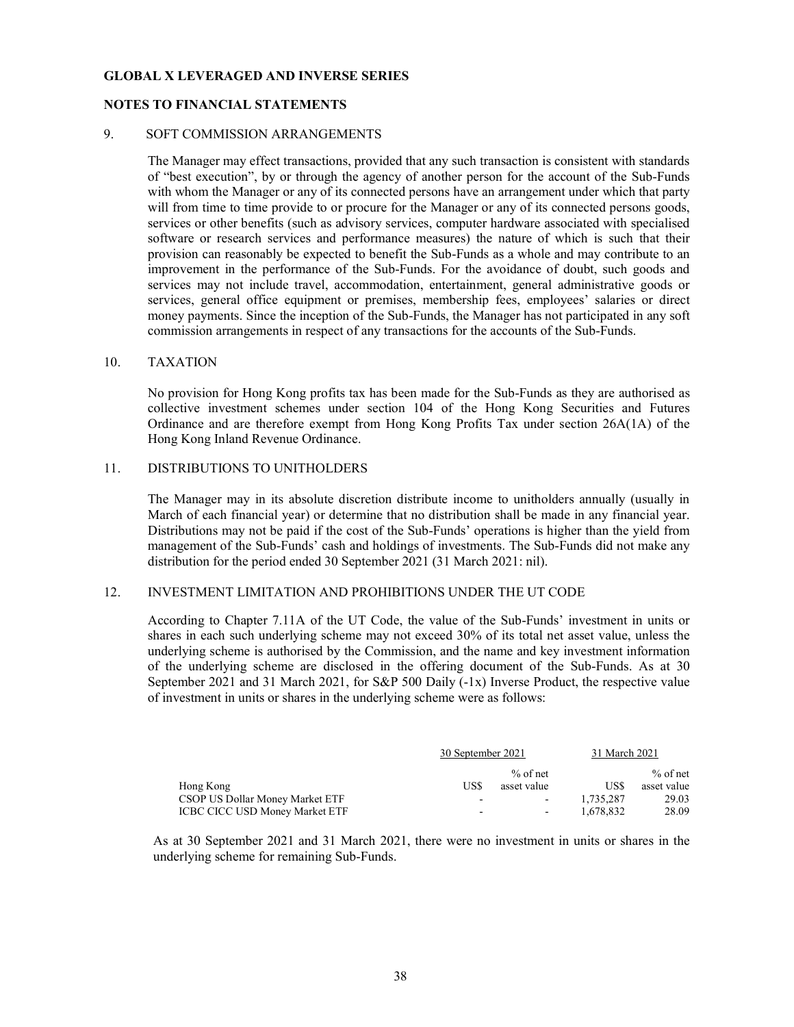**GLOBAL X LEVERAGED AND INVERSE SERIES**

**NOTES TO FINANCIAL STATEMENTS**

## 9. SOFT COMMISSION ARRANGEMENTS

The Manager may effect transactions, provided that any such transaction is consistent with standards of "best execution", by or through the agency of another person for the account of the Sub-Funds with whom the Manager or any of its connected persons have an arrangement under which that party will from time to time provide to or procure for the Manager or any of its connected persons goods, services or other benefits (such as advisory services, computer hardware associated with specialised software or research services and performance measures) the nature of which is such that their provision can reasonably be expected to benefit the Sub-Funds as a whole and may contribute to an improvement in the performance of the Sub-Funds. For the avoidance of doubt, such goods and services may not include travel, accommodation, entertainment, general administrative goods or services, general office equipment or premises, membership fees, employees' salaries or direct money payments. Since the inception of the Sub-Funds, the Manager has not participated in any soft commission arrangements in respect of any transactions for the accounts of the Sub-Funds.

## 10. TAXATION

No provision for Hong Kong profits tax has been made for the Sub-Funds as they are authorised as collective investment schemes under section 104 of the Hong Kong Securities and Futures Ordinance and are therefore exempt from Hong Kong Profits Tax under section 26A(1A) of the Hong Kong Inland Revenue Ordinance.

## 11. DISTRIBUTIONS TO UNITHOLDERS

The Manager may in its absolute discretion distribute income to unitholders annually (usually in March of each financial year) or determine that no distribution shall be made in any financial year. Distributions may not be paid if the cost of the Sub-Funds' operations is higher than the yield from management of the Sub-Funds' cash and holdings of investments. The Sub-Funds did not make any distribution for the period ended 30 September 2021 (31 March 2021: nil).

## 12. INVESTMENT LIMITATION AND PROHIBITIONS UNDER THE UT CODE

According to Chapter 7.11A of the UT Code, the value of the Sub-Funds' investment in units or shares in each such underlying scheme may not exceed 30% of its total net asset value, unless the underlying scheme is authorised by the Commission, and the name and key investment information of the underlying scheme are disclosed in the offering document of the Sub-Funds. As at 30 September 2021 and 31 March 2021, for S&P 500 Daily (-1x) Inverse Product, the respective value of investment in units or shares in the underlying scheme were as follows:

| | 30 September 2021 | | 31 March 2021 | |
|---|---|---|---|---|
| Hong Kong | US$ | % of net asset value | US$ | % of net asset value |
| CSOP US Dollar Money Market ETF | - | - | 1,735,287 | 29.03 |
| ICBC CICC USD Money Market ETF | - | - | 1,678,832 | 28.09 |

As at 30 September 2021 and 31 March 2021, there were no investment in units or shares in the underlying scheme for remaining Sub-Funds.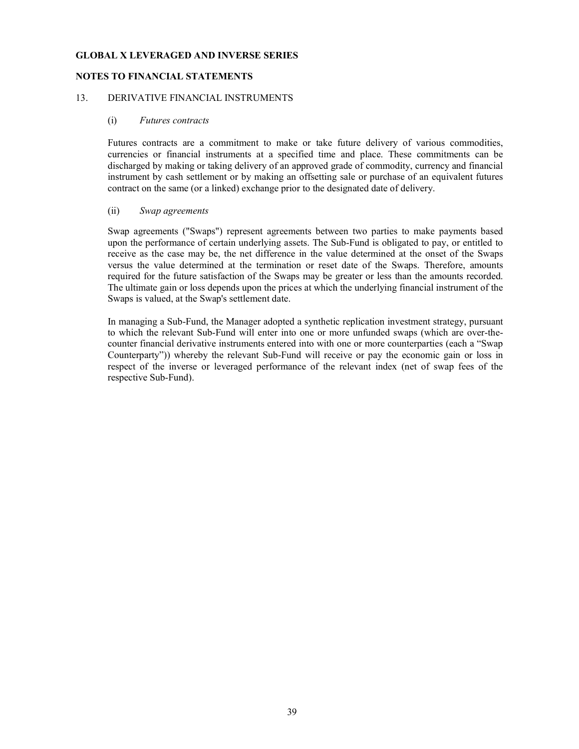**GLOBAL X LEVERAGED AND INVERSE SERIES**

**NOTES TO FINANCIAL STATEMENTS**

13. DERIVATIVE FINANCIAL INSTRUMENTS

(i) *Futures contracts*

Futures contracts are a commitment to make or take future delivery of various commodities, currencies or financial instruments at a specified time and place. These commitments can be discharged by making or taking delivery of an approved grade of commodity, currency and financial instrument by cash settlement or by making an offsetting sale or purchase of an equivalent futures contract on the same (or a linked) exchange prior to the designated date of delivery.

(ii) *Swap agreements*

Swap agreements ("Swaps") represent agreements between two parties to make payments based upon the performance of certain underlying assets. The Sub-Fund is obligated to pay, or entitled to receive as the case may be, the net difference in the value determined at the onset of the Swaps versus the value determined at the termination or reset date of the Swaps. Therefore, amounts required for the future satisfaction of the Swaps may be greater or less than the amounts recorded. The ultimate gain or loss depends upon the prices at which the underlying financial instrument of the Swaps is valued, at the Swap's settlement date.

In managing a Sub-Fund, the Manager adopted a synthetic replication investment strategy, pursuant to which the relevant Sub-Fund will enter into one or more unfunded swaps (which are over-the-counter financial derivative instruments entered into with one or more counterparties (each a "Swap Counterparty")) whereby the relevant Sub-Fund will receive or pay the economic gain or loss in respect of the inverse or leveraged performance of the relevant index (net of swap fees of the respective Sub-Fund).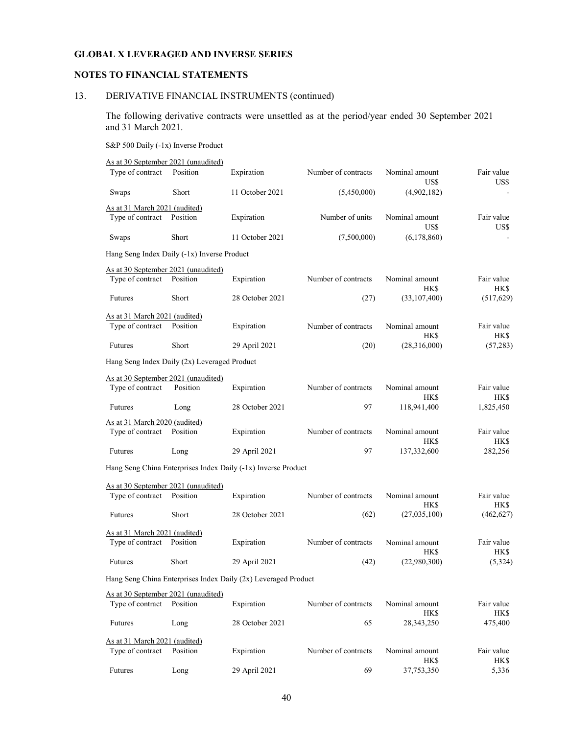**GLOBAL X LEVERAGED AND INVERSE SERIES**

**NOTES TO FINANCIAL STATEMENTS**

13. DERIVATIVE FINANCIAL INSTRUMENTS (continued)

The following derivative contracts were unsettled as at the period/year ended 30 September 2021 and 31 March 2021.

S&P 500 Daily (-1x) Inverse Product

As at 30 September 2021 (unaudited)

| Type of contract | Position | Expiration | Number of contracts | Nominal amount US$ | Fair value US$ |
|---|---|---|---|---|---|
| Swaps | Short | 11 October 2021 | (5,450,000) | (4,902,182) | - |

As at 31 March 2021 (audited)

| Type of contract | Position | Expiration | Number of units | Nominal amount US$ | Fair value US$ |
|---|---|---|---|---|---|
| Swaps | Short | 11 October 2021 | (7,500,000) | (6,178,860) | - |

Hang Seng Index Daily (-1x) Inverse Product

As at 30 September 2021 (unaudited)

| Type of contract | Position | Expiration | Number of contracts | Nominal amount HK$ | Fair value HK$ |
|---|---|---|---|---|---|
| Futures | Short | 28 October 2021 | (27) | (33,107,400) | (517,629) |

As at 31 March 2021 (audited)

| Type of contract | Position | Expiration | Number of contracts | Nominal amount HK$ | Fair value HK$ |
|---|---|---|---|---|---|
| Futures | Short | 29 April 2021 | (20) | (28,316,000) | (57,283) |

Hang Seng Index Daily (2x) Leveraged Product

As at 30 September 2021 (unaudited)

| Type of contract | Position | Expiration | Number of contracts | Nominal amount HK$ | Fair value HK$ |
|---|---|---|---|---|---|
| Futures | Long | 28 October 2021 | 97 | 118,941,400 | 1,825,450 |

As at 31 March 2020 (audited)

| Type of contract | Position | Expiration | Number of contracts | Nominal amount HK$ | Fair value HK$ |
|---|---|---|---|---|---|
| Futures | Long | 29 April 2021 | 97 | 137,332,600 | 282,256 |

Hang Seng China Enterprises Index Daily (-1x) Inverse Product

As at 30 September 2021 (unaudited)

| Type of contract | Position | Expiration | Number of contracts | Nominal amount HK$ | Fair value HK$ |
|---|---|---|---|---|---|
| Futures | Short | 28 October 2021 | (62) | (27,035,100) | (462,627) |

As at 31 March 2021 (audited)

| Type of contract | Position | Expiration | Number of contracts | Nominal amount HK$ | Fair value HK$ |
|---|---|---|---|---|---|
| Futures | Short | 29 April 2021 | (42) | (22,980,300) | (5,324) |

Hang Seng China Enterprises Index Daily (2x) Leveraged Product

As at 30 September 2021 (unaudited)

| Type of contract | Position | Expiration | Number of contracts | Nominal amount HK$ | Fair value HK$ |
|---|---|---|---|---|---|
| Futures | Long | 28 October 2021 | 65 | 28,343,250 | 475,400 |

As at 31 March 2021 (audited)

| Type of contract | Position | Expiration | Number of contracts | Nominal amount HK$ | Fair value HK$ |
|---|---|---|---|---|---|
| Futures | Long | 29 April 2021 | 69 | 37,753,350 | 5,336 |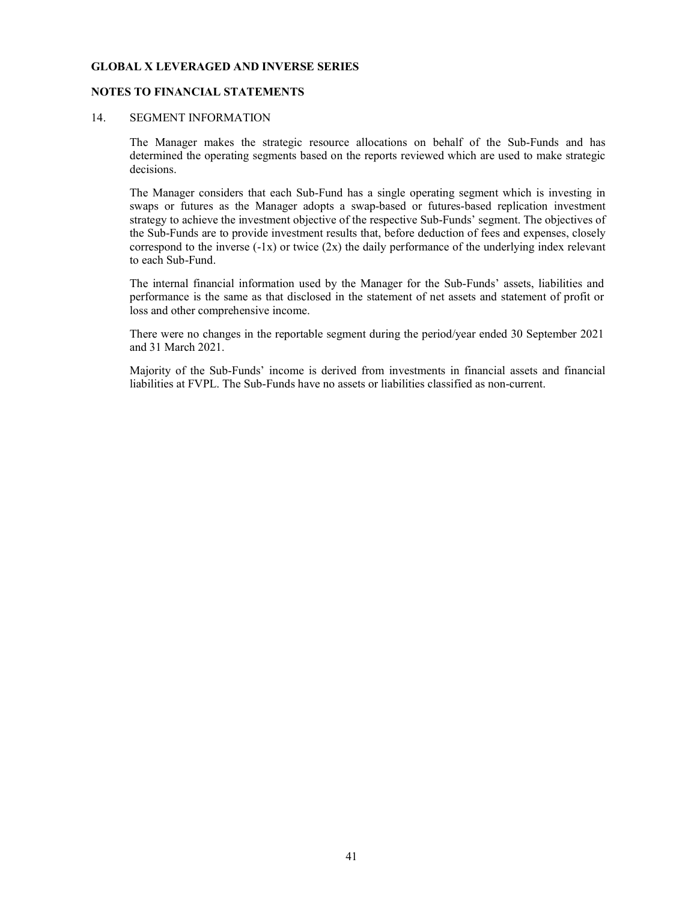**GLOBAL X LEVERAGED AND INVERSE SERIES**

**NOTES TO FINANCIAL STATEMENTS**

## 14. SEGMENT INFORMATION

The Manager makes the strategic resource allocations on behalf of the Sub-Funds and has determined the operating segments based on the reports reviewed which are used to make strategic decisions.

The Manager considers that each Sub-Fund has a single operating segment which is investing in swaps or futures as the Manager adopts a swap-based or futures-based replication investment strategy to achieve the investment objective of the respective Sub-Funds' segment. The objectives of the Sub-Funds are to provide investment results that, before deduction of fees and expenses, closely correspond to the inverse (-1x) or twice (2x) the daily performance of the underlying index relevant to each Sub-Fund.

The internal financial information used by the Manager for the Sub-Funds' assets, liabilities and performance is the same as that disclosed in the statement of net assets and statement of profit or loss and other comprehensive income.

There were no changes in the reportable segment during the period/year ended 30 September 2021 and 31 March 2021.

Majority of the Sub-Funds' income is derived from investments in financial assets and financial liabilities at FVPL. The Sub-Funds have no assets or liabilities classified as non-current.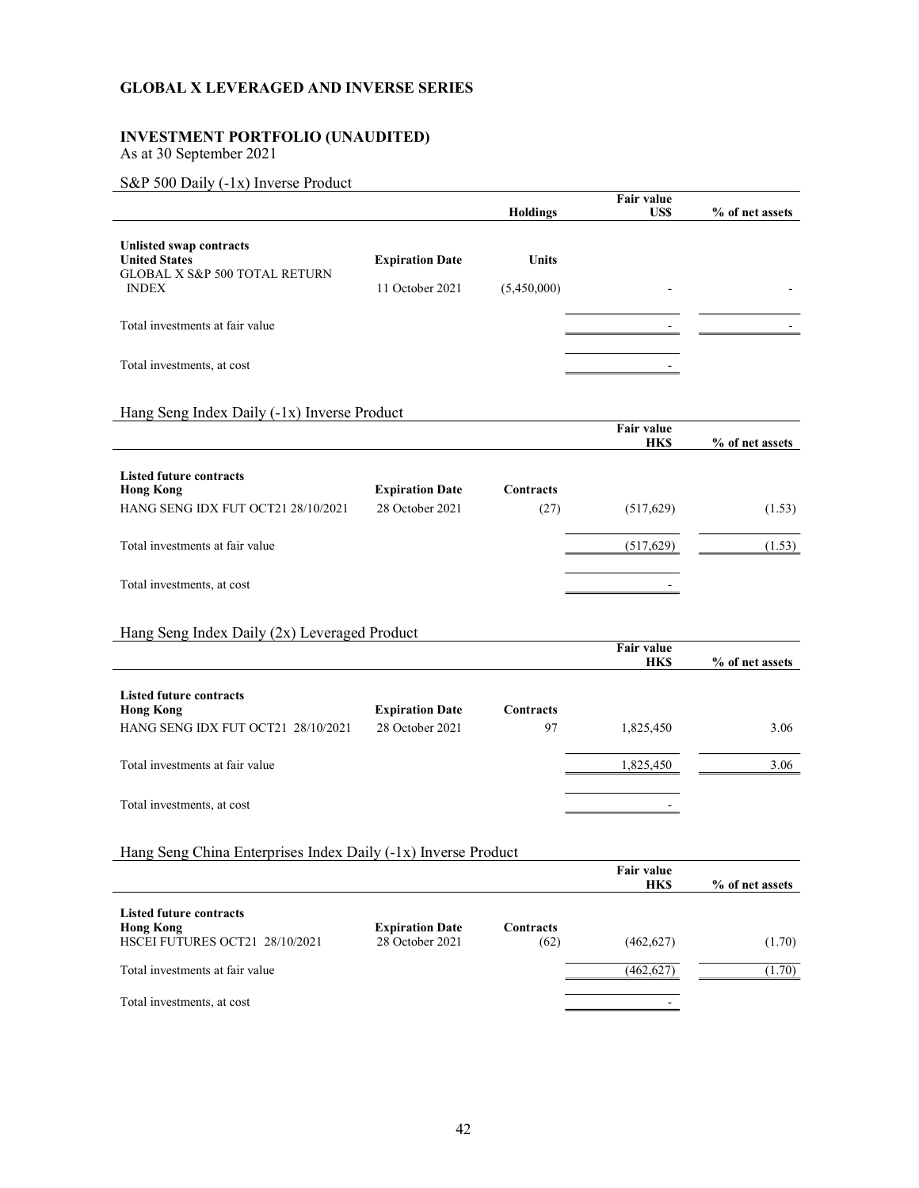## GLOBAL X LEVERAGED AND INVERSE SERIES

### INVESTMENT PORTFOLIO (UNAUDITED)

As at 30 September 2021

S&P 500 Daily (-1x) Inverse Product

| | | Holdings | Fair value US$ | % of net assets |
|---|---|---|---|---|
| **Unlisted swap contracts** | | | | |
| **United States** | **Expiration Date** | **Units** | | |
| GLOBAL X S&P 500 TOTAL RETURN INDEX | 11 October 2021 | (5,450,000) | - | - |
| Total investments at fair value | | | - | - |
| Total investments, at cost | | | - | |

Hang Seng Index Daily (-1x) Inverse Product

| | | | Fair value HK$ | % of net assets |
|---|---|---|---|---|
| **Listed future contracts** | | | | |
| **Hong Kong** | **Expiration Date** | **Contracts** | | |
| HANG SENG IDX FUT OCT21 28/10/2021 | 28 October 2021 | (27) | (517,629) | (1.53) |
| Total investments at fair value | | | (517,629) | (1.53) |
| Total investments, at cost | | | - | |

Hang Seng Index Daily (2x) Leveraged Product

| | | | Fair value HK$ | % of net assets |
|---|---|---|---|---|
| **Listed future contracts** | | | | |
| **Hong Kong** | **Expiration Date** | **Contracts** | | |
| HANG SENG IDX FUT OCT21 28/10/2021 | 28 October 2021 | 97 | 1,825,450 | 3.06 |
| Total investments at fair value | | | 1,825,450 | 3.06 |
| Total investments, at cost | | | - | |

Hang Seng China Enterprises Index Daily (-1x) Inverse Product

| | | | Fair value HK$ | % of net assets |
|---|---|---|---|---|
| **Listed future contracts** | | | | |
| **Hong Kong** | **Expiration Date** | **Contracts** | | |
| HSCEI FUTURES OCT21 28/10/2021 | 28 October 2021 | (62) | (462,627) | (1.70) |
| Total investments at fair value | | | (462,627) | (1.70) |
| Total investments, at cost | | | - | |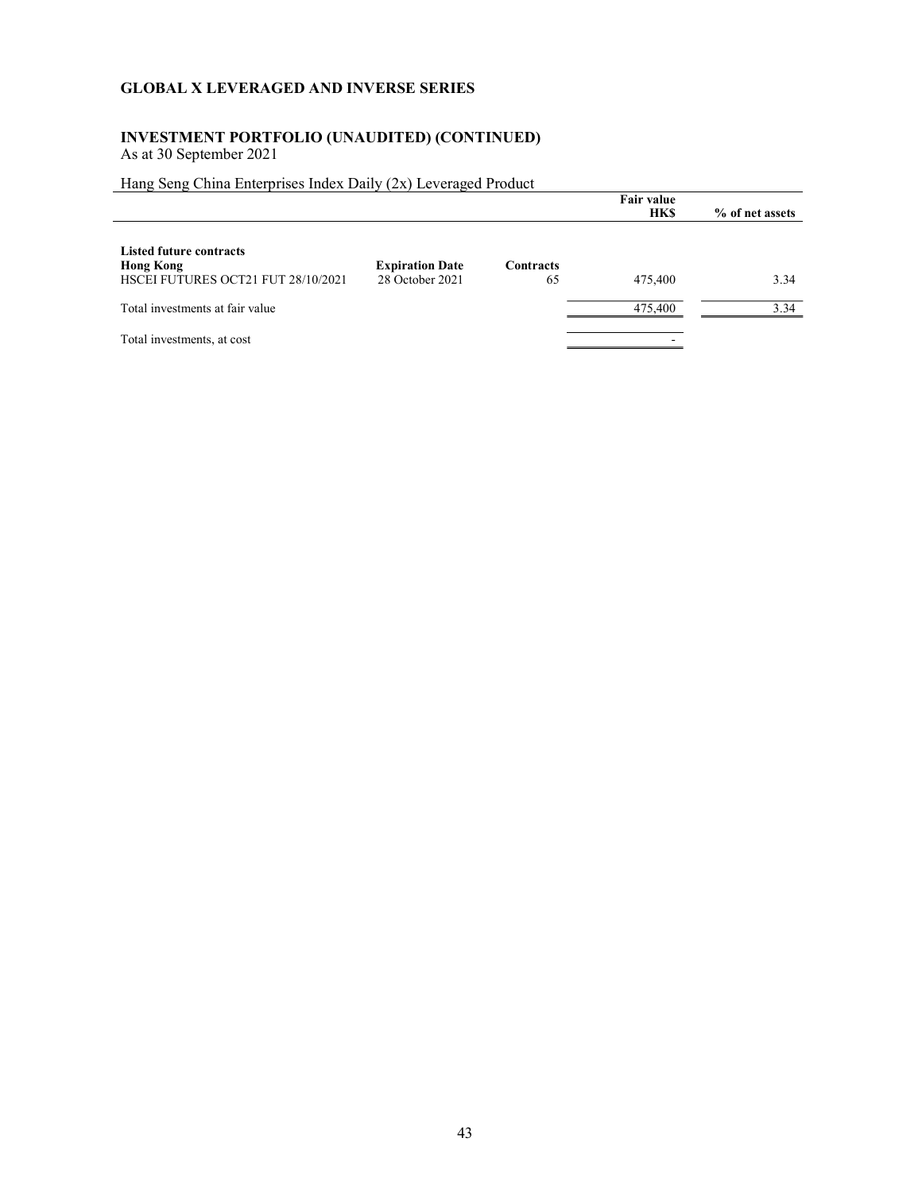## GLOBAL X LEVERAGED AND INVERSE SERIES

### INVESTMENT PORTFOLIO (UNAUDITED) (CONTINUED)
As at 30 September 2021

Hang Seng China Enterprises Index Daily (2x) Leveraged Product

| | | | Fair value HK$ | % of net assets |
|---|---|---|---|---|
| **Listed future contracts** | | | | |
| **Hong Kong** | **Expiration Date** | **Contracts** | | |
| HSCEI FUTURES OCT21 FUT 28/10/2021 | 28 October 2021 | 65 | 475,400 | 3.34 |
| Total investments at fair value | | | 475,400 | 3.34 |
| Total investments, at cost | | | - | |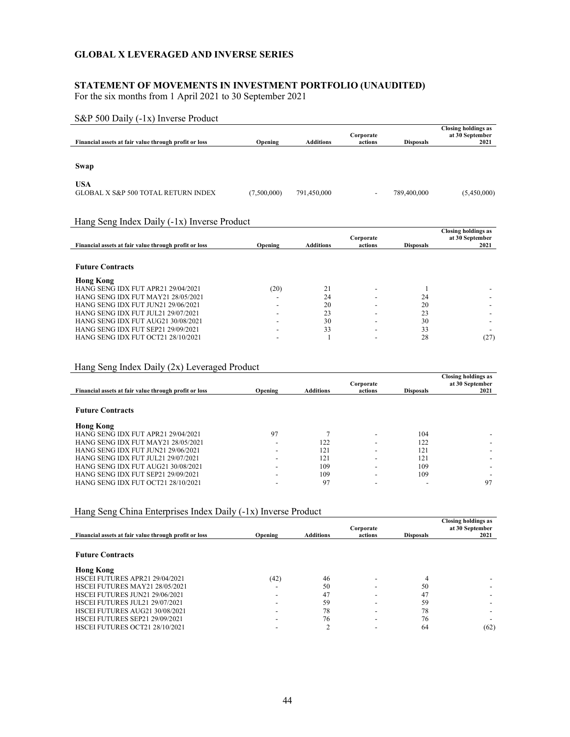## GLOBAL X LEVERAGED AND INVERSE SERIES

### STATEMENT OF MOVEMENTS IN INVESTMENT PORTFOLIO (UNAUDITED)

For the six months from 1 April 2021 to 30 September 2021

S&P 500 Daily (-1x) Inverse Product

| Financial assets at fair value through profit or loss | Opening | Additions | Corporate actions | Disposals | Closing holdings as at 30 September 2021 |
|---|---|---|---|---|---|
| **Swap** | | | | | |
| **USA** | | | | | |
| GLOBAL X S&P 500 TOTAL RETURN INDEX | (7,500,000) | 791,450,000 | - | 789,400,000 | (5,450,000) |

Hang Seng Index Daily (-1x) Inverse Product

| Financial assets at fair value through profit or loss | Opening | Additions | Corporate actions | Disposals | Closing holdings as at 30 September 2021 |
|---|---|---|---|---|---|
| **Future Contracts** | | | | | |
| **Hong Kong** | | | | | |
| HANG SENG IDX FUT APR21 29/04/2021 | (20) | 21 | - | 1 | - |
| HANG SENG IDX FUT MAY21 28/05/2021 | - | 24 | - | 24 | - |
| HANG SENG IDX FUT JUN21 29/06/2021 | - | 20 | - | 20 | - |
| HANG SENG IDX FUT JUL21 29/07/2021 | - | 23 | - | 23 | - |
| HANG SENG IDX FUT AUG21 30/08/2021 | - | 30 | - | 30 | - |
| HANG SENG IDX FUT SEP21 29/09/2021 | - | 33 | - | 33 | - |
| HANG SENG IDX FUT OCT21 28/10/2021 | - | 1 | - | 28 | (27) |

Hang Seng Index Daily (2x) Leveraged Product

| Financial assets at fair value through profit or loss | Opening | Additions | Corporate actions | Disposals | Closing holdings as at 30 September 2021 |
|---|---|---|---|---|---|
| **Future Contracts** | | | | | |
| **Hong Kong** | | | | | |
| HANG SENG IDX FUT APR21 29/04/2021 | 97 | 7 | - | 104 | - |
| HANG SENG IDX FUT MAY21 28/05/2021 | - | 122 | - | 122 | - |
| HANG SENG IDX FUT JUN21 29/06/2021 | - | 121 | - | 121 | - |
| HANG SENG IDX FUT JUL21 29/07/2021 | - | 121 | - | 121 | - |
| HANG SENG IDX FUT AUG21 30/08/2021 | - | 109 | - | 109 | - |
| HANG SENG IDX FUT SEP21 29/09/2021 | - | 109 | - | 109 | - |
| HANG SENG IDX FUT OCT21 28/10/2021 | - | 97 | - | - | 97 |

Hang Seng China Enterprises Index Daily (-1x) Inverse Product

| Financial assets at fair value through profit or loss | Opening | Additions | Corporate actions | Disposals | Closing holdings as at 30 September 2021 |
|---|---|---|---|---|---|
| **Future Contracts** | | | | | |
| **Hong Kong** | | | | | |
| HSCEI FUTURES APR21 29/04/2021 | (42) | 46 | - | 4 | - |
| HSCEI FUTURES MAY21 28/05/2021 | - | 50 | - | 50 | - |
| HSCEI FUTURES JUN21 29/06/2021 | - | 47 | - | 47 | - |
| HSCEI FUTURES JUL21 29/07/2021 | - | 59 | - | 59 | - |
| HSCEI FUTURES AUG21 30/08/2021 | - | 78 | - | 78 | - |
| HSCEI FUTURES SEP21 29/09/2021 | - | 76 | - | 76 | - |
| HSCEI FUTURES OCT21 28/10/2021 | - | 2 | - | 64 | (62) |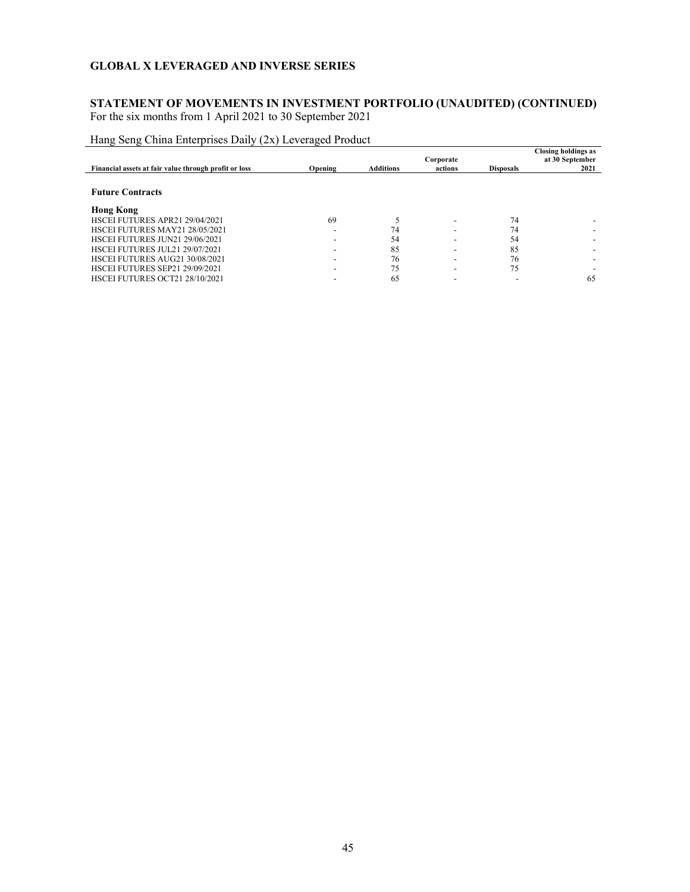## GLOBAL X LEVERAGED AND INVERSE SERIES

### STATEMENT OF MOVEMENTS IN INVESTMENT PORTFOLIO (UNAUDITED) (CONTINUED)

For the six months from 1 April 2021 to 30 September 2021

Hang Seng China Enterprises Daily (2x) Leveraged Product

| Financial assets at fair value through profit or loss | Opening | Additions | Corporate actions | Disposals | Closing holdings as at 30 September 2021 |
|---|---|---|---|---|---|
| **Future Contracts** | | | | | |
| **Hong Kong** | | | | | |
| HSCEI FUTURES APR21 29/04/2021 | 69 | 5 | - | 74 | - |
| HSCEI FUTURES MAY21 28/05/2021 | - | 74 | - | 74 | - |
| HSCEI FUTURES JUN21 29/06/2021 | - | 54 | - | 54 | - |
| HSCEI FUTURES JUL21 29/07/2021 | - | 85 | - | 85 | - |
| HSCEI FUTURES AUG21 30/08/2021 | - | 76 | - | 76 | - |
| HSCEI FUTURES SEP21 29/09/2021 | - | 75 | - | 75 | - |
| HSCEI FUTURES OCT21 28/10/2021 | - | 65 | - | - | 65 |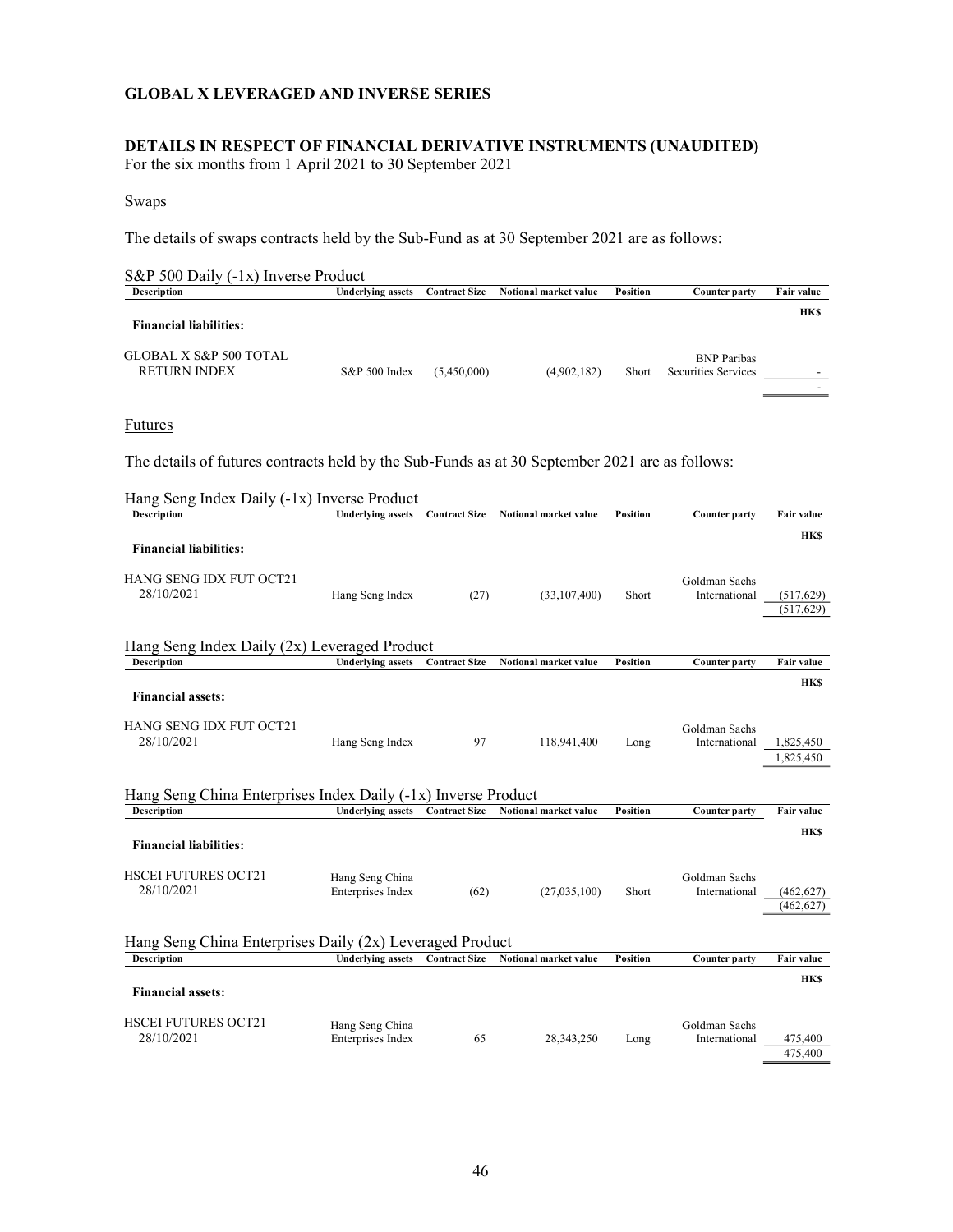**GLOBAL X LEVERAGED AND INVERSE SERIES**

**DETAILS IN RESPECT OF FINANCIAL DERIVATIVE INSTRUMENTS (UNAUDITED)**
For the six months from 1 April 2021 to 30 September 2021

Swaps

The details of swaps contracts held by the Sub-Fund as at 30 September 2021 are as follows:

S&P 500 Daily (-1x) Inverse Product

| Description | Underlying assets | Contract Size | Notional market value | Position | Counter party | Fair value |
|---|---|---|---|---|---|---|
| | | | | | | HK$ |
| **Financial liabilities:** | | | | | | |
| GLOBAL X S&P 500 TOTAL RETURN INDEX | S&P 500 Index | (5,450,000) | (4,902,182) | Short | BNP Paribas Securities Services | - |
| | | | | | | - |

Futures

The details of futures contracts held by the Sub-Funds as at 30 September 2021 are as follows:

Hang Seng Index Daily (-1x) Inverse Product

| Description | Underlying assets | Contract Size | Notional market value | Position | Counter party | Fair value |
|---|---|---|---|---|---|---|
| | | | | | | HK$ |
| **Financial liabilities:** | | | | | | |
| HANG SENG IDX FUT OCT21 28/10/2021 | Hang Seng Index | (27) | (33,107,400) | Short | Goldman Sachs International | (517,629) |
| | | | | | | (517,629) |

Hang Seng Index Daily (2x) Leveraged Product

| Description | Underlying assets | Contract Size | Notional market value | Position | Counter party | Fair value |
|---|---|---|---|---|---|---|
| | | | | | | HK$ |
| **Financial assets:** | | | | | | |
| HANG SENG IDX FUT OCT21 28/10/2021 | Hang Seng Index | 97 | 118,941,400 | Long | Goldman Sachs International | 1,825,450 |
| | | | | | | 1,825,450 |

Hang Seng China Enterprises Index Daily (-1x) Inverse Product

| Description | Underlying assets | Contract Size | Notional market value | Position | Counter party | Fair value |
|---|---|---|---|---|---|---|
| | | | | | | HK$ |
| **Financial liabilities:** | | | | | | |
| HSCEI FUTURES OCT21 28/10/2021 | Hang Seng China Enterprises Index | (62) | (27,035,100) | Short | Goldman Sachs International | (462,627) |
| | | | | | | (462,627) |

Hang Seng China Enterprises Daily (2x) Leveraged Product

| Description | Underlying assets | Contract Size | Notional market value | Position | Counter party | Fair value |
|---|---|---|---|---|---|---|
| | | | | | | HK$ |
| **Financial assets:** | | | | | | |
| HSCEI FUTURES OCT21 28/10/2021 | Hang Seng China Enterprises Index | 65 | 28,343,250 | Long | Goldman Sachs International | 475,400 |
| | | | | | | 475,400 |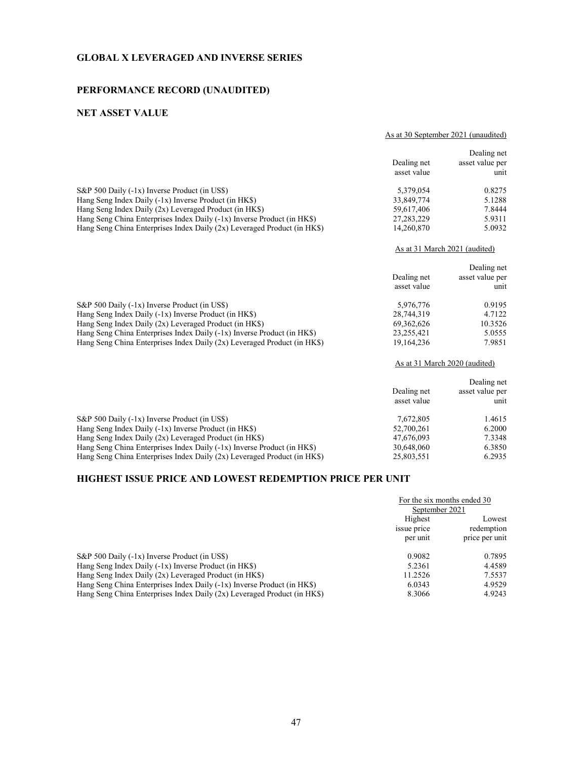## GLOBAL X LEVERAGED AND INVERSE SERIES

## PERFORMANCE RECORD (UNAUDITED)

### NET ASSET VALUE

| | As at 30 September 2021 (unaudited) | |
|---|---|---|
| | Dealing net asset value | Dealing net asset value per unit |
| S&P 500 Daily (-1x) Inverse Product (in US$) | 5,379,054 | 0.8275 |
| Hang Seng Index Daily (-1x) Inverse Product (in HK$) | 33,849,774 | 5.1288 |
| Hang Seng Index Daily (2x) Leveraged Product (in HK$) | 59,617,406 | 7.8444 |
| Hang Seng China Enterprises Index Daily (-1x) Inverse Product (in HK$) | 27,283,229 | 5.9311 |
| Hang Seng China Enterprises Index Daily (2x) Leveraged Product (in HK$) | 14,260,870 | 5.0932 |

| | As at 31 March 2021 (audited) | |
|---|---|---|
| | Dealing net asset value | Dealing net asset value per unit |
| S&P 500 Daily (-1x) Inverse Product (in US$) | 5,976,776 | 0.9195 |
| Hang Seng Index Daily (-1x) Inverse Product (in HK$) | 28,744,319 | 4.7122 |
| Hang Seng Index Daily (2x) Leveraged Product (in HK$) | 69,362,626 | 10.3526 |
| Hang Seng China Enterprises Index Daily (-1x) Inverse Product (in HK$) | 23,255,421 | 5.0555 |
| Hang Seng China Enterprises Index Daily (2x) Leveraged Product (in HK$) | 19,164,236 | 7.9851 |

| | As at 31 March 2020 (audited) | |
|---|---|---|
| | Dealing net asset value | Dealing net asset value per unit |
| S&P 500 Daily (-1x) Inverse Product (in US$) | 7,672,805 | 1.4615 |
| Hang Seng Index Daily (-1x) Inverse Product (in HK$) | 52,700,261 | 6.2000 |
| Hang Seng Index Daily (2x) Leveraged Product (in HK$) | 47,676,093 | 7.3348 |
| Hang Seng China Enterprises Index Daily (-1x) Inverse Product (in HK$) | 30,648,060 | 6.3850 |
| Hang Seng China Enterprises Index Daily (2x) Leveraged Product (in HK$) | 25,803,551 | 6.2935 |

### HIGHEST ISSUE PRICE AND LOWEST REDEMPTION PRICE PER UNIT

| | For the six months ended 30 September 2021 | |
|---|---|---|
| | Highest issue price per unit | Lowest redemption price per unit |
| S&P 500 Daily (-1x) Inverse Product (in US$) | 0.9082 | 0.7895 |
| Hang Seng Index Daily (-1x) Inverse Product (in HK$) | 5.2361 | 4.4589 |
| Hang Seng Index Daily (2x) Leveraged Product (in HK$) | 11.2526 | 7.5537 |
| Hang Seng China Enterprises Index Daily (-1x) Inverse Product (in HK$) | 6.0343 | 4.9529 |
| Hang Seng China Enterprises Index Daily (2x) Leveraged Product (in HK$) | 8.3066 | 4.9243 |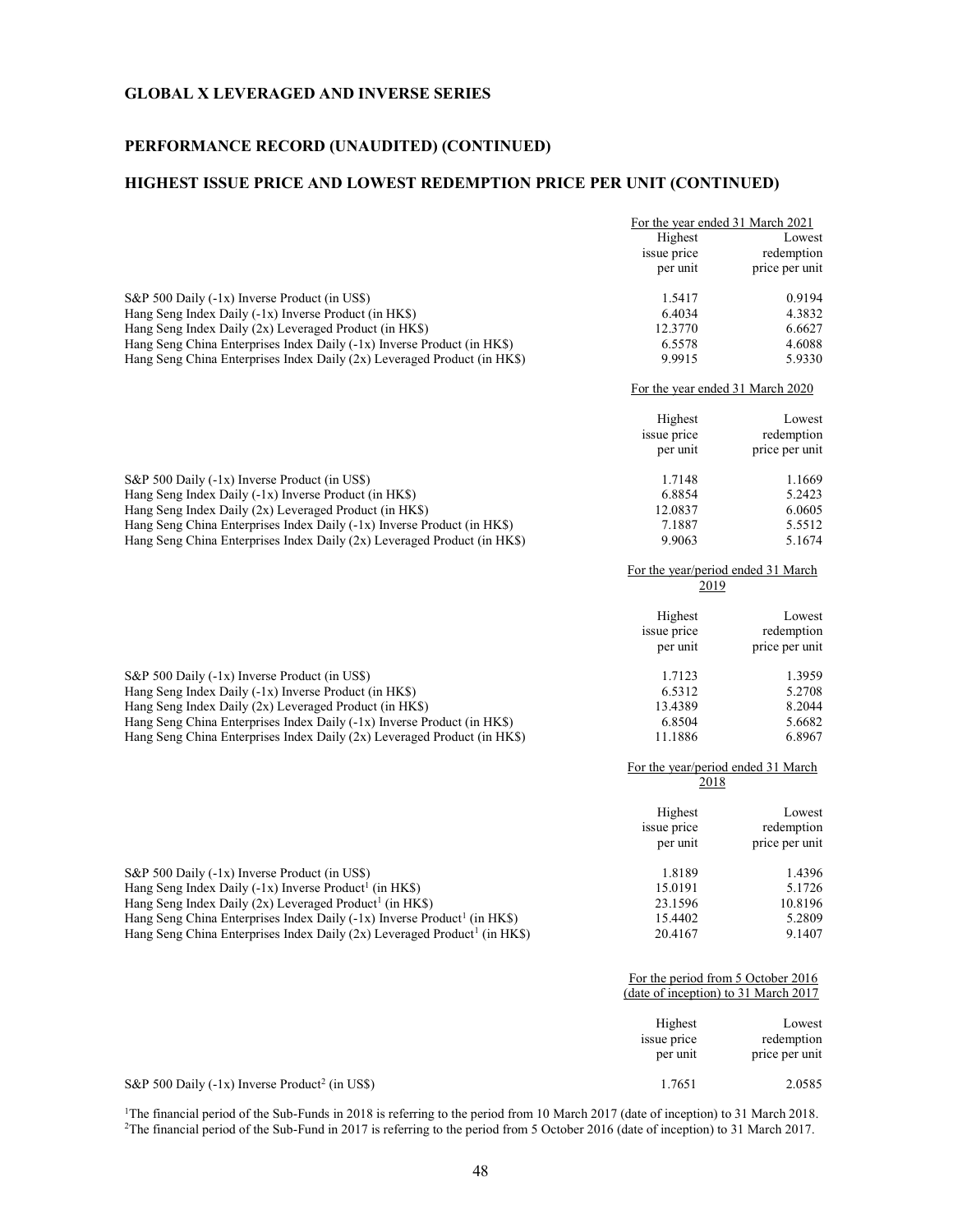**GLOBAL X LEVERAGED AND INVERSE SERIES**

**PERFORMANCE RECORD (UNAUDITED) (CONTINUED)**

**HIGHEST ISSUE PRICE AND LOWEST REDEMPTION PRICE PER UNIT (CONTINUED)**

| | For the year ended 31 March 2021 | |
|---|---|---|
| | Highest issue price per unit | Lowest redemption price per unit |
| S&P 500 Daily (-1x) Inverse Product (in US$) | 1.5417 | 0.9194 |
| Hang Seng Index Daily (-1x) Inverse Product (in HK$) | 6.4034 | 4.3832 |
| Hang Seng Index Daily (2x) Leveraged Product (in HK$) | 12.3770 | 6.6627 |
| Hang Seng China Enterprises Index Daily (-1x) Inverse Product (in HK$) | 6.5578 | 4.6088 |
| Hang Seng China Enterprises Index Daily (2x) Leveraged Product (in HK$) | 9.9915 | 5.9330 |

| | For the year ended 31 March 2020 | |
|---|---|---|
| | Highest issue price per unit | Lowest redemption price per unit |
| S&P 500 Daily (-1x) Inverse Product (in US$) | 1.7148 | 1.1669 |
| Hang Seng Index Daily (-1x) Inverse Product (in HK$) | 6.8854 | 5.2423 |
| Hang Seng Index Daily (2x) Leveraged Product (in HK$) | 12.0837 | 6.0605 |
| Hang Seng China Enterprises Index Daily (-1x) Inverse Product (in HK$) | 7.1887 | 5.5512 |
| Hang Seng China Enterprises Index Daily (2x) Leveraged Product (in HK$) | 9.9063 | 5.1674 |

| | For the year/period ended 31 March 2019 | |
|---|---|---|
| | Highest issue price per unit | Lowest redemption price per unit |
| S&P 500 Daily (-1x) Inverse Product (in US$) | 1.7123 | 1.3959 |
| Hang Seng Index Daily (-1x) Inverse Product (in HK$) | 6.5312 | 5.2708 |
| Hang Seng Index Daily (2x) Leveraged Product (in HK$) | 13.4389 | 8.2044 |
| Hang Seng China Enterprises Index Daily (-1x) Inverse Product (in HK$) | 6.8504 | 5.6682 |
| Hang Seng China Enterprises Index Daily (2x) Leveraged Product (in HK$) | 11.1886 | 6.8967 |

| | For the year/period ended 31 March 2018 | |
|---|---|---|
| | Highest issue price per unit | Lowest redemption price per unit |
| S&P 500 Daily (-1x) Inverse Product (in US$) | 1.8189 | 1.4396 |
| Hang Seng Index Daily (-1x) Inverse Product[1] (in HK$) | 15.0191 | 5.1726 |
| Hang Seng Index Daily (2x) Leveraged Product[1] (in HK$) | 23.1596 | 10.8196 |
| Hang Seng China Enterprises Index Daily (-1x) Inverse Product[1] (in HK$) | 15.4402 | 5.2809 |
| Hang Seng China Enterprises Index Daily (2x) Leveraged Product[1] (in HK$) | 20.4167 | 9.1407 |

| | For the period from 5 October 2016 (date of inception) to 31 March 2017 | |
|---|---|---|
| | Highest issue price per unit | Lowest redemption price per unit |
| S&P 500 Daily (-1x) Inverse Product[2] (in US$) | 1.7651 | 2.0585 |

[1]The financial period of the Sub-Funds in 2018 is referring to the period from 10 March 2017 (date of inception) to 31 March 2018.
[2]The financial period of the Sub-Fund in 2017 is referring to the period from 5 October 2016 (date of inception) to 31 March 2017.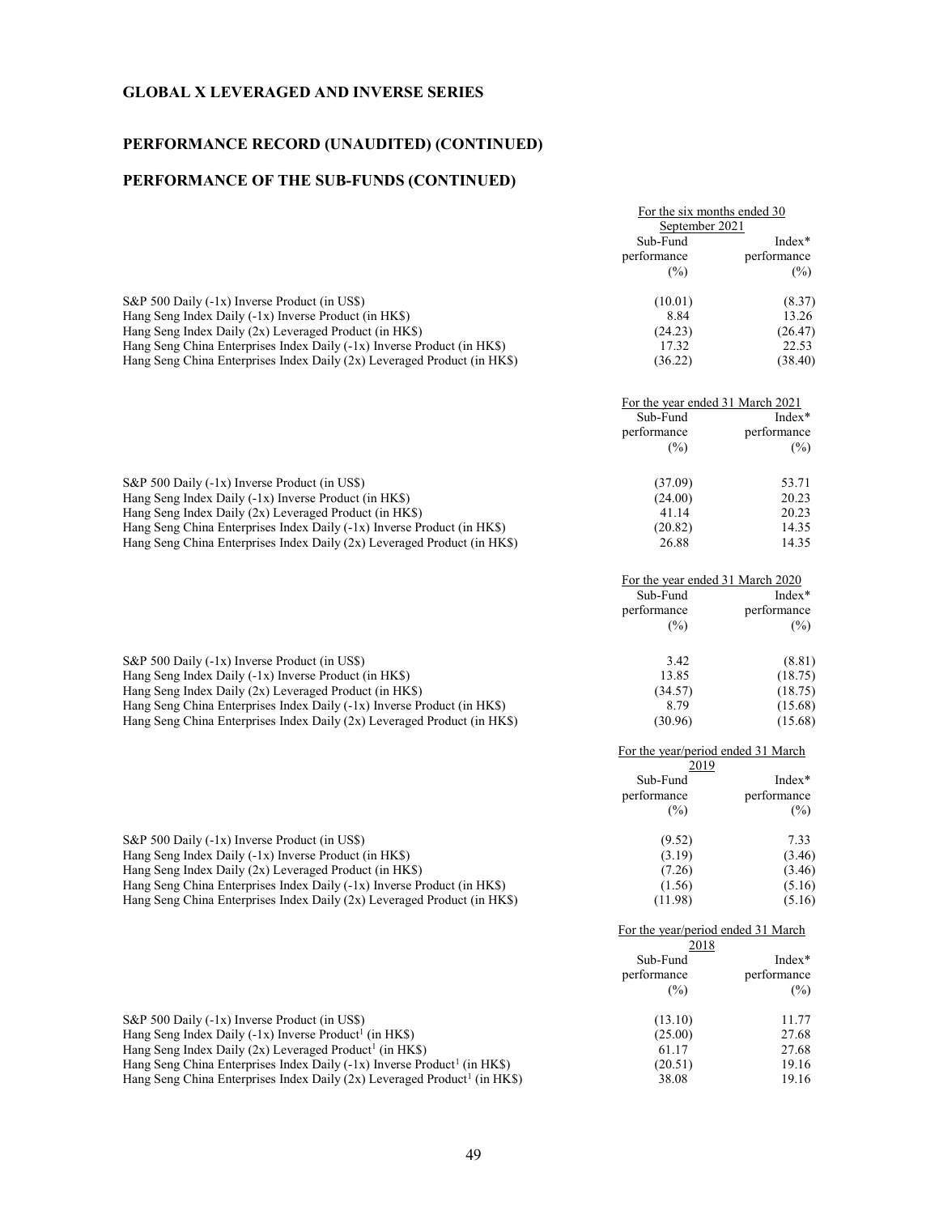## GLOBAL X LEVERAGED AND INVERSE SERIES

## PERFORMANCE RECORD (UNAUDITED) (CONTINUED)

## PERFORMANCE OF THE SUB-FUNDS (CONTINUED)

| | For the six months ended 30 September 2021 | |
|---|---|---|
| | Sub-Fund performance (%) | Index* performance (%) |
| S&P 500 Daily (-1x) Inverse Product (in US$) | (10.01) | (8.37) |
| Hang Seng Index Daily (-1x) Inverse Product (in HK$) | 8.84 | 13.26 |
| Hang Seng Index Daily (2x) Leveraged Product (in HK$) | (24.23) | (26.47) |
| Hang Seng China Enterprises Index Daily (-1x) Inverse Product (in HK$) | 17.32 | 22.53 |
| Hang Seng China Enterprises Index Daily (2x) Leveraged Product (in HK$) | (36.22) | (38.40) |

| | For the year ended 31 March 2021 | |
|---|---|---|
| | Sub-Fund performance (%) | Index* performance (%) |
| S&P 500 Daily (-1x) Inverse Product (in US$) | (37.09) | 53.71 |
| Hang Seng Index Daily (-1x) Inverse Product (in HK$) | (24.00) | 20.23 |
| Hang Seng Index Daily (2x) Leveraged Product (in HK$) | 41.14 | 20.23 |
| Hang Seng China Enterprises Index Daily (-1x) Inverse Product (in HK$) | (20.82) | 14.35 |
| Hang Seng China Enterprises Index Daily (2x) Leveraged Product (in HK$) | 26.88 | 14.35 |

| | For the year ended 31 March 2020 | |
|---|---|---|
| | Sub-Fund performance (%) | Index* performance (%) |
| S&P 500 Daily (-1x) Inverse Product (in US$) | 3.42 | (8.81) |
| Hang Seng Index Daily (-1x) Inverse Product (in HK$) | 13.85 | (18.75) |
| Hang Seng Index Daily (2x) Leveraged Product (in HK$) | (34.57) | (18.75) |
| Hang Seng China Enterprises Index Daily (-1x) Inverse Product (in HK$) | 8.79 | (15.68) |
| Hang Seng China Enterprises Index Daily (2x) Leveraged Product (in HK$) | (30.96) | (15.68) |

| | For the year/period ended 31 March 2019 | |
|---|---|---|
| | Sub-Fund performance (%) | Index* performance (%) |
| S&P 500 Daily (-1x) Inverse Product (in US$) | (9.52) | 7.33 |
| Hang Seng Index Daily (-1x) Inverse Product (in HK$) | (3.19) | (3.46) |
| Hang Seng Index Daily (2x) Leveraged Product (in HK$) | (7.26) | (3.46) |
| Hang Seng China Enterprises Index Daily (-1x) Inverse Product (in HK$) | (1.56) | (5.16) |
| Hang Seng China Enterprises Index Daily (2x) Leveraged Product (in HK$) | (11.98) | (5.16) |

| | For the year/period ended 31 March 2018 | |
|---|---|---|
| | Sub-Fund performance (%) | Index* performance (%) |
| S&P 500 Daily (-1x) Inverse Product (in US$) | (13.10) | 11.77 |
| Hang Seng Index Daily (-1x) Inverse Product[1] (in HK$) | (25.00) | 27.68 |
| Hang Seng Index Daily (2x) Leveraged Product[1] (in HK$) | 61.17 | 27.68 |
| Hang Seng China Enterprises Index Daily (-1x) Inverse Product[1] (in HK$) | (20.51) | 19.16 |
| Hang Seng China Enterprises Index Daily (2x) Leveraged Product[1] (in HK$) | 38.08 | 19.16 |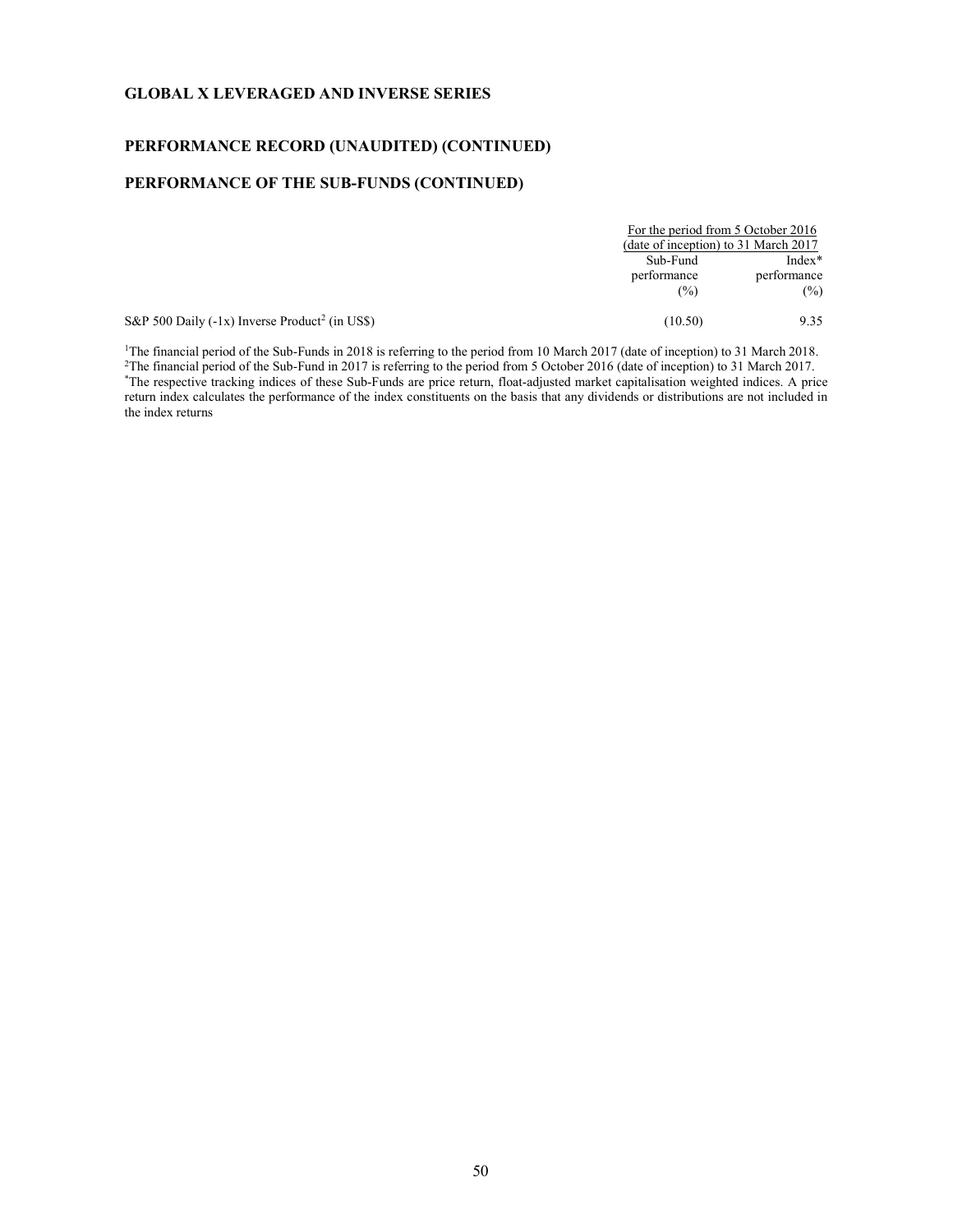**GLOBAL X LEVERAGED AND INVERSE SERIES**

**PERFORMANCE RECORD (UNAUDITED) (CONTINUED)**

**PERFORMANCE OF THE SUB-FUNDS (CONTINUED)**

| | For the period from 5 October 2016 (date of inception) to 31 March 2017 | |
|---|---|---|
| | Sub-Fund performance (%) | Index* performance (%) |
| S&P 500 Daily (-1x) Inverse Product[2] (in US$) | (10.50) | 9.35 |

[1]The financial period of the Sub-Funds in 2018 is referring to the period from 10 March 2017 (date of inception) to 31 March 2018.
[2]The financial period of the Sub-Fund in 2017 is referring to the period from 5 October 2016 (date of inception) to 31 March 2017.
*The respective tracking indices of these Sub-Funds are price return, float-adjusted market capitalisation weighted indices. A price return index calculates the performance of the index constituents on the basis that any dividends or distributions are not included in the index returns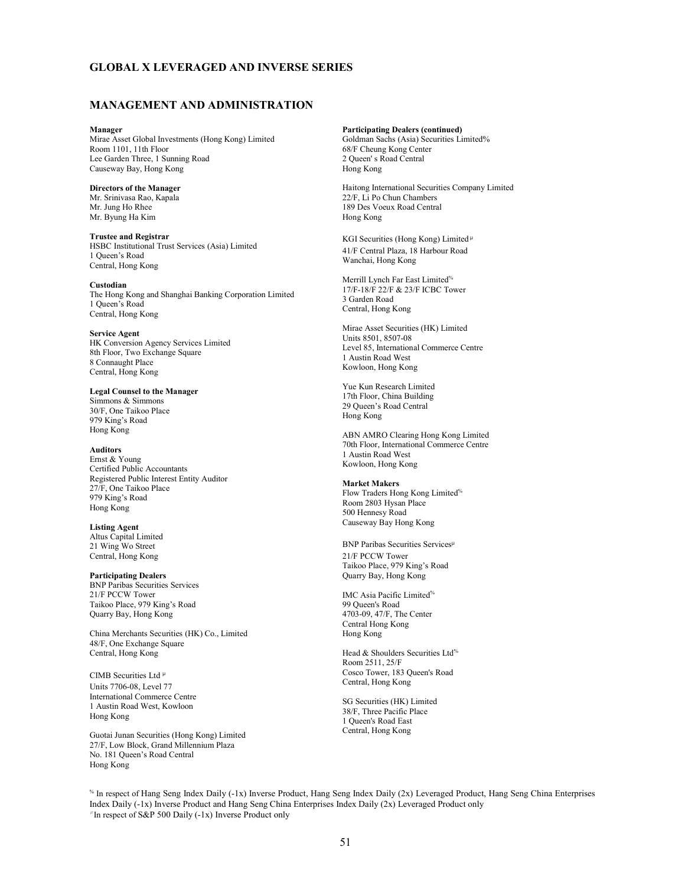# GLOBAL X LEVERAGED AND INVERSE SERIES

## MANAGEMENT AND ADMINISTRATION

**Manager**
Mirae Asset Global Investments (Hong Kong) Limited
Room 1101, 11th Floor
Lee Garden Three, 1 Sunning Road
Causeway Bay, Hong Kong

**Directors of the Manager**
Mr. Srinivasa Rao, Kapala
Mr. Jung Ho Rhee
Mr. Byung Ha Kim

**Trustee and Registrar**
HSBC Institutional Trust Services (Asia) Limited
1 Queen's Road
Central, Hong Kong

**Custodian**
The Hong Kong and Shanghai Banking Corporation Limited
1 Queen's Road
Central, Hong Kong

**Service Agent**
HK Conversion Agency Services Limited
8th Floor, Two Exchange Square
8 Connaught Place
Central, Hong Kong

**Legal Counsel to the Manager**
Simmons & Simmons
30/F, One Taikoo Place
979 King's Road
Hong Kong

**Auditors**
Ernst & Young
Certified Public Accountants
Registered Public Interest Entity Auditor
27/F, One Taikoo Place
979 King's Road
Hong Kong

**Listing Agent**
Altus Capital Limited
21 Wing Wo Street
Central, Hong Kong

**Participating Dealers**
BNP Paribas Securities Services
21/F PCCW Tower
Taikoo Place, 979 King's Road
Quarry Bay, Hong Kong

China Merchants Securities (HK) Co., Limited
48/F, One Exchange Square
Central, Hong Kong

CIMB Securities Ltd µ
Units 7706-08, Level 77
International Commerce Centre
1 Austin Road West, Kowloon
Hong Kong

Guotai Junan Securities (Hong Kong) Limited
27/F, Low Block, Grand Millennium Plaza
No. 181 Queen's Road Central
Hong Kong

**Participating Dealers (continued)**
Goldman Sachs (Asia) Securities Limited%
68/F Cheung Kong Center
2 Queen' s Road Central
Hong Kong

Haitong International Securities Company Limited
22/F, Li Po Chun Chambers
189 Des Voeux Road Central
Hong Kong

KGI Securities (Hong Kong) Limited µ
41/F Central Plaza, 18 Harbour Road
Wanchai, Hong Kong

Merrill Lynch Far East Limited%
17/F-18/F 22/F & 23/F ICBC Tower
3 Garden Road
Central, Hong Kong

Mirae Asset Securities (HK) Limited
Units 8501, 8507-08
Level 85, International Commerce Centre
1 Austin Road West
Kowloon, Hong Kong

Yue Kun Research Limited
17th Floor, China Building
29 Queen's Road Central
Hong Kong

ABN AMRO Clearing Hong Kong Limited
70th Floor, International Commerce Centre
1 Austin Road West
Kowloon, Hong Kong

**Market Makers**
Flow Traders Hong Kong Limited%
Room 2803 Hysan Place
500 Hennesy Road
Causeway Bay Hong Kong

BNP Paribas Securities Services µ
21/F PCCW Tower
Taikoo Place, 979 King's Road
Quarry Bay, Hong Kong

IMC Asia Pacific Limited%
99 Queen's Road
4703-09, 47/F, The Center
Central Hong Kong
Hong Kong

Head & Shoulders Securities Ltd%
Room 2511, 25/F
Cosco Tower, 183 Queen's Road
Central, Hong Kong

SG Securities (HK) Limited
38/F, Three Pacific Place
1 Queen's Road East
Central, Hong Kong

% In respect of Hang Seng Index Daily (-1x) Inverse Product, Hang Seng Index Daily (2x) Leveraged Product, Hang Seng China Enterprises Index Daily (-1x) Inverse Product and Hang Seng China Enterprises Index Daily (2x) Leveraged Product only

µ In respect of S&P 500 Daily (-1x) Inverse Product only